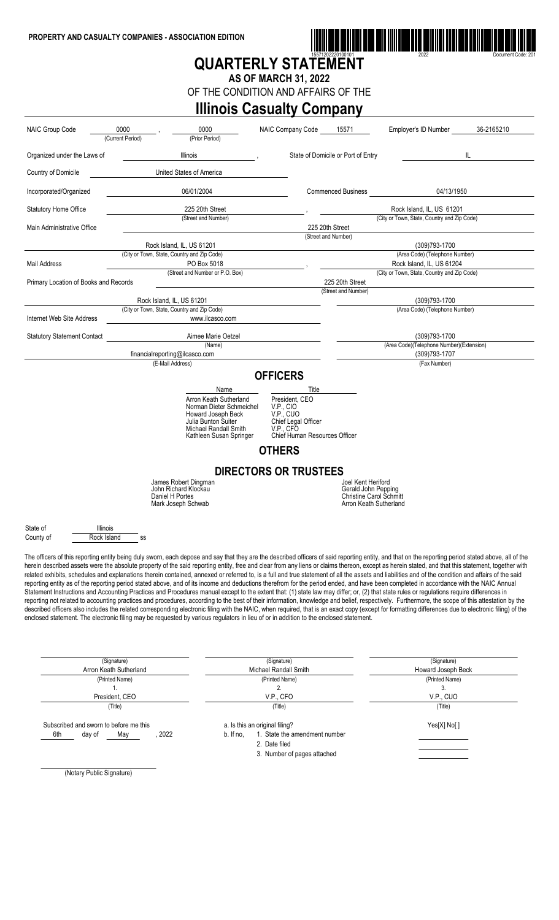PROPERTY AND CASUALTY COMPANIES - ASSOCIATION EDITION

15571202220100101 2022 Document Code: 201

# QUARTERLY STATEMENT

## AS OF MARCH 31, 2022

OF THE CONDITION AND AFFAIRS OF THE

# Illinois Casualty Company

| | | | | |
|---|---|---|---|---|
| NAIC Group Code | 0000 (Current Period), 0000 (Prior Period) | NAIC Company Code 15571 | Employer's ID Number | 36-2165210 |
| Organized under the Laws of | Illinois | State of Domicile or Port of Entry | | IL |
| Country of Domicile | United States of America | | | |
| Incorporated/Organized | 06/01/2004 | Commenced Business | | 04/13/1950 |
| Statutory Home Office | 225 20th Street (Street and Number) | | Rock Island, IL, US 61201 (City or Town, State, Country and Zip Code) | |
| Main Administrative Office | 225 20th Street (Street and Number) | | | |
| | Rock Island, IL, US 61201 (City or Town, State, Country and Zip Code) | | (309)793-1700 (Area Code) (Telephone Number) | |
| Mail Address | PO Box 5018 (Street and Number or P.O. Box) | | Rock Island, IL, US 61204 (City or Town, State, Country and Zip Code) | |
| Primary Location of Books and Records | 225 20th Street (Street and Number) | | | |
| | Rock Island, IL, US 61201 (City or Town, State, Country and Zip Code) | | (309)793-1700 (Area Code) (Telephone Number) | |
| Internet Web Site Address | www.ilcasco.com | | | |
| Statutory Statement Contact | Aimee Marie Oetzel (Name) | | (309)793-1700 (Area Code)(Telephone Number)(Extension) | |
| | financialreporting@ilcasco.com (E-Mail Address) | | (309)793-1707 (Fax Number) | |

## OFFICERS

| Name | Title |
|---|---|
| Arron Keath Sutherland | President, CEO |
| Norman Dieter Schmeichel | V.P., CIO |
| Howard Joseph Beck | V.P., CUO |
| Julia Bunton Suiter | Chief Legal Officer |
| Michael Randall Smith | V.P., CFO |
| Kathleen Susan Springer | Chief Human Resources Officer |

## OTHERS

## DIRECTORS OR TRUSTEES

| | |
|---|---|
| James Robert Dingman | Joel Kent Heriford |
| John Richard Klockau | Gerald John Pepping |
| Daniel H Portes | Christine Carol Schmitt |
| Mark Joseph Schwab | Arron Keath Sutherland |

State of Illinois
County of Rock Island ss

The officers of this reporting entity being duly sworn, each depose and say that they are the described officers of said reporting entity, and that on the reporting period stated above, all of the herein described assets were the absolute property of the said reporting entity, free and clear from any liens or claims thereon, except as herein stated, and that this statement, together with related exhibits, schedules and explanations therein contained, annexed or referred to, is a full and true statement of all the assets and liabilities and of the condition and affairs of the said reporting entity as of the reporting period stated above, and of its income and deductions therefrom for the period ended, and have been completed in accordance with the NAIC Annual Statement Instructions and Accounting Practices and Procedures manual except to the extent that: (1) state law may differ; or, (2) that state rules or regulations require differences in reporting not related to accounting practices and procedures, according to the best of their information, knowledge and belief, respectively. Furthermore, the scope of this attestation by the described officers also includes the related corresponding electronic filing with the NAIC, when required, that is an exact copy (except for formatting differences due to electronic filing) of the enclosed statement. The electronic filing may be requested by various regulators in lieu of or in addition to the enclosed statement.

| (Signature) | (Signature) | (Signature) |
|---|---|---|
| Arron Keath Sutherland | Michael Randall Smith | Howard Joseph Beck |
| (Printed Name) | (Printed Name) | (Printed Name) |
| 1. | 2. | 3. |
| President, CEO | V.P., CFO | V.P., CUO |
| (Title) | (Title) | (Title) |

Subscribed and sworn to before me this 6th day of May, 2022

a. Is this an original filing? Yes[X] No[ ]

b. If no,
1. State the amendment number
2. Date filed
3. Number of pages attached

(Notary Public Signature)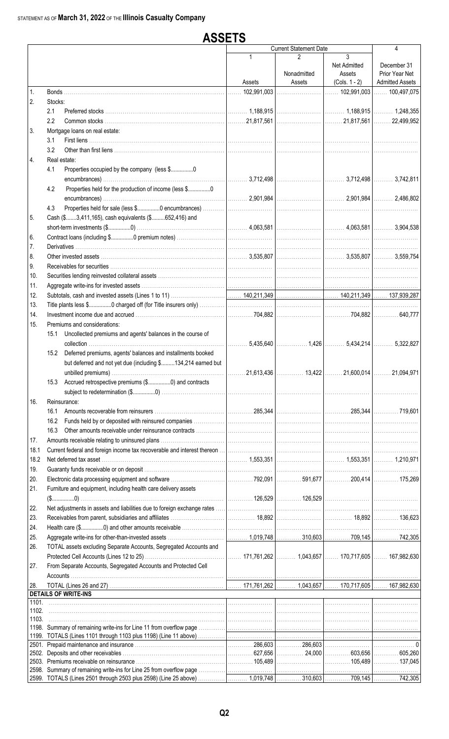STATEMENT AS OF **March 31, 2022** OF THE **Illinois Casualty Company**

# ASSETS

| | | Current Statement Date 1 Assets | 2 Nonadmitted Assets | 3 Net Admitted Assets (Cols. 1 - 2) | 4 December 31 Prior Year Net Admitted Assets |
|---|---|---|---|---|---|
| 1. | Bonds | 102,991,003 | | 102,991,003 | 100,497,075 |
| 2. | Stocks: | | | | |
| | 2.1 Preferred stocks | 1,188,915 | | 1,188,915 | 1,248,355 |
| | 2.2 Common stocks | 21,817,561 | | 21,817,561 | 22,499,952 |
| 3. | Mortgage loans on real estate: | | | | |
| | 3.1 First liens | | | | |
| | 3.2 Other than first liens | | | | |
| 4. | Real estate: | | | | |
| | 4.1 Properties occupied by the company (less $...............0 encumbrances) | 3,712,498 | | 3,712,498 | 3,742,811 |
| | 4.2 Properties held for the production of income (less $...............0 encumbrances) | 2,901,984 | | 2,901,984 | 2,486,802 |
| | 4.3 Properties held for sale (less $...............0 encumbrances) | | | | |
| 5. | Cash ($.......3,411,165), cash equivalents ($.........652,416) and short-term investments ($...............0) | 4,063,581 | | 4,063,581 | 3,904,538 |
| 6. | Contract loans (including $...............0 premium notes) | | | | |
| 7. | Derivatives | | | | |
| 8. | Other invested assets | 3,535,807 | | 3,535,807 | 3,559,754 |
| 9. | Receivables for securities | | | | |
| 10. | Securities lending reinvested collateral assets | | | | |
| 11. | Aggregate write-ins for invested assets | | | | |
| 12. | Subtotals, cash and invested assets (Lines 1 to 11) | 140,211,349 | | 140,211,349 | 137,939,287 |
| 13. | Title plants less $...............0 charged off (for Title insurers only) | | | | |
| 14. | Investment income due and accrued | 704,882 | | 704,882 | 640,777 |
| 15. | Premiums and considerations: | | | | |
| | 15.1 Uncollected premiums and agents' balances in the course of collection | 5,435,640 | 1,426 | 5,434,214 | 5,322,827 |
| | 15.2 Deferred premiums, agents' balances and installments booked but deferred and not yet due (including $.........134,214 earned but unbilled premiums) | 21,613,436 | 13,422 | 21,600,014 | 21,094,971 |
| | 15.3 Accrued retrospective premiums ($...............0) and contracts subject to redetermination ($...............0) | | | | |
| 16. | Reinsurance: | | | | |
| | 16.1 Amounts recoverable from reinsurers | 285,344 | | 285,344 | 719,601 |
| | 16.2 Funds held by or deposited with reinsured companies | | | | |
| | 16.3 Other amounts receivable under reinsurance contracts | | | | |
| 17. | Amounts receivable relating to uninsured plans | | | | |
| 18.1 | Current federal and foreign income tax recoverable and interest thereon | | | | |
| 18.2 | Net deferred tax asset | 1,553,351 | | 1,553,351 | 1,210,971 |
| 19. | Guaranty funds receivable or on deposit | | | | |
| 20. | Electronic data processing equipment and software | 792,091 | 591,677 | 200,414 | 175,269 |
| 21. | Furniture and equipment, including health care delivery assets ($...............0) | 126,529 | 126,529 | | |
| 22. | Net adjustments in assets and liabilities due to foreign exchange rates | | | | |
| 23. | Receivables from parent, subsidiaries and affiliates | 18,892 | | 18,892 | 136,623 |
| 24. | Health care ($...............0) and other amounts receivable | | | | |
| 25. | Aggregate write-ins for other-than-invested assets | 1,019,748 | 310,603 | 709,145 | 742,305 |
| 26. | TOTAL assets excluding Separate Accounts, Segregated Accounts and Protected Cell Accounts (Lines 12 to 25) | 171,761,262 | 1,043,657 | 170,717,605 | 167,982,630 |
| 27. | From Separate Accounts, Segregated Accounts and Protected Cell Accounts | | | | |
| 28. | TOTAL (Lines 26 and 27) | 171,761,262 | 1,043,657 | 170,717,605 | 167,982,630 |
| | **DETAILS OF WRITE-INS** | | | | |
| 1101. | | | | | |
| 1102. | | | | | |
| 1103. | | | | | |
| 1198. | Summary of remaining write-ins for Line 11 from overflow page | | | | |
| 1199. | TOTALS (Lines 1101 through 1103 plus 1198) (Line 11 above) | | | | |
| 2501. | Prepaid maintenance and insurance | 286,603 | 286,603 | | 0 |
| 2502. | Deposits and other receivables | 627,656 | 24,000 | 603,656 | 605,260 |
| 2503. | Premiums receivable on reinsurance | 105,489 | | 105,489 | 137,045 |
| 2598. | Summary of remaining write-ins for Line 25 from overflow page | | | | |
| 2599. | TOTALS (Lines 2501 through 2503 plus 2598) (Line 25 above) | 1,019,748 | 310,603 | 709,145 | 742,305 |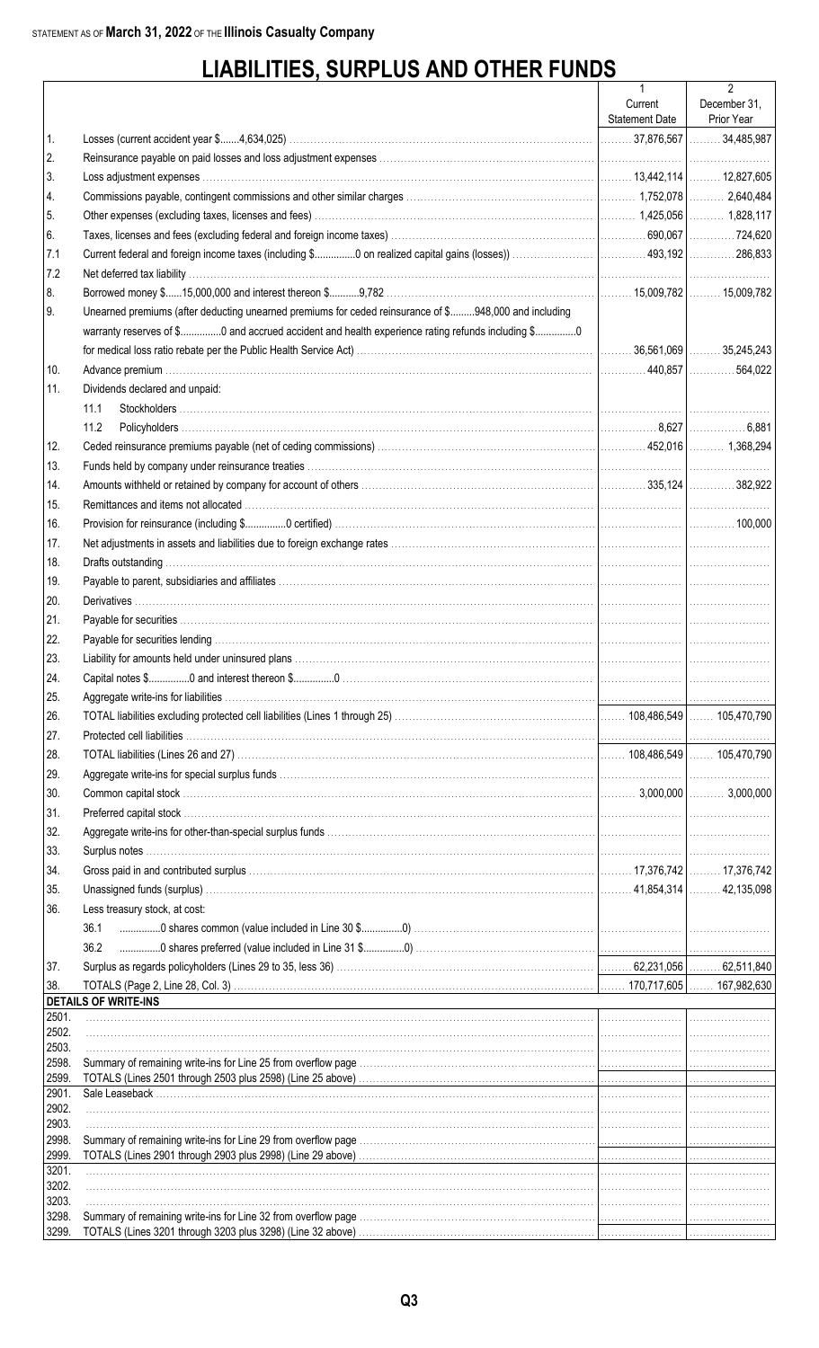STATEMENT AS OF **March 31, 2022** OF THE **Illinois Casualty Company**

# LIABILITIES, SURPLUS AND OTHER FUNDS

| | | 1<br>Current<br>Statement Date | 2<br>December 31,<br>Prior Year |
|---|---|---|---|
| 1. | Losses (current accident year $.......4,634,025) | 37,876,567 | 34,485,987 |
| 2. | Reinsurance payable on paid losses and loss adjustment expenses | | |
| 3. | Loss adjustment expenses | 13,442,114 | 12,827,605 |
| 4. | Commissions payable, contingent commissions and other similar charges | 1,752,078 | 2,640,484 |
| 5. | Other expenses (excluding taxes, licenses and fees) | 1,425,056 | 1,828,117 |
| 6. | Taxes, licenses and fees (excluding federal and foreign income taxes) | 690,067 | 724,620 |
| 7.1 | Current federal and foreign income taxes (including $..............0 on realized capital gains (losses)) | 493,192 | 286,833 |
| 7.2 | Net deferred tax liability | | |
| 8. | Borrowed money $......15,000,000 and interest thereon $..........9,782 | 15,009,782 | 15,009,782 |
| 9. | Unearned premiums (after deducting unearned premiums for ceded reinsurance of $.........948,000 and including warranty reserves of $..............0 and accrued accident and health experience rating refunds including $..............0 for medical loss ratio rebate per the Public Health Service Act) | 36,561,069 | 35,245,243 |
| 10. | Advance premium | 440,857 | 564,022 |
| 11. | Dividends declared and unpaid: | | |
| | 11.1 Stockholders | | |
| | 11.2 Policyholders | 8,627 | 6,881 |
| 12. | Ceded reinsurance premiums payable (net of ceding commissions) | 452,016 | 1,368,294 |
| 13. | Funds held by company under reinsurance treaties | | |
| 14. | Amounts withheld or retained by company for account of others | 335,124 | 382,922 |
| 15. | Remittances and items not allocated | | |
| 16. | Provision for reinsurance (including $..............0 certified) | | 100,000 |
| 17. | Net adjustments in assets and liabilities due to foreign exchange rates | | |
| 18. | Drafts outstanding | | |
| 19. | Payable to parent, subsidiaries and affiliates | | |
| 20. | Derivatives | | |
| 21. | Payable for securities | | |
| 22. | Payable for securities lending | | |
| 23. | Liability for amounts held under uninsured plans | | |
| 24. | Capital notes $..............0 and interest thereon $..............0 | | |
| 25. | Aggregate write-ins for liabilities | | |
| 26. | TOTAL liabilities excluding protected cell liabilities (Lines 1 through 25) | 108,486,549 | 105,470,790 |
| 27. | Protected cell liabilities | | |
| 28. | TOTAL liabilities (Lines 26 and 27) | 108,486,549 | 105,470,790 |
| 29. | Aggregate write-ins for special surplus funds | | |
| 30. | Common capital stock | 3,000,000 | 3,000,000 |
| 31. | Preferred capital stock | | |
| 32. | Aggregate write-ins for other-than-special surplus funds | | |
| 33. | Surplus notes | | |
| 34. | Gross paid in and contributed surplus | 17,376,742 | 17,376,742 |
| 35. | Unassigned funds (surplus) | 41,854,314 | 42,135,098 |
| 36. | Less treasury stock, at cost: | | |
| | 36.1 ..............0 shares common (value included in Line 30 $..............0) | | |
| | 36.2 ..............0 shares preferred (value included in Line 31 $..............0) | | |
| 37. | Surplus as regards policyholders (Lines 29 to 35, less 36) | 62,231,056 | 62,511,840 |
| 38. | TOTALS (Page 2, Line 28, Col. 3) | 170,717,605 | 167,982,630 |
| | **DETAILS OF WRITE-INS** | | |
| 2501. | | | |
| 2502. | | | |
| 2503. | | | |
| 2598. | Summary of remaining write-ins for Line 25 from overflow page | | |
| 2599. | TOTALS (Lines 2501 through 2503 plus 2598) (Line 25 above) | | |
| 2901. | Sale Leaseback | | |
| 2902. | | | |
| 2903. | | | |
| 2998. | Summary of remaining write-ins for Line 29 from overflow page | | |
| 2999. | TOTALS (Lines 2901 through 2903 plus 2998) (Line 29 above) | | |
| 3201. | | | |
| 3202. | | | |
| 3203. | | | |
| 3298. | Summary of remaining write-ins for Line 32 from overflow page | | |
| 3299. | TOTALS (Lines 3201 through 3203 plus 3298) (Line 32 above) | | |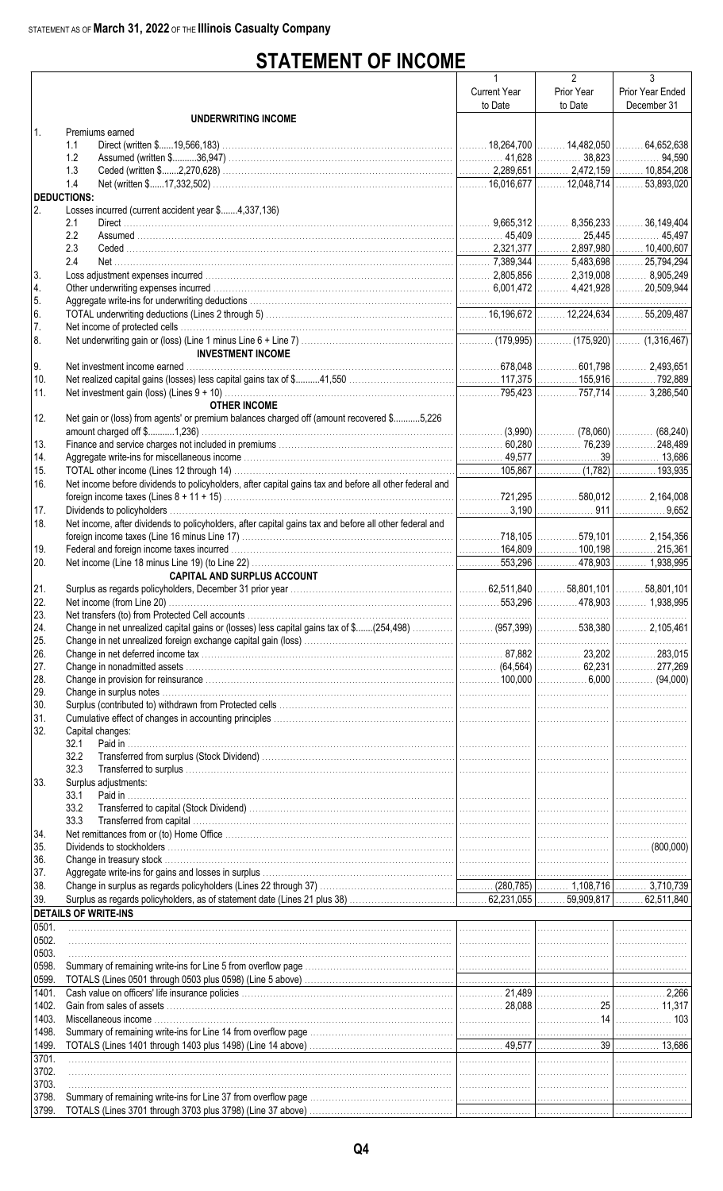STATEMENT AS OF **March 31, 2022** OF THE **Illinois Casualty Company**

# STATEMENT OF INCOME

| | | 1<br>Current Year<br>to Date | 2<br>Prior Year<br>to Date | 3<br>Prior Year Ended<br>December 31 |
|---|---|---|---|---|
| | **UNDERWRITING INCOME** | | | |
| 1. | Premiums earned | | | |
| | 1.1 Direct (written $......19,566,183) | 18,264,700 | 14,482,050 | 64,652,638 |
| | 1.2 Assumed (written $..........36,947) | 41,628 | 38,823 | 94,590 |
| | 1.3 Ceded (written $.......2,270,628) | 2,289,651 | 2,472,159 | 10,854,208 |
| | 1.4 Net (written $......17,332,502) | 16,016,677 | 12,048,714 | 53,893,020 |
| | **DEDUCTIONS:** | | | |
| 2. | Losses incurred (current accident year $.......4,337,136) | | | |
| | 2.1 Direct | 9,665,312 | 8,356,233 | 36,149,404 |
| | 2.2 Assumed | 45,409 | 25,445 | 45,497 |
| | 2.3 Ceded | 2,321,377 | 2,897,980 | 10,400,607 |
| | 2.4 Net | 7,389,344 | 5,483,698 | 25,794,294 |
| 3. | Loss adjustment expenses incurred | 2,805,856 | 2,319,008 | 8,905,249 |
| 4. | Other underwriting expenses incurred | 6,001,472 | 4,421,928 | 20,509,944 |
| 5. | Aggregate write-ins for underwriting deductions | | | |
| 6. | TOTAL underwriting deductions (Lines 2 through 5) | 16,196,672 | 12,224,634 | 55,209,487 |
| 7. | Net income of protected cells | | | |
| 8. | Net underwriting gain or (loss) (Line 1 minus Line 6 + Line 7) | (179,995) | (175,920) | (1,316,467) |
| | **INVESTMENT INCOME** | | | |
| 9. | Net investment income earned | 678,048 | 601,798 | 2,493,651 |
| 10. | Net realized capital gains (losses) less capital gains tax of $..........41,550 | 117,375 | 155,916 | 792,889 |
| 11. | Net investment gain (loss) (Lines 9 + 10) | 795,423 | 757,714 | 3,286,540 |
| | **OTHER INCOME** | | | |
| 12. | Net gain or (loss) from agents' or premium balances charged off (amount recovered $...........5,226 amount charged off $..........1,236) | (3,990) | (78,060) | (68,240) |
| 13. | Finance and service charges not included in premiums | 60,280 | 76,239 | 248,489 |
| 14. | Aggregate write-ins for miscellaneous income | 49,577 | 39 | 13,686 |
| 15. | TOTAL other income (Lines 12 through 14) | 105,867 | (1,782) | 193,935 |
| 16. | Net income before dividends to policyholders, after capital gains tax and before all other federal and foreign income taxes (Lines 8 + 11 + 15) | 721,295 | 580,012 | 2,164,008 |
| 17. | Dividends to policyholders | 3,190 | 911 | 9,652 |
| 18. | Net income, after dividends to policyholders, after capital gains tax and before all other federal and foreign income taxes (Line 16 minus Line 17) | 718,105 | 579,101 | 2,154,356 |
| 19. | Federal and foreign income taxes incurred | 164,809 | 100,198 | 215,361 |
| 20. | Net income (Line 18 minus Line 19) (to Line 22) | 553,296 | 478,903 | 1,938,995 |
| | **CAPITAL AND SURPLUS ACCOUNT** | | | |
| 21. | Surplus as regards policyholders, December 31 prior year | 62,511,840 | 58,801,101 | 58,801,101 |
| 22. | Net income (from Line 20) | 553,296 | 478,903 | 1,938,995 |
| 23. | Net transfers (to) from Protected Cell accounts | | | |
| 24. | Change in net unrealized capital gains or (losses) less capital gains tax of $.......(254,498) | (957,399) | 538,380 | 2,105,461 |
| 25. | Change in net unrealized foreign exchange capital gain (loss) | | | |
| 26. | Change in net deferred income tax | 87,882 | 23,202 | 283,015 |
| 27. | Change in nonadmitted assets | (64,564) | 62,231 | 277,269 |
| 28. | Change in provision for reinsurance | 100,000 | 6,000 | (94,000) |
| 29. | Change in surplus notes | | | |
| 30. | Surplus (contributed to) withdrawn from Protected cells | | | |
| 31. | Cumulative effect of changes in accounting principles | | | |
| 32. | Capital changes: | | | |
| | 32.1 Paid in | | | |
| | 32.2 Transferred from surplus (Stock Dividend) | | | |
| | 32.3 Transferred to surplus | | | |
| 33. | Surplus adjustments: | | | |
| | 33.1 Paid in | | | |
| | 33.2 Transferred to capital (Stock Dividend) | | | |
| | 33.3 Transferred from capital | | | |
| 34. | Net remittances from or (to) Home Office | | | |
| 35. | Dividends to stockholders | | | (800,000) |
| 36. | Change in treasury stock | | | |
| 37. | Aggregate write-ins for gains and losses in surplus | | | |
| 38. | Change in surplus as regards policyholders (Lines 22 through 37) | (280,785) | 1,108,716 | 3,710,739 |
| 39. | Surplus as regards policyholders, as of statement date (Lines 21 plus 38) | 62,231,055 | 59,909,817 | 62,511,840 |
| | **DETAILS OF WRITE-INS** | | | |
| 0501. | | | | |
| 0502. | | | | |
| 0503. | | | | |
| 0598. | Summary of remaining write-ins for Line 5 from overflow page | | | |
| 0599. | TOTALS (Lines 0501 through 0503 plus 0598) (Line 5 above) | | | |
| 1401. | Cash value on officers' life insurance policies | 21,489 | | 2,266 |
| 1402. | Gain from sales of assets | 28,088 | 25 | 11,317 |
| 1403. | Miscellaneous income | | 14 | 103 |
| 1498. | Summary of remaining write-ins for Line 14 from overflow page | | | |
| 1499. | TOTALS (Lines 1401 through 1403 plus 1498) (Line 14 above) | 49,577 | 39 | 13,686 |
| 3701. | | | | |
| 3702. | | | | |
| 3703. | | | | |
| 3798. | Summary of remaining write-ins for Line 37 from overflow page | | | |
| 3799. | TOTALS (Lines 3701 through 3703 plus 3798) (Line 37 above) | | | |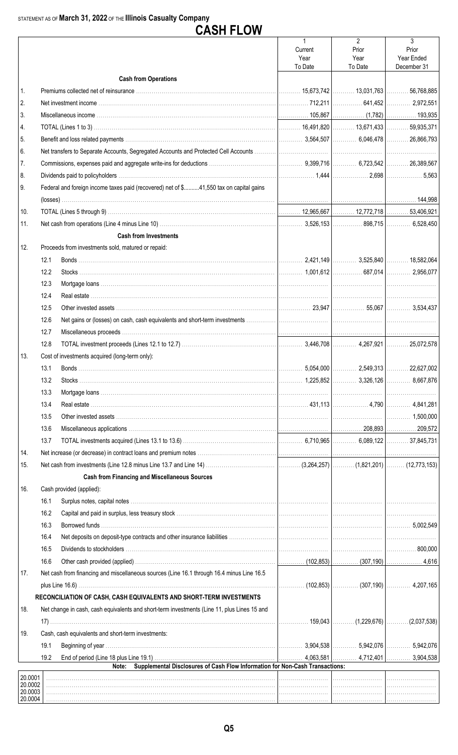STATEMENT AS OF **March 31, 2022** OF THE **Illinois Casualty Company**

# CASH FLOW

| | | 1<br>Current Year To Date | 2<br>Prior Year To Date | 3<br>Prior Year Ended December 31 |
|---|---|---|---|---|
| | **Cash from Operations** | | | |
| 1. | Premiums collected net of reinsurance | 15,673,742 | 13,031,763 | 56,768,885 |
| 2. | Net investment income | 712,211 | 641,452 | 2,972,551 |
| 3. | Miscellaneous income | 105,867 | (1,782) | 193,935 |
| 4. | TOTAL (Lines 1 to 3) | 16,491,820 | 13,671,433 | 59,935,371 |
| 5. | Benefit and loss related payments | 3,564,507 | 6,046,478 | 26,866,793 |
| 6. | Net transfers to Separate Accounts, Segregated Accounts and Protected Cell Accounts | | | |
| 7. | Commissions, expenses paid and aggregate write-ins for deductions | 9,399,716 | 6,723,542 | 26,389,567 |
| 8. | Dividends paid to policyholders | 1,444 | 2,698 | 5,563 |
| 9. | Federal and foreign income taxes paid (recovered) net of $..........41,550 tax on capital gains (losses) | | | 144,998 |
| 10. | TOTAL (Lines 5 through 9) | 12,965,667 | 12,772,718 | 53,406,921 |
| 11. | Net cash from operations (Line 4 minus Line 10) | 3,526,153 | 898,715 | 6,528,450 |
| | **Cash from Investments** | | | |
| 12. | Proceeds from investments sold, matured or repaid: | | | |
| | 12.1 Bonds | 2,421,149 | 3,525,840 | 18,582,064 |
| | 12.2 Stocks | 1,001,612 | 687,014 | 2,956,077 |
| | 12.3 Mortgage loans | | | |
| | 12.4 Real estate | | | |
| | 12.5 Other invested assets | 23,947 | 55,067 | 3,534,437 |
| | 12.6 Net gains or (losses) on cash, cash equivalents and short-term investments | | | |
| | 12.7 Miscellaneous proceeds | | | |
| | 12.8 TOTAL investment proceeds (Lines 12.1 to 12.7) | 3,446,708 | 4,267,921 | 25,072,578 |
| 13. | Cost of investments acquired (long-term only): | | | |
| | 13.1 Bonds | 5,054,000 | 2,549,313 | 22,627,002 |
| | 13.2 Stocks | 1,225,852 | 3,326,126 | 8,667,876 |
| | 13.3 Mortgage loans | | | |
| | 13.4 Real estate | 431,113 | 4,790 | 4,841,281 |
| | 13.5 Other invested assets | | | 1,500,000 |
| | 13.6 Miscellaneous applications | | 208,893 | 209,572 |
| | 13.7 TOTAL investments acquired (Lines 13.1 to 13.6) | 6,710,965 | 6,089,122 | 37,845,731 |
| 14. | Net increase (or decrease) in contract loans and premium notes | | | |
| 15. | Net cash from investments (Line 12.8 minus Line 13.7 and Line 14) | (3,264,257) | (1,821,201) | (12,773,153) |
| | **Cash from Financing and Miscellaneous Sources** | | | |
| 16. | Cash provided (applied): | | | |
| | 16.1 Surplus notes, capital notes | | | |
| | 16.2 Capital and paid in surplus, less treasury stock | | | |
| | 16.3 Borrowed funds | | | 5,002,549 |
| | 16.4 Net deposits on deposit-type contracts and other insurance liabilities | | | |
| | 16.5 Dividends to stockholders | | | 800,000 |
| | 16.6 Other cash provided (applied) | (102,853) | (307,190) | 4,616 |
| 17. | Net cash from financing and miscellaneous sources (Line 16.1 through 16.4 minus Line 16.5 plus Line 16.6) | (102,853) | (307,190) | 4,207,165 |
| | **RECONCILIATION OF CASH, CASH EQUIVALENTS AND SHORT-TERM INVESTMENTS** | | | |
| 18. | Net change in cash, cash equivalents and short-term investments (Line 11, plus Lines 15 and 17) | 159,043 | (1,229,676) | (2,037,538) |
| 19. | Cash, cash equivalents and short-term investments: | | | |
| | 19.1 Beginning of year | 3,904,538 | 5,942,076 | 5,942,076 |
| | 19.2 End of period (Line 18 plus Line 19.1) | 4,063,581 | 4,712,401 | 3,904,538 |

**Note: Supplemental Disclosures of Cash Flow Information for Non-Cash Transactions:**

| | | | | |
|---|---|---|---|---|
| 20.0001 | | | | |
| 20.0002 | | | | |
| 20.0003 | | | | |
| 20.0004 | | | | |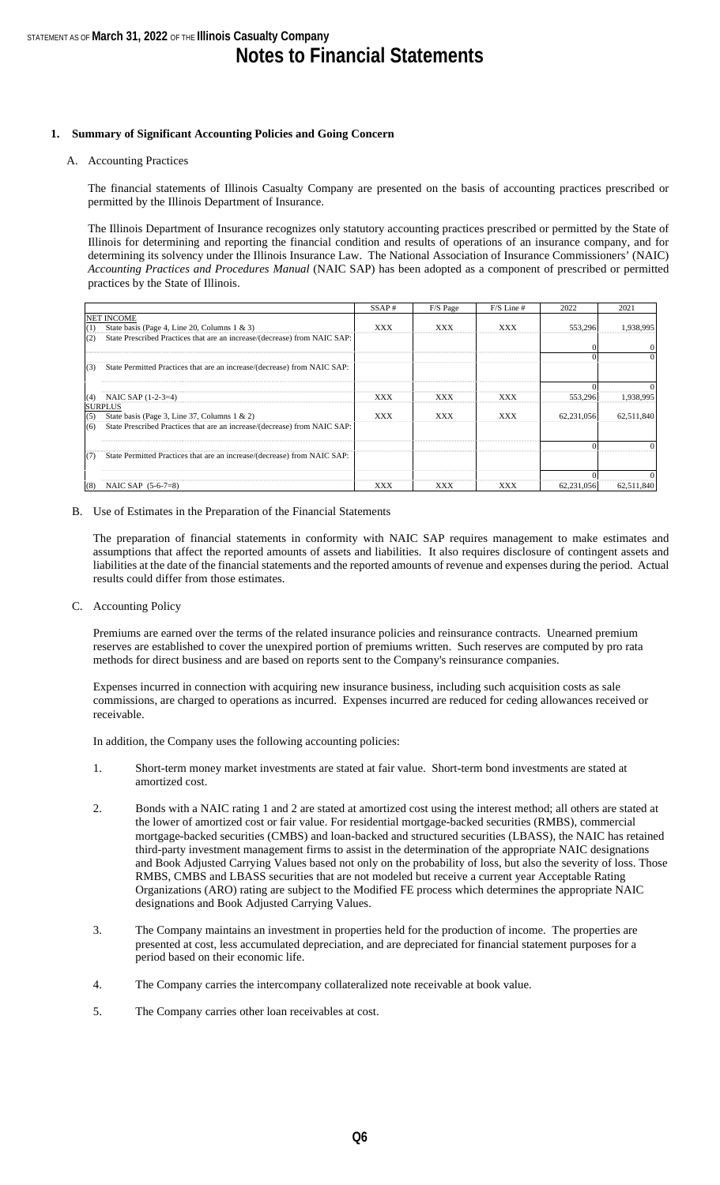## 1. Summary of Significant Accounting Policies and Going Concern

A. Accounting Practices

The financial statements of Illinois Casualty Company are presented on the basis of accounting practices prescribed or permitted by the Illinois Department of Insurance.

The Illinois Department of Insurance recognizes only statutory accounting practices prescribed or permitted by the State of Illinois for determining and reporting the financial condition and results of operations of an insurance company, and for determining its solvency under the Illinois Insurance Law. The National Association of Insurance Commissioners' (NAIC) *Accounting Practices and Procedures Manual* (NAIC SAP) has been adopted as a component of prescribed or permitted practices by the State of Illinois.

| | SSAP # | F/S Page | F/S Line # | 2022 | 2021 |
|---|---|---|---|---|---|
| NET INCOME | | | | | |
| (1) State basis (Page 4, Line 20, Columns 1 & 3) | XXX | XXX | XXX | 553,296 | 1,938,995 |
| (2) State Prescribed Practices that are an increase/(decrease) from NAIC SAP: | | | | | |
| | | | | 0 | 0 |
| | | | | 0 | 0 |
| (3) State Permitted Practices that are an increase/(decrease) from NAIC SAP: | | | | | |
| | | | | 0 | 0 |
| (4) NAIC SAP (1-2-3=4) | XXX | XXX | XXX | 553,296 | 1,938,995 |
| SURPLUS | | | | | |
| (5) State basis (Page 3, Line 37, Columns 1 & 2) | XXX | XXX | XXX | 62,231,056 | 62,511,840 |
| (6) State Prescribed Practices that are an increase/(decrease) from NAIC SAP: | | | | | |
| | | | | 0 | 0 |
| (7) State Permitted Practices that are an increase/(decrease) from NAIC SAP: | | | | | |
| | | | | 0 | 0 |
| (8) NAIC SAP (5-6-7=8) | XXX | XXX | XXX | 62,231,056 | 62,511,840 |

B. Use of Estimates in the Preparation of the Financial Statements

The preparation of financial statements in conformity with NAIC SAP requires management to make estimates and assumptions that affect the reported amounts of assets and liabilities. It also requires disclosure of contingent assets and liabilities at the date of the financial statements and the reported amounts of revenue and expenses during the period. Actual results could differ from those estimates.

C. Accounting Policy

Premiums are earned over the terms of the related insurance policies and reinsurance contracts. Unearned premium reserves are established to cover the unexpired portion of premiums written. Such reserves are computed by pro rata methods for direct business and are based on reports sent to the Company's reinsurance companies.

Expenses incurred in connection with acquiring new insurance business, including such acquisition costs as sale commissions, are charged to operations as incurred. Expenses incurred are reduced for ceding allowances received or receivable.

In addition, the Company uses the following accounting policies:

1. Short-term money market investments are stated at fair value. Short-term bond investments are stated at amortized cost.

2. Bonds with a NAIC rating 1 and 2 are stated at amortized cost using the interest method; all others are stated at the lower of amortized cost or fair value. For residential mortgage-backed securities (RMBS), commercial mortgage-backed securities (CMBS) and loan-backed and structured securities (LBASS), the NAIC has retained third-party investment management firms to assist in the determination of the appropriate NAIC designations and Book Adjusted Carrying Values based not only on the probability of loss, but also the severity of loss. Those RMBS, CMBS and LBASS securities that are not modeled but receive a current year Acceptable Rating Organizations (ARO) rating are subject to the Modified FE process which determines the appropriate NAIC designations and Book Adjusted Carrying Values.

3. The Company maintains an investment in properties held for the production of income. The properties are presented at cost, less accumulated depreciation, and are depreciated for financial statement purposes for a period based on their economic life.

4. The Company carries the intercompany collateralized note receivable at book value.

5. The Company carries other loan receivables at cost.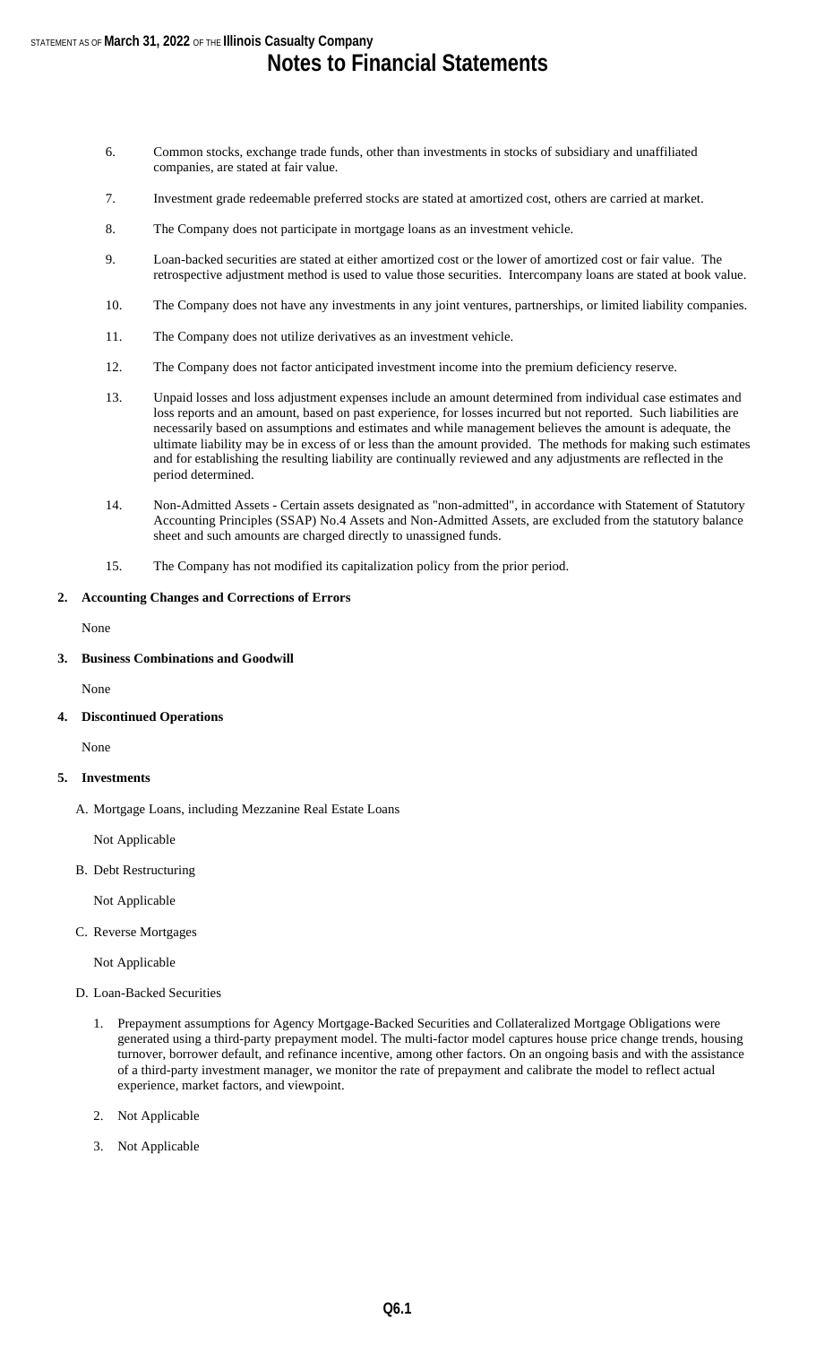6. Common stocks, exchange trade funds, other than investments in stocks of subsidiary and unaffiliated companies, are stated at fair value.

7. Investment grade redeemable preferred stocks are stated at amortized cost, others are carried at market.

8. The Company does not participate in mortgage loans as an investment vehicle.

9. Loan-backed securities are stated at either amortized cost or the lower of amortized cost or fair value. The retrospective adjustment method is used to value those securities. Intercompany loans are stated at book value.

10. The Company does not have any investments in any joint ventures, partnerships, or limited liability companies.

11. The Company does not utilize derivatives as an investment vehicle.

12. The Company does not factor anticipated investment income into the premium deficiency reserve.

13. Unpaid losses and loss adjustment expenses include an amount determined from individual case estimates and loss reports and an amount, based on past experience, for losses incurred but not reported. Such liabilities are necessarily based on assumptions and estimates and while management believes the amount is adequate, the ultimate liability may be in excess of or less than the amount provided. The methods for making such estimates and for establishing the resulting liability are continually reviewed and any adjustments are reflected in the period determined.

14. Non-Admitted Assets - Certain assets designated as "non-admitted", in accordance with Statement of Statutory Accounting Principles (SSAP) No.4 Assets and Non-Admitted Assets, are excluded from the statutory balance sheet and such amounts are charged directly to unassigned funds.

15. The Company has not modified its capitalization policy from the prior period.

**2. Accounting Changes and Corrections of Errors**

None

**3. Business Combinations and Goodwill**

None

**4. Discontinued Operations**

None

**5. Investments**

A. Mortgage Loans, including Mezzanine Real Estate Loans

Not Applicable

B. Debt Restructuring

Not Applicable

C. Reverse Mortgages

Not Applicable

D. Loan-Backed Securities

1. Prepayment assumptions for Agency Mortgage-Backed Securities and Collateralized Mortgage Obligations were generated using a third-party prepayment model. The multi-factor model captures house price change trends, housing turnover, borrower default, and refinance incentive, among other factors. On an ongoing basis and with the assistance of a third-party investment manager, we monitor the rate of prepayment and calibrate the model to reflect actual experience, market factors, and viewpoint.

2. Not Applicable

3. Not Applicable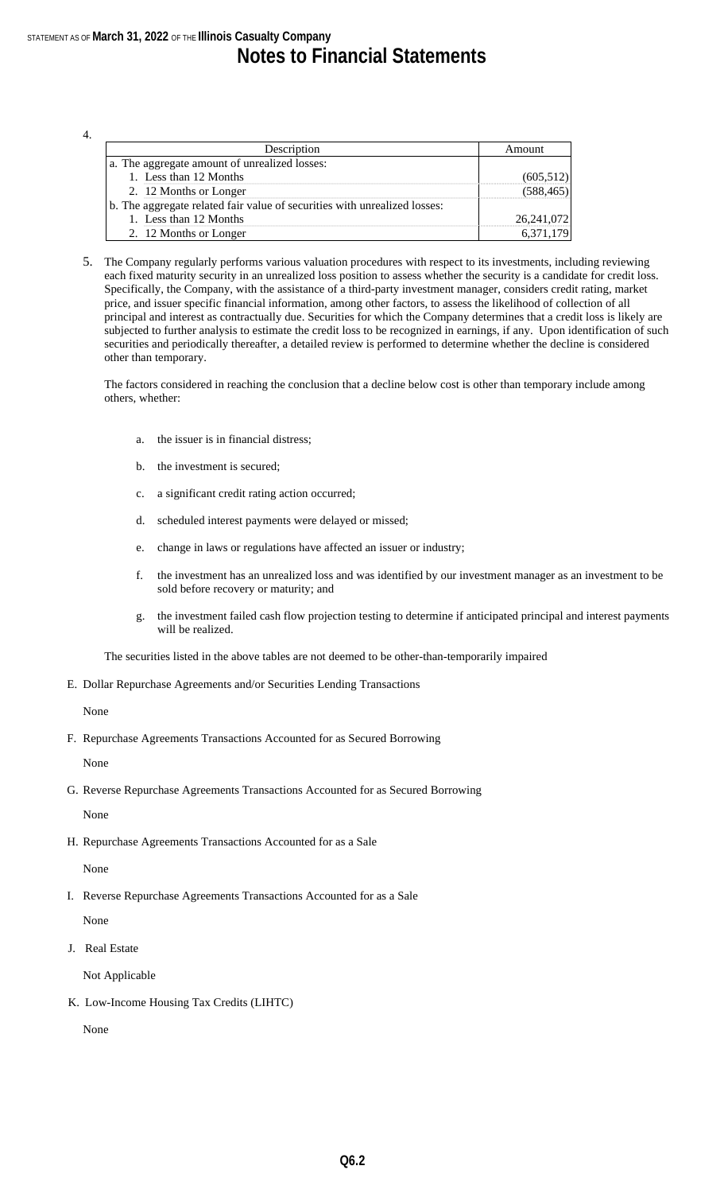4.

| Description | Amount |
|---|---|
| a. The aggregate amount of unrealized losses: | |
| 1. Less than 12 Months | (605,512) |
| 2. 12 Months or Longer | (588,465) |
| b. The aggregate related fair value of securities with unrealized losses: | |
| 1. Less than 12 Months | 26,241,072 |
| 2. 12 Months or Longer | 6,371,179 |

5. The Company regularly performs various valuation procedures with respect to its investments, including reviewing each fixed maturity security in an unrealized loss position to assess whether the security is a candidate for credit loss. Specifically, the Company, with the assistance of a third-party investment manager, considers credit rating, market price, and issuer specific financial information, among other factors, to assess the likelihood of collection of all principal and interest as contractually due. Securities for which the Company determines that a credit loss is likely are subjected to further analysis to estimate the credit loss to be recognized in earnings, if any. Upon identification of such securities and periodically thereafter, a detailed review is performed to determine whether the decline is considered other than temporary.

The factors considered in reaching the conclusion that a decline below cost is other than temporary include among others, whether:

a. the issuer is in financial distress;

b. the investment is secured;

c. a significant credit rating action occurred;

d. scheduled interest payments were delayed or missed;

e. change in laws or regulations have affected an issuer or industry;

f. the investment has an unrealized loss and was identified by our investment manager as an investment to be sold before recovery or maturity; and

g. the investment failed cash flow projection testing to determine if anticipated principal and interest payments will be realized.

The securities listed in the above tables are not deemed to be other-than-temporarily impaired

E. Dollar Repurchase Agreements and/or Securities Lending Transactions

None

F. Repurchase Agreements Transactions Accounted for as Secured Borrowing

None

G. Reverse Repurchase Agreements Transactions Accounted for as Secured Borrowing

None

H. Repurchase Agreements Transactions Accounted for as a Sale

None

I. Reverse Repurchase Agreements Transactions Accounted for as a Sale

None

J. Real Estate

Not Applicable

K. Low-Income Housing Tax Credits (LIHTC)

None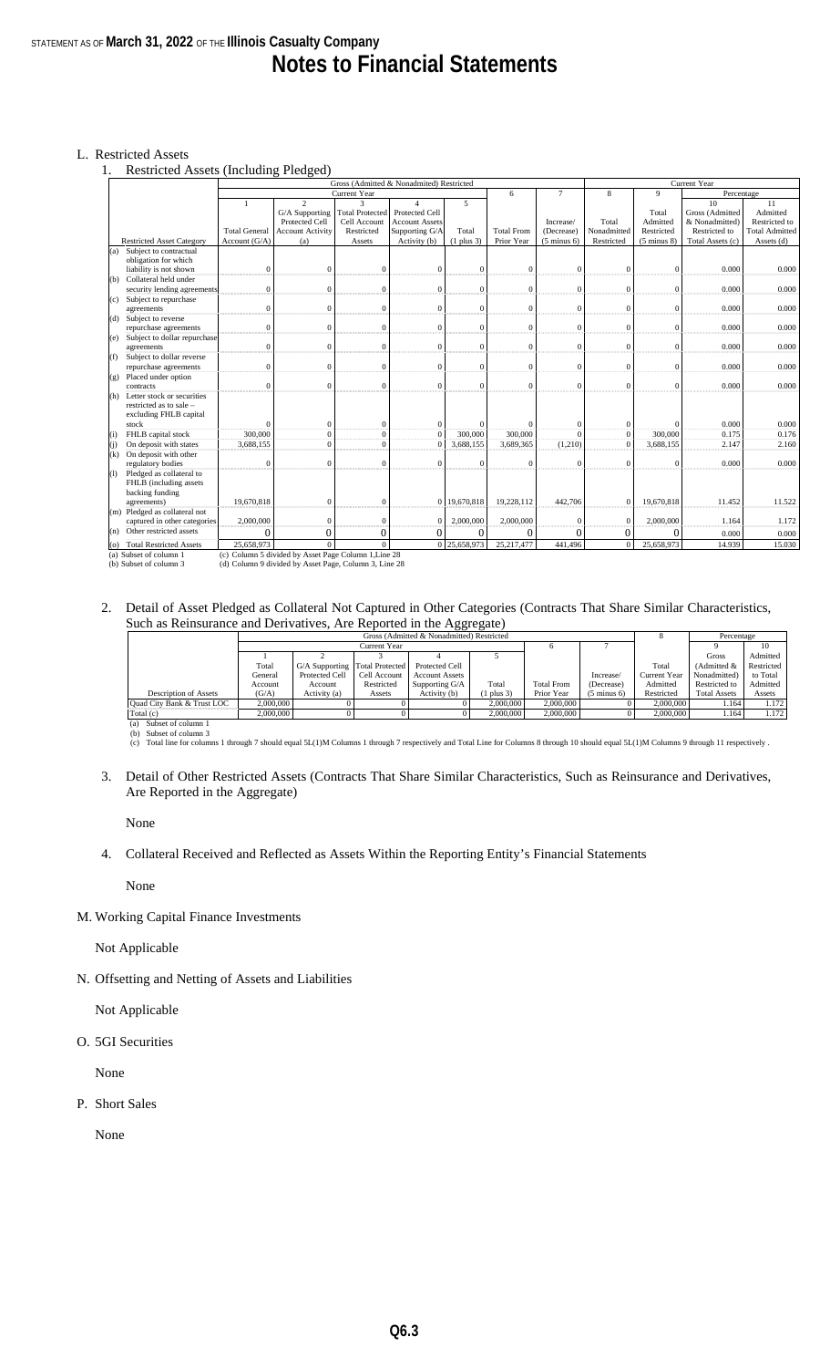STATEMENT AS OF **March 31, 2022** OF THE **Illinois Casualty Company**

# Notes to Financial Statements

L. Restricted Assets

1. Restricted Assets (Including Pledged)

| | Gross (Admitted & Nonadmitted) Restricted | | | | | | | Current Year | | | |
|---|---|---|---|---|---|---|---|---|---|---|---|
| | Current Year | | | | | 6 | 7 | 8 | 9 | Percentage | |
| | 1 | 2 | 3 | 4 | 5 | | | | | 10 | 11 |
| Restricted Asset Category | Total General Account (G/A) | G/A Supporting Protected Cell Account Activity (a) | Total Protected Cell Account Restricted Assets | Protected Cell Account Assets Supporting G/A Activity (b) | Total (1 plus 3) | Total From Prior Year | Increase/ (Decrease) (5 minus 6) | Total Nonadmitted Restricted | Total Admitted Restricted (5 minus 8) | Gross (Admitted & Nonadmitted) Restricted to Total Assets (c) | Admitted Restricted to Total Admitted Assets (d) |
| (a) Subject to contractual obligation for which liability is not shown | 0 | 0 | 0 | 0 | 0 | 0 | 0 | 0 | 0 | 0.000 | 0.000 |
| (b) Collateral held under security lending agreements | 0 | 0 | 0 | 0 | 0 | 0 | 0 | 0 | 0 | 0.000 | 0.000 |
| (c) Subject to repurchase agreements | 0 | 0 | 0 | 0 | 0 | 0 | 0 | 0 | 0 | 0.000 | 0.000 |
| (d) Subject to reverse repurchase agreements | 0 | 0 | 0 | 0 | 0 | 0 | 0 | 0 | 0 | 0.000 | 0.000 |
| (e) Subject to dollar repurchase agreements | 0 | 0 | 0 | 0 | 0 | 0 | 0 | 0 | 0 | 0.000 | 0.000 |
| (f) Subject to dollar reverse repurchase agreements | 0 | 0 | 0 | 0 | 0 | 0 | 0 | 0 | 0 | 0.000 | 0.000 |
| (g) Placed under option contracts | 0 | 0 | 0 | 0 | 0 | 0 | 0 | 0 | 0 | 0.000 | 0.000 |
| (h) Letter stock or securities restricted as to sale – excluding FHLB capital stock | 0 | 0 | 0 | 0 | 0 | 0 | 0 | 0 | 0 | 0.000 | 0.000 |
| (i) FHLB capital stock | 300,000 | 0 | 0 | 0 | 300,000 | 300,000 | 0 | 0 | 300,000 | 0.175 | 0.176 |
| (j) On deposit with states | 3,688,155 | 0 | 0 | 0 | 3,688,155 | 3,689,365 | (1,210) | 0 | 3,688,155 | 2.147 | 2.160 |
| (k) On deposit with other regulatory bodies | 0 | 0 | 0 | 0 | 0 | 0 | 0 | 0 | 0 | 0.000 | 0.000 |
| (l) Pledged as collateral to FHLB (including assets backing funding agreements) | 19,670,818 | 0 | 0 | 0 | 19,670,818 | 19,228,112 | 442,706 | 0 | 19,670,818 | 11.452 | 11.522 |
| (m) Pledged as collateral not captured in other categories | 2,000,000 | 0 | 0 | 0 | 2,000,000 | 2,000,000 | 0 | 0 | 2,000,000 | 1.164 | 1.172 |
| (n) Other restricted assets | 0 | 0 | 0 | 0 | 0 | 0 | 0 | 0 | 0 | 0.000 | 0.000 |
| (o) Total Restricted Assets | 25,658,973 | 0 | 0 | 0 | 25,658,973 | 25,217,477 | 441,496 | 0 | 25,658,973 | 14.939 | 15.030 |

(a) Subset of column 1
(b) Subset of column 3
(c) Column 5 divided by Asset Page Column 1,Line 28
(d) Column 9 divided by Asset Page, Column 3, Line 28

2. Detail of Asset Pledged as Collateral Not Captured in Other Categories (Contracts That Share Similar Characteristics, Such as Reinsurance and Derivatives, Are Reported in the Aggregate)

| | Gross (Admitted & Nonadmitted) Restricted | | | | | | | 8 | Percentage | |
|---|---|---|---|---|---|---|---|---|---|---|
| | Current Year | | | | | 6 | 7 | | 9 | 10 |
| | 1 | 2 | 3 | 4 | 5 | | | | | |
| Description of Assets | Total General Account (G/A) | G/A Supporting Protected Cell Account Activity (a) | Total Protected Cell Account Restricted Assets | Protected Cell Account Assets Supporting G/A Activity (b) | Total (1 plus 3) | Total From Prior Year | Increase/ (Decrease) (5 minus 6) | Total Current Year Admitted Restricted | Gross (Admitted & Nonadmitted) Restricted to Total Assets | Admitted Restricted to Total Admitted Assets |
| Quad City Bank & Trust LOC | 2,000,000 | 0 | 0 | 0 | 2,000,000 | 2,000,000 | 0 | 2,000,000 | 1.164 | 1.172 |
| Total (c) | 2,000,000 | 0 | 0 | 0 | 2,000,000 | 2,000,000 | 0 | 2,000,000 | 1.164 | 1.172 |

(a) Subset of column 1
(b) Subset of column 3
(c) Total line for columns 1 through 7 should equal 5L(1)M Columns 1 through 7 respectively and Total Line for Columns 8 through 10 should equal 5L(1)M Columns 9 through 11 respectively .

3. Detail of Other Restricted Assets (Contracts That Share Similar Characteristics, Such as Reinsurance and Derivatives, Are Reported in the Aggregate)

None

4. Collateral Received and Reflected as Assets Within the Reporting Entity's Financial Statements

None

M. Working Capital Finance Investments

Not Applicable

N. Offsetting and Netting of Assets and Liabilities

Not Applicable

O. 5GI Securities

None

P. Short Sales

None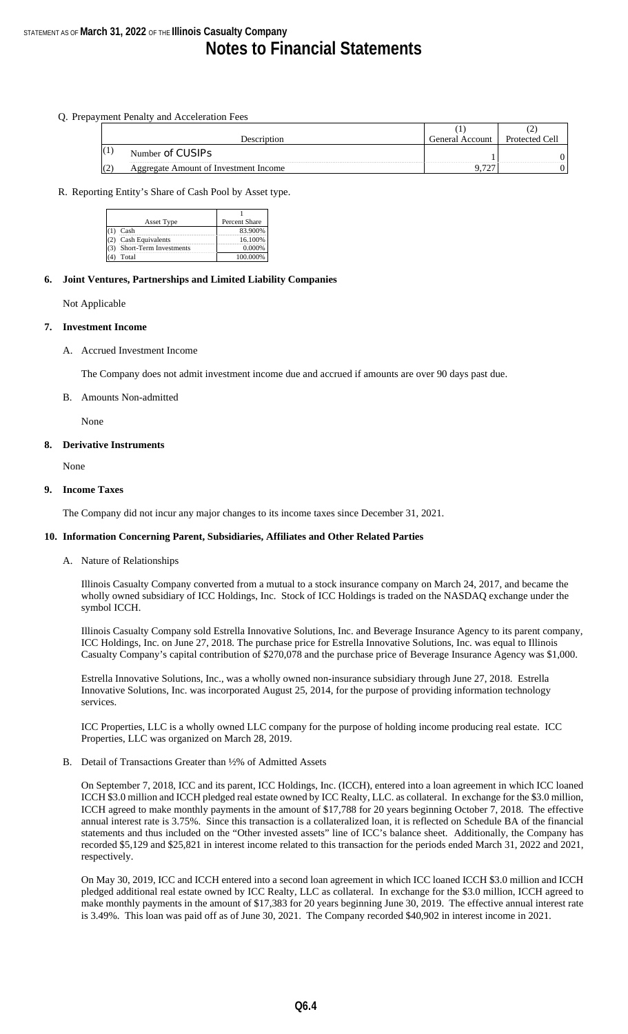Q. Prepayment Penalty and Acceleration Fees

| | Description | (1) General Account | (2) Protected Cell |
|---|---|---|---|
| (1) | Number of CUSIPs | 1 | 0 |
| (2) | Aggregate Amount of Investment Income | 9,727 | 0 |

R. Reporting Entity's Share of Cash Pool by Asset type.

| Asset Type | 1 Percent Share |
|---|---|
| (1) Cash | 83.900% |
| (2) Cash Equivalents | 16.100% |
| (3) Short-Term Investments | 0.000% |
| (4) Total | 100.000% |

**6. Joint Ventures, Partnerships and Limited Liability Companies**

Not Applicable

**7. Investment Income**

A. Accrued Investment Income

The Company does not admit investment income due and accrued if amounts are over 90 days past due.

B. Amounts Non-admitted

None

**8. Derivative Instruments**

None

**9. Income Taxes**

The Company did not incur any major changes to its income taxes since December 31, 2021.

**10. Information Concerning Parent, Subsidiaries, Affiliates and Other Related Parties**

A. Nature of Relationships

Illinois Casualty Company converted from a mutual to a stock insurance company on March 24, 2017, and became the wholly owned subsidiary of ICC Holdings, Inc. Stock of ICC Holdings is traded on the NASDAQ exchange under the symbol ICCH.

Illinois Casualty Company sold Estrella Innovative Solutions, Inc. and Beverage Insurance Agency to its parent company, ICC Holdings, Inc. on June 27, 2018. The purchase price for Estrella Innovative Solutions, Inc. was equal to Illinois Casualty Company's capital contribution of $270,078 and the purchase price of Beverage Insurance Agency was $1,000.

Estrella Innovative Solutions, Inc., was a wholly owned non-insurance subsidiary through June 27, 2018. Estrella Innovative Solutions, Inc. was incorporated August 25, 2014, for the purpose of providing information technology services.

ICC Properties, LLC is a wholly owned LLC company for the purpose of holding income producing real estate. ICC Properties, LLC was organized on March 28, 2019.

B. Detail of Transactions Greater than ½% of Admitted Assets

On September 7, 2018, ICC and its parent, ICC Holdings, Inc. (ICCH), entered into a loan agreement in which ICC loaned ICCH $3.0 million and ICCH pledged real estate owned by ICC Realty, LLC. as collateral. In exchange for the $3.0 million, ICCH agreed to make monthly payments in the amount of $17,788 for 20 years beginning October 7, 2018. The effective annual interest rate is 3.75%. Since this transaction is a collateralized loan, it is reflected on Schedule BA of the financial statements and thus included on the "Other invested assets" line of ICC's balance sheet. Additionally, the Company has recorded $5,129 and $25,821 in interest income related to this transaction for the periods ended March 31, 2022 and 2021, respectively.

On May 30, 2019, ICC and ICCH entered into a second loan agreement in which ICC loaned ICCH $3.0 million and ICCH pledged additional real estate owned by ICC Realty, LLC as collateral. In exchange for the $3.0 million, ICCH agreed to make monthly payments in the amount of $17,383 for 20 years beginning June 30, 2019. The effective annual interest rate is 3.49%. This loan was paid off as of June 30, 2021. The Company recorded $40,902 in interest income in 2021.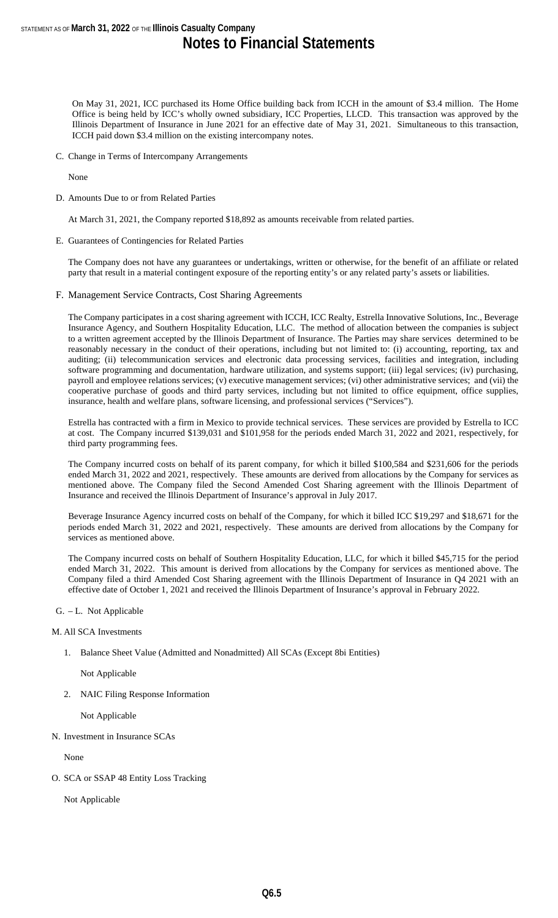On May 31, 2021, ICC purchased its Home Office building back from ICCH in the amount of $3.4 million. The Home Office is being held by ICC's wholly owned subsidiary, ICC Properties, LLCD. This transaction was approved by the Illinois Department of Insurance in June 2021 for an effective date of May 31, 2021. Simultaneous to this transaction, ICCH paid down $3.4 million on the existing intercompany notes.

C. Change in Terms of Intercompany Arrangements

None

D. Amounts Due to or from Related Parties

At March 31, 2021, the Company reported $18,892 as amounts receivable from related parties.

E. Guarantees of Contingencies for Related Parties

The Company does not have any guarantees or undertakings, written or otherwise, for the benefit of an affiliate or related party that result in a material contingent exposure of the reporting entity's or any related party's assets or liabilities.

F. Management Service Contracts, Cost Sharing Agreements

The Company participates in a cost sharing agreement with ICCH, ICC Realty, Estrella Innovative Solutions, Inc., Beverage Insurance Agency, and Southern Hospitality Education, LLC. The method of allocation between the companies is subject to a written agreement accepted by the Illinois Department of Insurance. The Parties may share services determined to be reasonably necessary in the conduct of their operations, including but not limited to: (i) accounting, reporting, tax and auditing; (ii) telecommunication services and electronic data processing services, facilities and integration, including software programming and documentation, hardware utilization, and systems support; (iii) legal services; (iv) purchasing, payroll and employee relations services; (v) executive management services; (vi) other administrative services; and (vii) the cooperative purchase of goods and third party services, including but not limited to office equipment, office supplies, insurance, health and welfare plans, software licensing, and professional services ("Services").

Estrella has contracted with a firm in Mexico to provide technical services. These services are provided by Estrella to ICC at cost. The Company incurred $139,031 and $101,958 for the periods ended March 31, 2022 and 2021, respectively, for third party programming fees.

The Company incurred costs on behalf of its parent company, for which it billed $100,584 and $231,606 for the periods ended March 31, 2022 and 2021, respectively. These amounts are derived from allocations by the Company for services as mentioned above. The Company filed the Second Amended Cost Sharing agreement with the Illinois Department of Insurance and received the Illinois Department of Insurance's approval in July 2017.

Beverage Insurance Agency incurred costs on behalf of the Company, for which it billed ICC $19,297 and $18,671 for the periods ended March 31, 2022 and 2021, respectively. These amounts are derived from allocations by the Company for services as mentioned above.

The Company incurred costs on behalf of Southern Hospitality Education, LLC, for which it billed $45,715 for the period ended March 31, 2022. This amount is derived from allocations by the Company for services as mentioned above. The Company filed a third Amended Cost Sharing agreement with the Illinois Department of Insurance in Q4 2021 with an effective date of October 1, 2021 and received the Illinois Department of Insurance's approval in February 2022.

G. – L. Not Applicable

M. All SCA Investments

1. Balance Sheet Value (Admitted and Nonadmitted) All SCAs (Except 8bi Entities)

   Not Applicable

2. NAIC Filing Response Information

   Not Applicable

N. Investment in Insurance SCAs

None

O. SCA or SSAP 48 Entity Loss Tracking

Not Applicable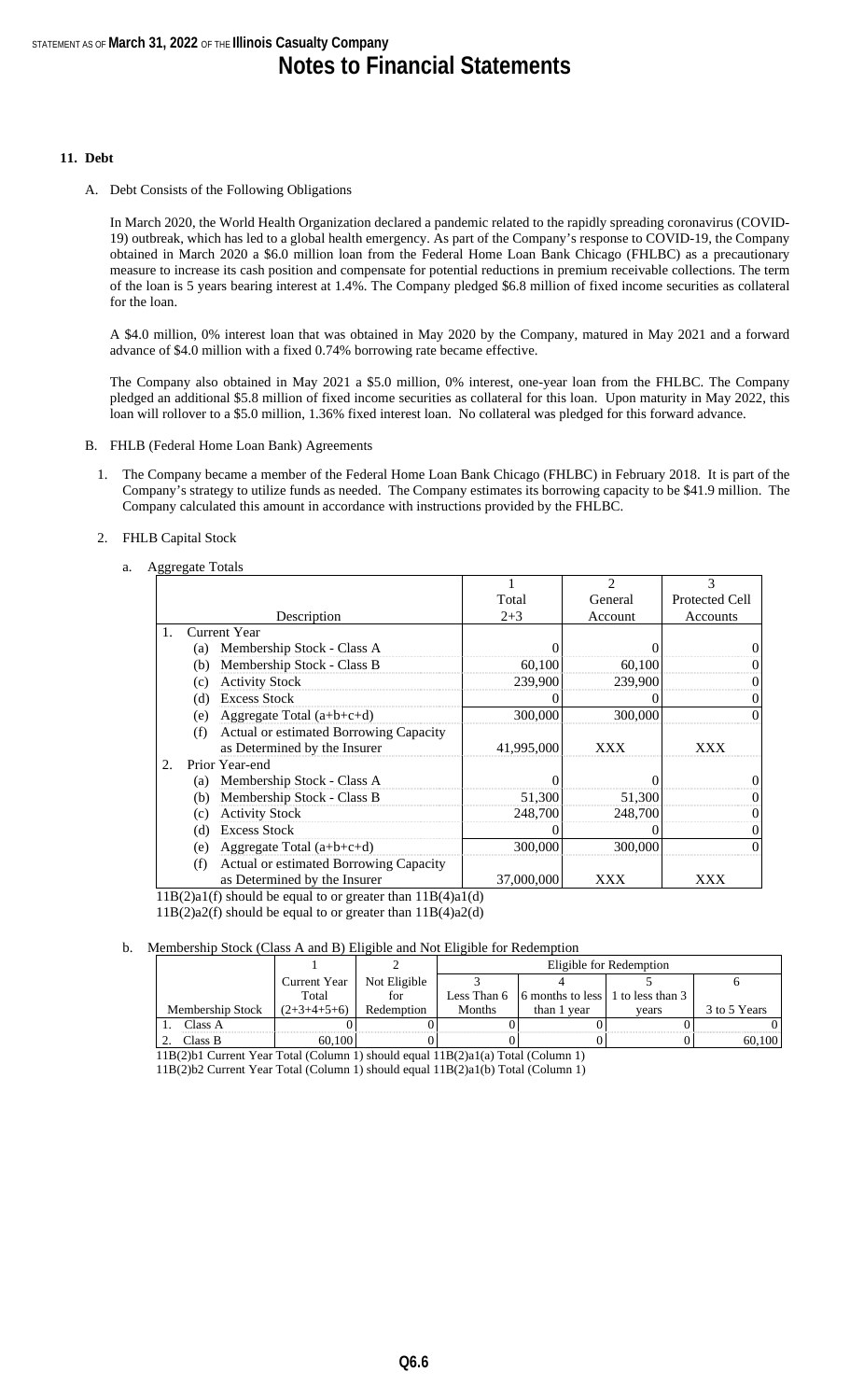## 11. Debt

A. Debt Consists of the Following Obligations

In March 2020, the World Health Organization declared a pandemic related to the rapidly spreading coronavirus (COVID-19) outbreak, which has led to a global health emergency. As part of the Company's response to COVID-19, the Company obtained in March 2020 a $6.0 million loan from the Federal Home Loan Bank Chicago (FHLBC) as a precautionary measure to increase its cash position and compensate for potential reductions in premium receivable collections. The term of the loan is 5 years bearing interest at 1.4%. The Company pledged $6.8 million of fixed income securities as collateral for the loan.

A $4.0 million, 0% interest loan that was obtained in May 2020 by the Company, matured in May 2021 and a forward advance of $4.0 million with a fixed 0.74% borrowing rate became effective.

The Company also obtained in May 2021 a $5.0 million, 0% interest, one-year loan from the FHLBC. The Company pledged an additional $5.8 million of fixed income securities as collateral for this loan. Upon maturity in May 2022, this loan will rollover to a $5.0 million, 1.36% fixed interest loan. No collateral was pledged for this forward advance.

B. FHLB (Federal Home Loan Bank) Agreements

1. The Company became a member of the Federal Home Loan Bank Chicago (FHLBC) in February 2018. It is part of the Company's strategy to utilize funds as needed. The Company estimates its borrowing capacity to be $41.9 million. The Company calculated this amount in accordance with instructions provided by the FHLBC.

2. FHLB Capital Stock

a. Aggregate Totals

| Description | 1<br>Total<br>2+3 | 2<br>General<br>Account | 3<br>Protected Cell<br>Accounts |
|---|---|---|---|
| 1. Current Year | | | |
| (a) Membership Stock - Class A | 0 | 0 | 0 |
| (b) Membership Stock - Class B | 60,100 | 60,100 | 0 |
| (c) Activity Stock | 239,900 | 239,900 | 0 |
| (d) Excess Stock | 0 | 0 | 0 |
| (e) Aggregate Total (a+b+c+d) | 300,000 | 300,000 | 0 |
| (f) Actual or estimated Borrowing Capacity as Determined by the Insurer | 41,995,000 | XXX | XXX |
| 2. Prior Year-end | | | |
| (a) Membership Stock - Class A | 0 | 0 | 0 |
| (b) Membership Stock - Class B | 51,300 | 51,300 | 0 |
| (c) Activity Stock | 248,700 | 248,700 | 0 |
| (d) Excess Stock | 0 | 0 | 0 |
| (e) Aggregate Total (a+b+c+d) | 300,000 | 300,000 | 0 |
| (f) Actual or estimated Borrowing Capacity as Determined by the Insurer | 37,000,000 | XXX | XXX |

11B(2)a1(f) should be equal to or greater than 11B(4)a1(d)

11B(2)a2(f) should be equal to or greater than 11B(4)a2(d)

b. Membership Stock (Class A and B) Eligible and Not Eligible for Redemption

| | 1 | 2 | Eligible for Redemption | | | |
|---|---|---|---|---|---|---|
| | Current Year Total | Not Eligible for | 3 | 4 | 5 | 6 |
| Membership Stock | (2+3+4+5+6) | Redemption | Less Than 6 Months | 6 months to less than 1 year | 1 to less than 3 years | 3 to 5 Years |
| 1. Class A | 0 | 0 | 0 | 0 | 0 | 0 |
| 2. Class B | 60,100 | 0 | 0 | 0 | 0 | 60,100 |

11B(2)b1 Current Year Total (Column 1) should equal 11B(2)a1(a) Total (Column 1)

11B(2)b2 Current Year Total (Column 1) should equal 11B(2)a1(b) Total (Column 1)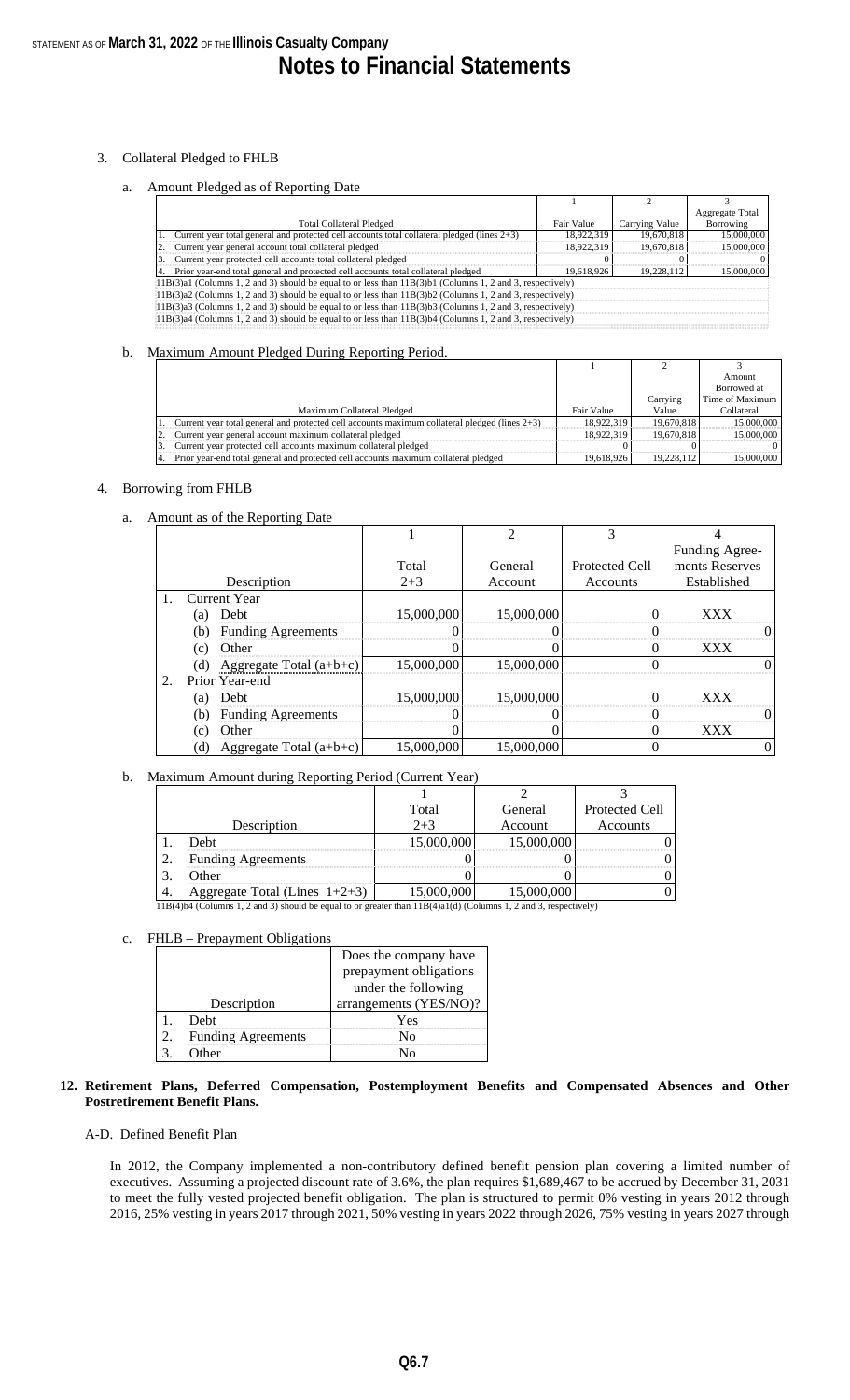STATEMENT AS OF **March 31, 2022** OF THE **Illinois Casualty Company**

# Notes to Financial Statements

3. Collateral Pledged to FHLB

a. Amount Pledged as of Reporting Date

| Total Collateral Pledged | 1<br>Fair Value | 2<br>Carrying Value | 3<br>Aggregate Total Borrowing |
|---|---|---|---|
| 1. Current year total general and protected cell accounts total collateral pledged (lines 2+3) | 18,922,319 | 19,670,818 | 15,000,000 |
| 2. Current year general account total collateral pledged | 18,922,319 | 19,670,818 | 15,000,000 |
| 3. Current year protected cell accounts total collateral pledged | 0 | 0 | 0 |
| 4. Prior year-end total general and protected cell accounts total collateral pledged | 19,618,926 | 19,228,112 | 15,000,000 |

11B(3)a1 (Columns 1, 2 and 3) should be equal to or less than 11B(3)b1 (Columns 1, 2 and 3, respectively)
11B(3)a2 (Columns 1, 2 and 3) should be equal to or less than 11B(3)b2 (Columns 1, 2 and 3, respectively)
11B(3)a3 (Columns 1, 2 and 3) should be equal to or less than 11B(3)b3 (Columns 1, 2 and 3, respectively)
11B(3)a4 (Columns 1, 2 and 3) should be equal to or less than 11B(3)b4 (Columns 1, 2 and 3, respectively)

b. Maximum Amount Pledged During Reporting Period.

| Maximum Collateral Pledged | 1<br>Fair Value | 2<br>Carrying Value | 3<br>Amount Borrowed at Time of Maximum Collateral |
|---|---|---|---|
| 1. Current year total general and protected cell accounts maximum collateral pledged (lines 2+3) | 18,922,319 | 19,670,818 | 15,000,000 |
| 2. Current year general account maximum collateral pledged | 18,922,319 | 19,670,818 | 15,000,000 |
| 3. Current year protected cell accounts maximum collateral pledged | 0 | 0 | 0 |
| 4. Prior year-end total general and protected cell accounts maximum collateral pledged | 19,618,926 | 19,228,112 | 15,000,000 |

4. Borrowing from FHLB

a. Amount as of the Reporting Date

| Description | 1<br>Total<br>2+3 | 2<br>General Account | 3<br>Protected Cell Accounts | 4<br>Funding Agreements Reserves Established |
|---|---|---|---|---|
| 1. Current Year | | | | |
| (a) Debt | 15,000,000 | 15,000,000 | 0 | XXX |
| (b) Funding Agreements | 0 | 0 | 0 | 0 |
| (c) Other | 0 | 0 | 0 | XXX |
| (d) Aggregate Total (a+b+c) | 15,000,000 | 15,000,000 | 0 | 0 |
| 2. Prior Year-end | | | | |
| (a) Debt | 15,000,000 | 15,000,000 | 0 | XXX |
| (b) Funding Agreements | 0 | 0 | 0 | 0 |
| (c) Other | 0 | 0 | 0 | XXX |
| (d) Aggregate Total (a+b+c) | 15,000,000 | 15,000,000 | 0 | 0 |

b. Maximum Amount during Reporting Period (Current Year)

| Description | 1<br>Total<br>2+3 | 2<br>General Account | 3<br>Protected Cell Accounts |
|---|---|---|---|
| 1. Debt | 15,000,000 | 15,000,000 | 0 |
| 2. Funding Agreements | 0 | 0 | 0 |
| 3. Other | 0 | 0 | 0 |
| 4. Aggregate Total (Lines 1+2+3) | 15,000,000 | 15,000,000 | 0 |

11B(4)b4 (Columns 1, 2 and 3) should be equal to or greater than 11B(4)a1(d) (Columns 1, 2 and 3, respectively)

c. FHLB – Prepayment Obligations

| Description | Does the company have prepayment obligations under the following arrangements (YES/NO)? |
|---|---|
| 1. Debt | Yes |
| 2. Funding Agreements | No |
| 3. Other | No |

**12. Retirement Plans, Deferred Compensation, Postemployment Benefits and Compensated Absences and Other Postretirement Benefit Plans.**

A-D. Defined Benefit Plan

In 2012, the Company implemented a non-contributory defined benefit pension plan covering a limited number of executives. Assuming a projected discount rate of 3.6%, the plan requires $1,689,467 to be accrued by December 31, 2031 to meet the fully vested projected benefit obligation. The plan is structured to permit 0% vesting in years 2012 through 2016, 25% vesting in years 2017 through 2021, 50% vesting in years 2022 through 2026, 75% vesting in years 2027 through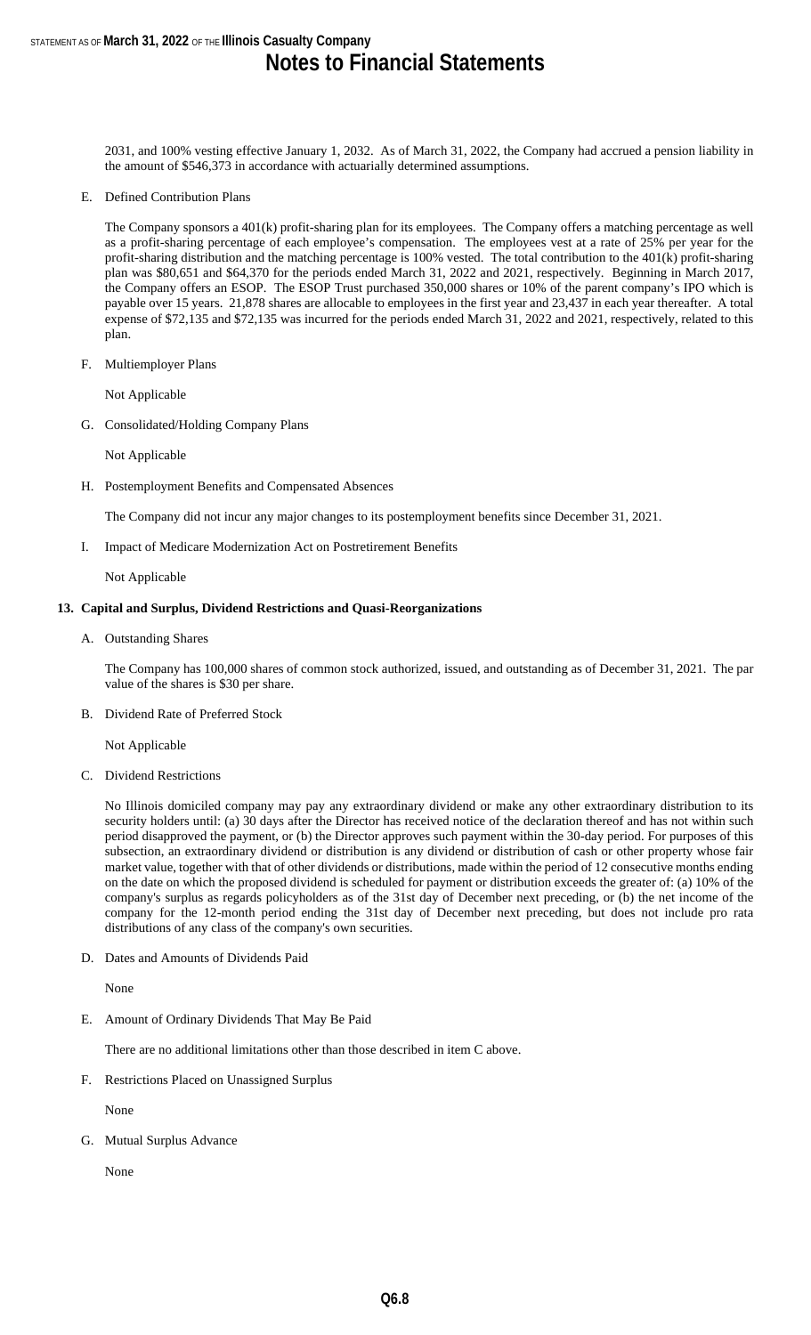2031, and 100% vesting effective January 1, 2032. As of March 31, 2022, the Company had accrued a pension liability in the amount of $546,373 in accordance with actuarially determined assumptions.

E. Defined Contribution Plans

The Company sponsors a 401(k) profit-sharing plan for its employees. The Company offers a matching percentage as well as a profit-sharing percentage of each employee's compensation. The employees vest at a rate of 25% per year for the profit-sharing distribution and the matching percentage is 100% vested. The total contribution to the 401(k) profit-sharing plan was $80,651 and $64,370 for the periods ended March 31, 2022 and 2021, respectively. Beginning in March 2017, the Company offers an ESOP. The ESOP Trust purchased 350,000 shares or 10% of the parent company's IPO which is payable over 15 years. 21,878 shares are allocable to employees in the first year and 23,437 in each year thereafter. A total expense of $72,135 and $72,135 was incurred for the periods ended March 31, 2022 and 2021, respectively, related to this plan.

F. Multiemployer Plans

Not Applicable

G. Consolidated/Holding Company Plans

Not Applicable

H. Postemployment Benefits and Compensated Absences

The Company did not incur any major changes to its postemployment benefits since December 31, 2021.

I. Impact of Medicare Modernization Act on Postretirement Benefits

Not Applicable

**13. Capital and Surplus, Dividend Restrictions and Quasi-Reorganizations**

A. Outstanding Shares

The Company has 100,000 shares of common stock authorized, issued, and outstanding as of December 31, 2021. The par value of the shares is $30 per share.

B. Dividend Rate of Preferred Stock

Not Applicable

C. Dividend Restrictions

No Illinois domiciled company may pay any extraordinary dividend or make any other extraordinary distribution to its security holders until: (a) 30 days after the Director has received notice of the declaration thereof and has not within such period disapproved the payment, or (b) the Director approves such payment within the 30-day period. For purposes of this subsection, an extraordinary dividend or distribution is any dividend or distribution of cash or other property whose fair market value, together with that of other dividends or distributions, made within the period of 12 consecutive months ending on the date on which the proposed dividend is scheduled for payment or distribution exceeds the greater of: (a) 10% of the company's surplus as regards policyholders as of the 31st day of December next preceding, or (b) the net income of the company for the 12-month period ending the 31st day of December next preceding, but does not include pro rata distributions of any class of the company's own securities.

D. Dates and Amounts of Dividends Paid

None

E. Amount of Ordinary Dividends That May Be Paid

There are no additional limitations other than those described in item C above.

F. Restrictions Placed on Unassigned Surplus

None

G. Mutual Surplus Advance

None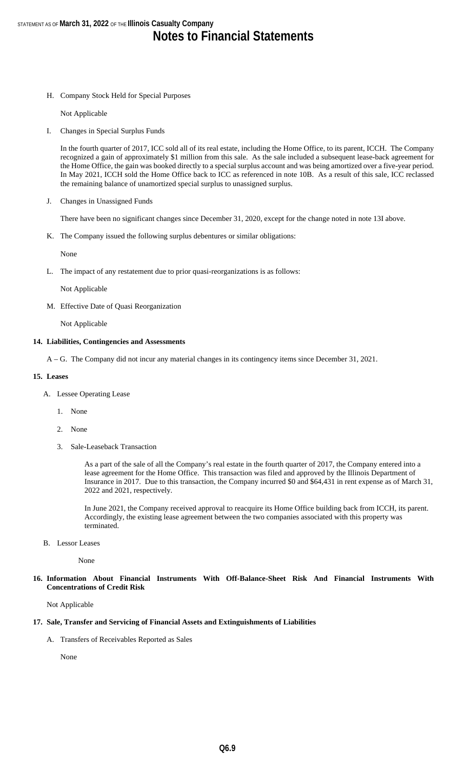H. Company Stock Held for Special Purposes

Not Applicable

I. Changes in Special Surplus Funds

In the fourth quarter of 2017, ICC sold all of its real estate, including the Home Office, to its parent, ICCH. The Company recognized a gain of approximately $1 million from this sale. As the sale included a subsequent lease-back agreement for the Home Office, the gain was booked directly to a special surplus account and was being amortized over a five-year period. In May 2021, ICCH sold the Home Office back to ICC as referenced in note 10B. As a result of this sale, ICC reclassed the remaining balance of unamortized special surplus to unassigned surplus.

J. Changes in Unassigned Funds

There have been no significant changes since December 31, 2020, except for the change noted in note 13I above.

K. The Company issued the following surplus debentures or similar obligations:

None

L. The impact of any restatement due to prior quasi-reorganizations is as follows:

Not Applicable

M. Effective Date of Quasi Reorganization

Not Applicable

## 14. Liabilities, Contingencies and Assessments

A – G. The Company did not incur any material changes in its contingency items since December 31, 2021.

## 15. Leases

A. Lessee Operating Lease

1. None

2. None

3. Sale-Leaseback Transaction

As a part of the sale of all the Company's real estate in the fourth quarter of 2017, the Company entered into a lease agreement for the Home Office. This transaction was filed and approved by the Illinois Department of Insurance in 2017. Due to this transaction, the Company incurred $0 and $64,431 in rent expense as of March 31, 2022 and 2021, respectively.

In June 2021, the Company received approval to reacquire its Home Office building back from ICCH, its parent. Accordingly, the existing lease agreement between the two companies associated with this property was terminated.

B. Lessor Leases

None

## 16. Information About Financial Instruments With Off-Balance-Sheet Risk And Financial Instruments With Concentrations of Credit Risk

Not Applicable

## 17. Sale, Transfer and Servicing of Financial Assets and Extinguishments of Liabilities

A. Transfers of Receivables Reported as Sales

None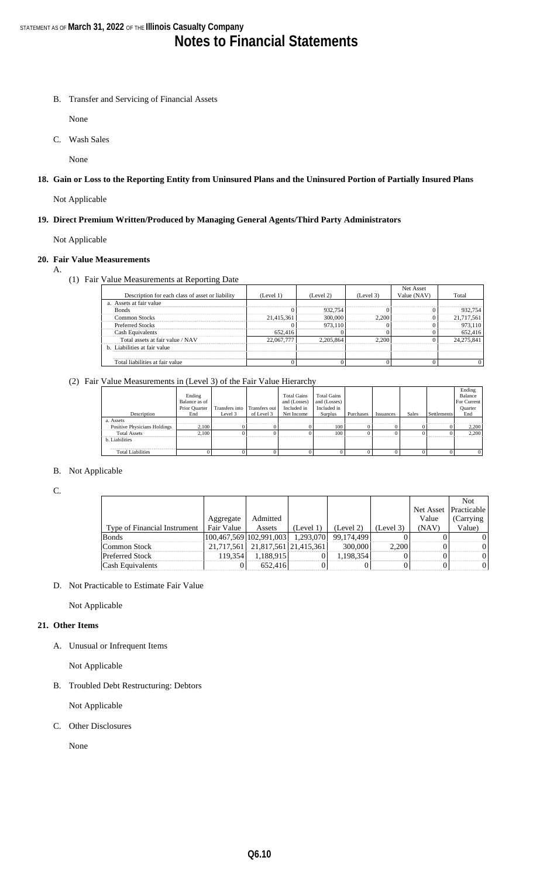B. Transfer and Servicing of Financial Assets

None

C. Wash Sales

None

## 18. Gain or Loss to the Reporting Entity from Uninsured Plans and the Uninsured Portion of Partially Insured Plans

Not Applicable

## 19. Direct Premium Written/Produced by Managing General Agents/Third Party Administrators

Not Applicable

## 20. Fair Value Measurements

A.

(1) Fair Value Measurements at Reporting Date

| Description for each class of asset or liability | (Level 1) | (Level 2) | (Level 3) | Net Asset Value (NAV) | Total |
|---|---|---|---|---|---|
| a. Assets at fair value | | | | | |
| Bonds | 0 | 932,754 | 0 | 0 | 932,754 |
| Common Stocks | 21,415,361 | 300,000 | 2,200 | 0 | 21,717,561 |
| Preferred Stocks | 0 | 973,110 | 0 | 0 | 973,110 |
| Cash Equivalents | 652,416 | 0 | 0 | 0 | 652,416 |
| Total assets at fair value / NAV | 22,067,777 | 2,205,864 | 2,200 | 0 | 24,275,841 |
| b. Liabilities at fair value | | | | | |
| | | | | | |
| Total liabilities at fair value | 0 | 0 | 0 | 0 | 0 |

(2) Fair Value Measurements in (Level 3) of the Fair Value Hierarchy

| Description | Ending Balance as of Prior Quarter End | Transfers into Level 3 | Transfers out of Level 3 | Total Gains and (Losses) Included in Net Income | Total Gains and (Losses) Included in Surplus | Purchases | Issuances | Sales | Settlements | Ending Balance For Current Quarter End |
|---|---|---|---|---|---|---|---|---|---|---|
| a. Assets | | | | | | | | | | |
| Positive Physicians Holdings | 2,100 | 0 | 0 | 0 | 100 | 0 | 0 | 0 | 0 | 2,200 |
| Total Assets | 2,100 | 0 | 0 | 0 | 100 | 0 | 0 | 0 | 0 | 2,200 |
| b. Liabilities | | | | | | | | | | |
| | | | | | | | | | | |
| Total Liabilities | 0 | 0 | 0 | 0 | 0 | 0 | 0 | 0 | 0 | 0 |

B. Not Applicable

C.

| Type of Financial Instrument | Aggregate Fair Value | Admitted Assets | (Level 1) | (Level 2) | (Level 3) | Net Asset Value (NAV) | Not Practicable (Carrying Value) |
|---|---|---|---|---|---|---|---|
| Bonds | 100,467,569 | 102,991,003 | 1,293,070 | 99,174,499 | 0 | 0 | 0 |
| Common Stock | 21,717,561 | 21,817,561 | 21,415,361 | 300,000 | 2,200 | 0 | 0 |
| Preferred Stock | 119,354 | 1,188,915 | 0 | 1,198,354 | 0 | 0 | 0 |
| Cash Equivalents | 0 | 652,416 | 0 | 0 | 0 | 0 | 0 |

D. Not Practicable to Estimate Fair Value

Not Applicable

## 21. Other Items

A. Unusual or Infrequent Items

Not Applicable

B. Troubled Debt Restructuring: Debtors

Not Applicable

C. Other Disclosures

None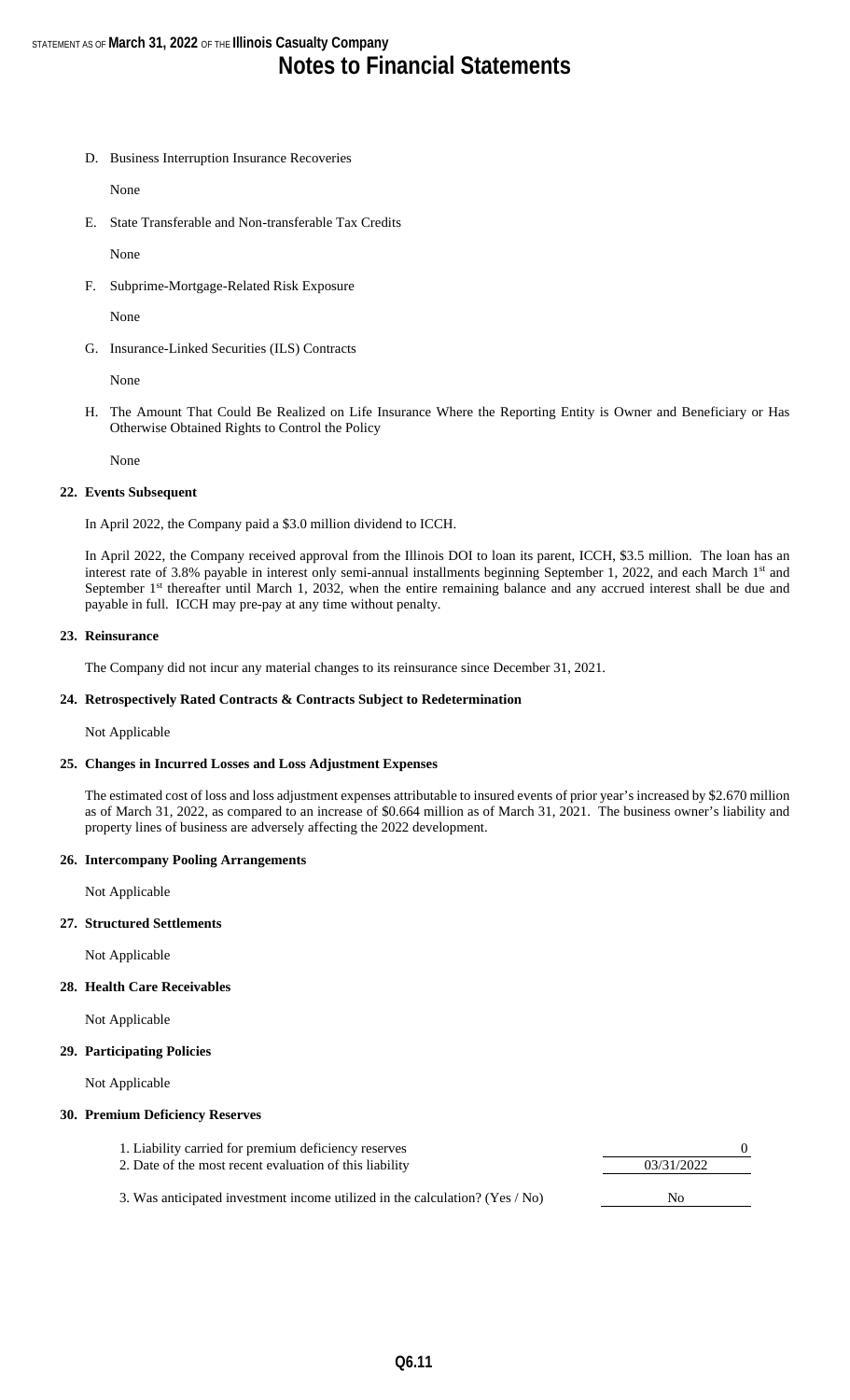D. Business Interruption Insurance Recoveries

None

E. State Transferable and Non-transferable Tax Credits

None

F. Subprime-Mortgage-Related Risk Exposure

None

G. Insurance-Linked Securities (ILS) Contracts

None

H. The Amount That Could Be Realized on Life Insurance Where the Reporting Entity is Owner and Beneficiary or Has Otherwise Obtained Rights to Control the Policy

None

**22. Events Subsequent**

In April 2022, the Company paid a $3.0 million dividend to ICCH.

In April 2022, the Company received approval from the Illinois DOI to loan its parent, ICCH, $3.5 million. The loan has an interest rate of 3.8% payable in interest only semi-annual installments beginning September 1, 2022, and each March 1st and September 1st thereafter until March 1, 2032, when the entire remaining balance and any accrued interest shall be due and payable in full. ICCH may pre-pay at any time without penalty.

**23. Reinsurance**

The Company did not incur any material changes to its reinsurance since December 31, 2021.

**24. Retrospectively Rated Contracts & Contracts Subject to Redetermination**

Not Applicable

**25. Changes in Incurred Losses and Loss Adjustment Expenses**

The estimated cost of loss and loss adjustment expenses attributable to insured events of prior year's increased by $2.670 million as of March 31, 2022, as compared to an increase of $0.664 million as of March 31, 2021. The business owner's liability and property lines of business are adversely affecting the 2022 development.

**26. Intercompany Pooling Arrangements**

Not Applicable

**27. Structured Settlements**

Not Applicable

**28. Health Care Receivables**

Not Applicable

**29. Participating Policies**

Not Applicable

**30. Premium Deficiency Reserves**

| | |
|---|---|
| 1. Liability carried for premium deficiency reserves | 0 |
| 2. Date of the most recent evaluation of this liability | 03/31/2022 |
| 3. Was anticipated investment income utilized in the calculation? (Yes / No) | No |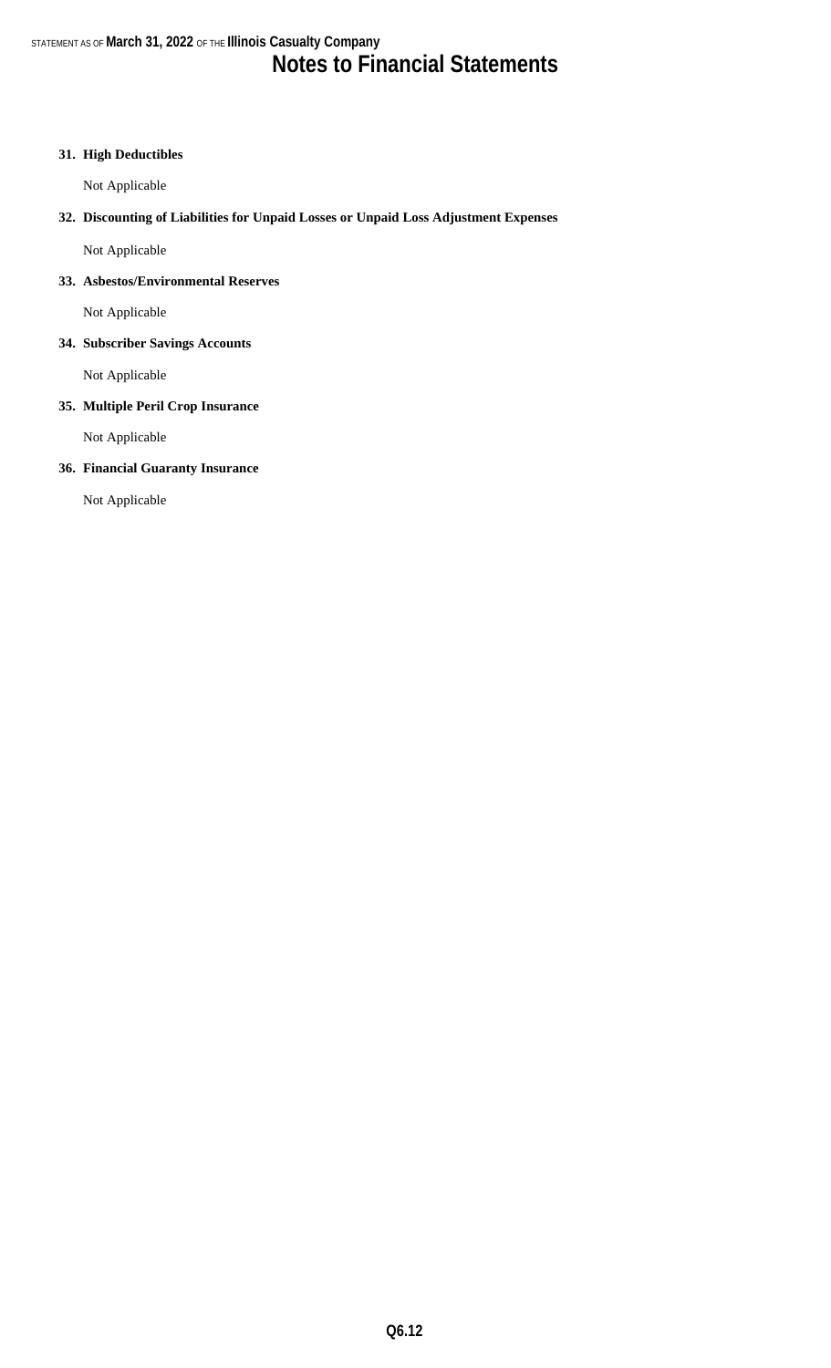# Notes to Financial Statements

**31. High Deductibles**

Not Applicable

**32. Discounting of Liabilities for Unpaid Losses or Unpaid Loss Adjustment Expenses**

Not Applicable

**33. Asbestos/Environmental Reserves**

Not Applicable

**34. Subscriber Savings Accounts**

Not Applicable

**35. Multiple Peril Crop Insurance**

Not Applicable

**36. Financial Guaranty Insurance**

Not Applicable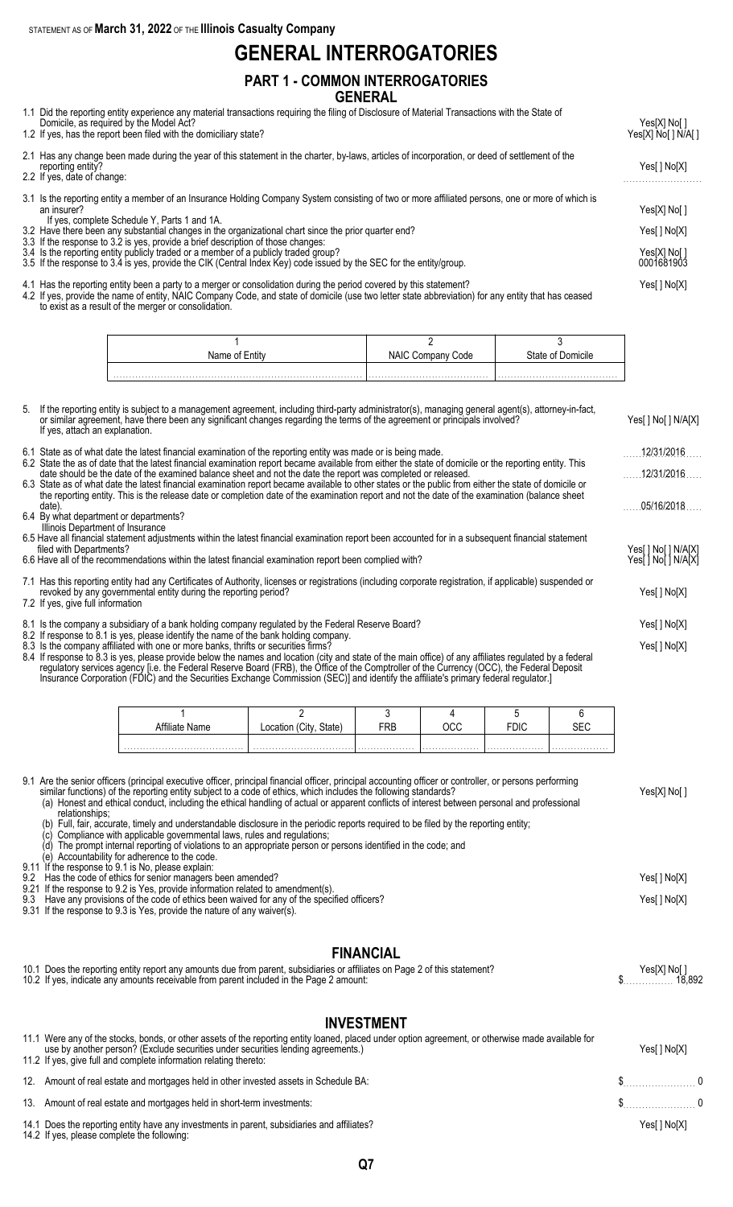STATEMENT AS OF **March 31, 2022** OF THE **Illinois Casualty Company**

# GENERAL INTERROGATORIES

## PART 1 - COMMON INTERROGATORIES

### GENERAL

1.1 Did the reporting entity experience any material transactions requiring the filing of Disclosure of Material Transactions with the State of Domicile, as required by the Model Act? Yes[X] No[ ]

1.2 If yes, has the report been filed with the domiciliary state? Yes[X] No[ ] N/A[ ]

2.1 Has any change been made during the year of this statement in the charter, by-laws, articles of incorporation, or deed of settlement of the reporting entity? Yes[ ] No[X]

2.2 If yes, date of change:

3.1 Is the reporting entity a member of an Insurance Holding Company System consisting of two or more affiliated persons, one or more of which is an insurer? Yes[X] No[ ]

If yes, complete Schedule Y, Parts 1 and 1A.

3.2 Have there been any substantial changes in the organizational chart since the prior quarter end? Yes[ ] No[X]

3.3 If the response to 3.2 is yes, provide a brief description of those changes:

3.4 Is the reporting entity publicly traded or a member of a publicly traded group? Yes[X] No[ ]

3.5 If the response to 3.4 is yes, provide the CIK (Central Index Key) code issued by the SEC for the entity/group. 0001681903

4.1 Has the reporting entity been a party to a merger or consolidation during the period covered by this statement? Yes[ ] No[X]

4.2 If yes, provide the name of entity, NAIC Company Code, and state of domicile (use two letter state abbreviation) for any entity that has ceased to exist as a result of the merger or consolidation.

| 1<br>Name of Entity | 2<br>NAIC Company Code | 3<br>State of Domicile |
|---|---|---|
| | | |

5. If the reporting entity is subject to a management agreement, including third-party administrator(s), managing general agent(s), attorney-in-fact, or similar agreement, have there been any significant changes regarding the terms of the agreement or principals involved? Yes[ ] No[ ] N/A[X]

If yes, attach an explanation.

6.1 State as of what date the latest financial examination of the reporting entity was made or is being made. 12/31/2016

6.2 State the as of date that the latest financial examination report became available from either the state of domicile or the reporting entity. This date should be the date of the examined balance sheet and not the date the report was completed or released. 12/31/2016

6.3 State as of what date the latest financial examination report became available to other states or the public from either the state of domicile or the reporting entity. This is the release date or completion date of the examination report and not the date of the examination (balance sheet date). 05/16/2018

6.4 By what department or departments?

Illinois Department of Insurance

6.5 Have all financial statement adjustments within the latest financial examination report been accounted for in a subsequent financial statement filed with Departments? Yes[ ] No[ ] N/A[X]

6.6 Have all of the recommendations within the latest financial examination report been complied with? Yes[ ] No[ ] N/A[X]

7.1 Has this reporting entity had any Certificates of Authority, licenses or registrations (including corporate registration, if applicable) suspended or revoked by any governmental entity during the reporting period? Yes[ ] No[X]

7.2 If yes, give full information

8.1 Is the company a subsidiary of a bank holding company regulated by the Federal Reserve Board? Yes[ ] No[X]

8.2 If response to 8.1 is yes, please identify the name of the bank holding company.

8.3 Is the company affiliated with one or more banks, thrifts or securities firms? Yes[ ] No[X]

8.4 If response to 8.3 is yes, please provide below the names and location (city and state of the main office) of any affiliates regulated by a federal regulatory services agency [i.e. the Federal Reserve Board (FRB), the Office of the Comptroller of the Currency (OCC), the Federal Deposit Insurance Corporation (FDIC) and the Securities Exchange Commission (SEC)] and identify the affiliate's primary federal regulator.]

| 1<br>Affiliate Name | 2<br>Location (City, State) | 3<br>FRB | 4<br>OCC | 5<br>FDIC | 6<br>SEC |
|---|---|---|---|---|---|
| | | | | | |

9.1 Are the senior officers (principal executive officer, principal financial officer, principal accounting officer or controller, or persons performing similar functions) of the reporting entity subject to a code of ethics, which includes the following standards? Yes[X] No[ ]

(a) Honest and ethical conduct, including the ethical handling of actual or apparent conflicts of interest between personal and professional relationships;
(b) Full, fair, accurate, timely and understandable disclosure in the periodic reports required to be filed by the reporting entity;
(c) Compliance with applicable governmental laws, rules and regulations;
(d) The prompt internal reporting of violations to an appropriate person or persons identified in the code; and
(e) Accountability for adherence to the code.

9.11 If the response to 9.1 is No, please explain:

9.2 Has the code of ethics for senior managers been amended? Yes[ ] No[X]

9.21 If the response to 9.2 is Yes, provide information related to amendment(s).

9.3 Have any provisions of the code of ethics been waived for any of the specified officers? Yes[ ] No[X]

9.31 If the response to 9.3 is Yes, provide the nature of any waiver(s).

### FINANCIAL

10.1 Does the reporting entity report any amounts due from parent, subsidiaries or affiliates on Page 2 of this statement? Yes[X] No[ ]

10.2 If yes, indicate any amounts receivable from parent included in the Page 2 amount: $ 18,892

### INVESTMENT

11.1 Were any of the stocks, bonds, or other assets of the reporting entity loaned, placed under option agreement, or otherwise made available for use by another person? (Exclude securities under securities lending agreements.) Yes[ ] No[X]

11.2 If yes, give full and complete information relating thereto:

12. Amount of real estate and mortgages held in other invested assets in Schedule BA: $ 0

13. Amount of real estate and mortgages held in short-term investments: $ 0

14.1 Does the reporting entity have any investments in parent, subsidiaries and affiliates? Yes[ ] No[X]

14.2 If yes, please complete the following: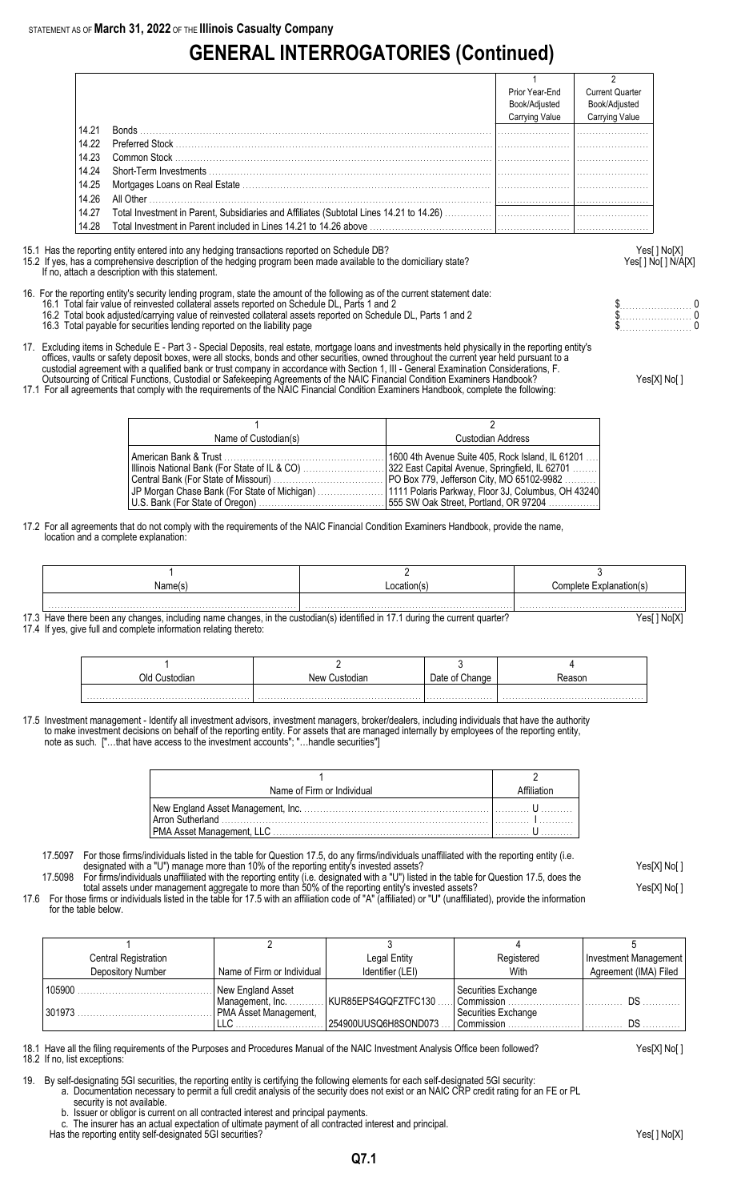STATEMENT AS OF **March 31, 2022** OF THE **Illinois Casualty Company**

# GENERAL INTERROGATORIES (Continued)

| | | 1<br>Prior Year-End<br>Book/Adjusted<br>Carrying Value | 2<br>Current Quarter<br>Book/Adjusted<br>Carrying Value |
|---|---|---|---|
| 14.21 | Bonds | | |
| 14.22 | Preferred Stock | | |
| 14.23 | Common Stock | | |
| 14.24 | Short-Term Investments | | |
| 14.25 | Mortgages Loans on Real Estate | | |
| 14.26 | All Other | | |
| 14.27 | Total Investment in Parent, Subsidiaries and Affiliates (Subtotal Lines 14.21 to 14.26) | | |
| 14.28 | Total Investment in Parent included in Lines 14.21 to 14.26 above | | |

15.1 Has the reporting entity entered into any hedging transactions reported on Schedule DB? Yes[ ] No[X]

15.2 If yes, has a comprehensive description of the hedging program been made available to the domiciliary state? Yes[ ] No[ ] N/A[X]
If no, attach a description with this statement.

16. For the reporting entity's security lending program, state the amount of the following as of the current statement date:

16.1 Total fair value of reinvested collateral assets reported on Schedule DL, Parts 1 and 2 $ 0

16.2 Total book adjusted/carrying value of reinvested collateral assets reported on Schedule DL, Parts 1 and 2 $ 0

16.3 Total payable for securities lending reported on the liability page $ 0

17. Excluding items in Schedule E - Part 3 - Special Deposits, real estate, mortgage loans and investments held physically in the reporting entity's offices, vaults or safety deposit boxes, were all stocks, bonds and other securities, owned throughout the current year held pursuant to a custodial agreement with a qualified bank or trust company in accordance with Section 1, III - General Examination Considerations, F. Outsourcing of Critical Functions, Custodial or Safekeeping Agreements of the NAIC Financial Condition Examiners Handbook? Yes[X] No[ ]

17.1 For all agreements that comply with the requirements of the NAIC Financial Condition Examiners Handbook, complete the following:

| 1<br>Name of Custodian(s) | 2<br>Custodian Address |
|---|---|
| American Bank & Trust | 1600 4th Avenue Suite 405, Rock Island, IL 61201 |
| Illinois National Bank (For State of IL & CO) | 322 East Capital Avenue, Springfield, IL 62701 |
| Central Bank (For State of Missouri) | PO Box 779, Jefferson City, MO 65102-9982 |
| JP Morgan Chase Bank (For State of Michigan) | 1111 Polaris Parkway, Floor 3J, Columbus, OH 43240 |
| U.S. Bank (For State of Oregon) | 555 SW Oak Street, Portland, OR 97204 |

17.2 For all agreements that do not comply with the requirements of the NAIC Financial Condition Examiners Handbook, provide the name, location and a complete explanation:

| 1<br>Name(s) | 2<br>Location(s) | 3<br>Complete Explanation(s) |
|---|---|---|
| | | |

17.3 Have there been any changes, including name changes, in the custodian(s) identified in 17.1 during the current quarter? Yes[ ] No[X]

17.4 If yes, give full and complete information relating thereto:

| 1<br>Old Custodian | 2<br>New Custodian | 3<br>Date of Change | 4<br>Reason |
|---|---|---|---|
| | | | |

17.5 Investment management - Identify all investment advisors, investment managers, broker/dealers, including individuals that have the authority to make investment decisions on behalf of the reporting entity. For assets that are managed internally by employees of the reporting entity, note as such. ["…that have access to the investment accounts"; "…handle securities"]

| 1<br>Name of Firm or Individual | 2<br>Affiliation |
|---|---|
| New England Asset Management, Inc. | U |
| Arron Sutherland | I |
| PMA Asset Management, LLC | U |

17.5097 For those firms/individuals listed in the table for Question 17.5, do any firms/individuals unaffiliated with the reporting entity (i.e. designated with a "U") manage more than 10% of the reporting entity's invested assets? Yes[X] No[ ]

17.5098 For firms/individuals unaffiliated with the reporting entity (i.e. designated with a "U") listed in the table for Question 17.5, does the total assets under management aggregate to more than 50% of the reporting entity's invested assets? Yes[X] No[ ]

17.6 For those firms or individuals listed in the table for 17.5 with an affiliation code of "A" (affiliated) or "U" (unaffiliated), provide the information for the table below.

| 1<br>Central Registration Depository Number | 2<br>Name of Firm or Individual | 3<br>Legal Entity Identifier (LEI) | 4<br>Registered With | 5<br>Investment Management Agreement (IMA) Filed |
|---|---|---|---|---|
| 105900 | New England Asset Management, Inc. | KUR85EPS4GQFZTFC130 | Securities Exchange Commission | DS |
| 301973 | PMA Asset Management, LLC | 254900UUSQ6H8SOND073 | Securities Exchange Commission | DS |

18.1 Have all the filing requirements of the Purposes and Procedures Manual of the NAIC Investment Analysis Office been followed? Yes[X] No[ ]

18.2 If no, list exceptions:

19. By self-designating 5GI securities, the reporting entity is certifying the following elements for each self-designated 5GI security:

a. Documentation necessary to permit a full credit analysis of the security does not exist or an NAIC CRP credit rating for an FE or PL security is not available.

b. Issuer or obligor is current on all contracted interest and principal payments.

c. The insurer has an actual expectation of ultimate payment of all contracted interest and principal.

Has the reporting entity self-designated 5GI securities? Yes[ ] No[X]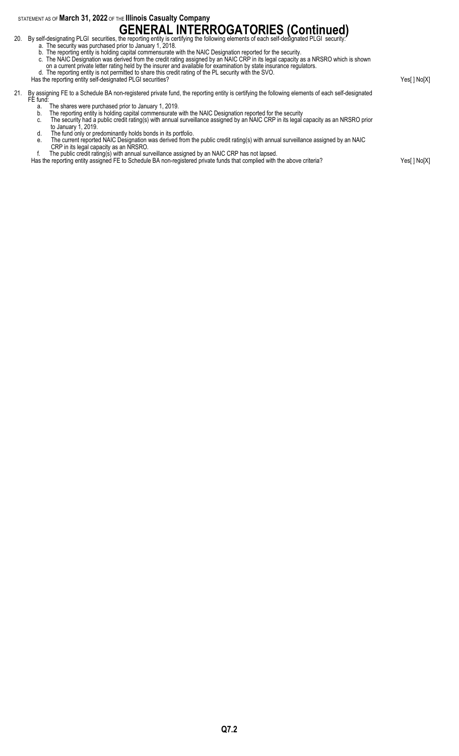# GENERAL INTERROGATORIES (Continued)

20. By self-designating PLGI securities, the reporting entity is certifying the following elements of each self-designated PLGI security:
    a. The security was purchased prior to January 1, 2018.
    b. The reporting entity is holding capital commensurate with the NAIC Designation reported for the security.
    c. The NAIC Designation was derived from the credit rating assigned by an NAIC CRP in its legal capacity as a NRSRO which is shown on a current private letter rating held by the insurer and available for examination by state insurance regulators.
    d. The reporting entity is not permitted to share this credit rating of the PL security with the SVO.

    Has the reporting entity self-designated PLGI securities? Yes[ ] No[X]

21. By assigning FE to a Schedule BA non-registered private fund, the reporting entity is certifying the following elements of each self-designated FE fund:
    a. The shares were purchased prior to January 1, 2019.
    b. The reporting entity is holding capital commensurate with the NAIC Designation reported for the security
    c. The security had a public credit rating(s) with annual surveillance assigned by an NAIC CRP in its legal capacity as an NRSRO prior to January 1, 2019.
    d. The fund only or predominantly holds bonds in its portfolio.
    e. The current reported NAIC Designation was derived from the public credit rating(s) with annual surveillance assigned by an NAIC CRP in its legal capacity as an NRSRO.
    f. The public credit rating(s) with annual surveillance assigned by an NAIC CRP has not lapsed.

    Has the reporting entity assigned FE to Schedule BA non-registered private funds that complied with the above criteria? Yes[ ] No[X]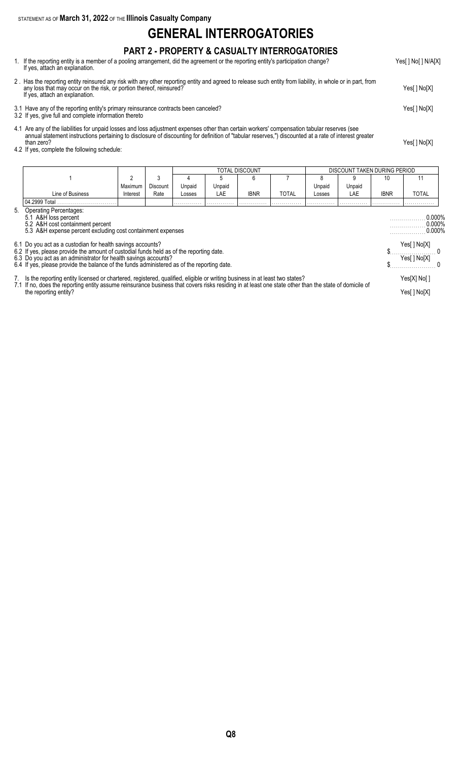# GENERAL INTERROGATORIES

## PART 2 - PROPERTY & CASUALTY INTERROGATORIES

1. If the reporting entity is a member of a pooling arrangement, did the agreement or the reporting entity's participation change? Yes[ ] No[ ] N/A[X]
   If yes, attach an explanation.

2. Has the reporting entity reinsured any risk with any other reporting entity and agreed to release such entity from liability, in whole or in part, from any loss that may occur on the risk, or portion thereof, reinsured? Yes[ ] No[X]
   If yes, attach an explanation.

3.1 Have any of the reporting entity's primary reinsurance contracts been canceled? Yes[ ] No[X]

3.2 If yes, give full and complete information thereto

4.1 Are any of the liabilities for unpaid losses and loss adjustment expenses other than certain workers' compensation tabular reserves (see annual statement instructions pertaining to disclosure of discounting for definition of "tabular reserves,") discounted at a rate of interest greater than zero? Yes[ ] No[X]

4.2 If yes, complete the following schedule:

| | | | TOTAL DISCOUNT | | | | DISCOUNT TAKEN DURING PERIOD | | | |
|---|---|---|---|---|---|---|---|---|---|---|
| 1 | 2 | 3 | 4 | 5 | 6 | 7 | 8 | 9 | 10 | 11 |
| Line of Business | Maximum Interest | Discount Rate | Unpaid Losses | Unpaid LAE | IBNR | TOTAL | Unpaid Losses | Unpaid LAE | IBNR | TOTAL |
| 04.2999 Total | | | | | | | | | | |

5. Operating Percentages:
   5.1 A&H loss percent 0.000%
   5.2 A&H cost containment percent 0.000%
   5.3 A&H expense percent excluding cost containment expenses 0.000%

6.1 Do you act as a custodian for health savings accounts? Yes[ ] No[X]

6.2 If yes, please provide the amount of custodial funds held as of the reporting date. $ 0

6.3 Do you act as an administrator for health savings accounts? Yes[ ] No[X]

6.4 If yes, please provide the balance of the funds administered as of the reporting date. $ 0

7. Is the reporting entity licensed or chartered, registered, qualified, eligible or writing business in at least two states? Yes[X] No[ ]

7.1 If no, does the reporting entity assume reinsurance business that covers risks residing in at least one state other than the state of domicile of the reporting entity? Yes[ ] No[X]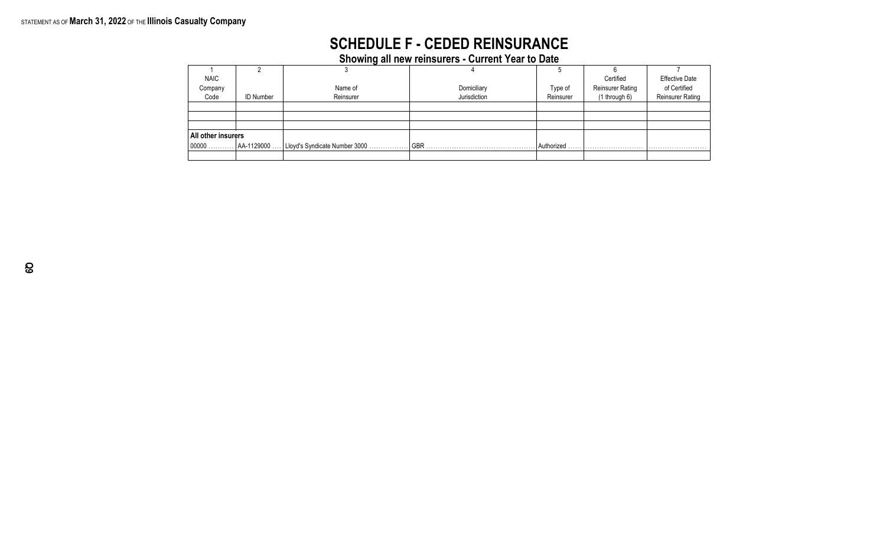STATEMENT AS OF **March 31, 2022** OF THE **Illinois Casualty Company**

# SCHEDULE F - CEDED REINSURANCE

## Showing all new reinsurers - Current Year to Date

| 1<br>NAIC<br>Company<br>Code | 2<br>ID Number | 3<br>Name of<br>Reinsurer | 4<br>Domiciliary<br>Jurisdiction | 5<br>Type of<br>Reinsurer | 6<br>Certified<br>Reinsurer Rating<br>(1 through 6) | 7<br>Effective Date<br>of Certified<br>Reinsurer Rating |
|---|---|---|---|---|---|---|
| | | | | | | |
| | | | | | | |
| | | | | | | |
| **All other insurers** | | | | | | |
| 00000 | AA-1129000 | Lloyd's Syndicate Number 3000 | GBR | Authorized | | |
| | | | | | | |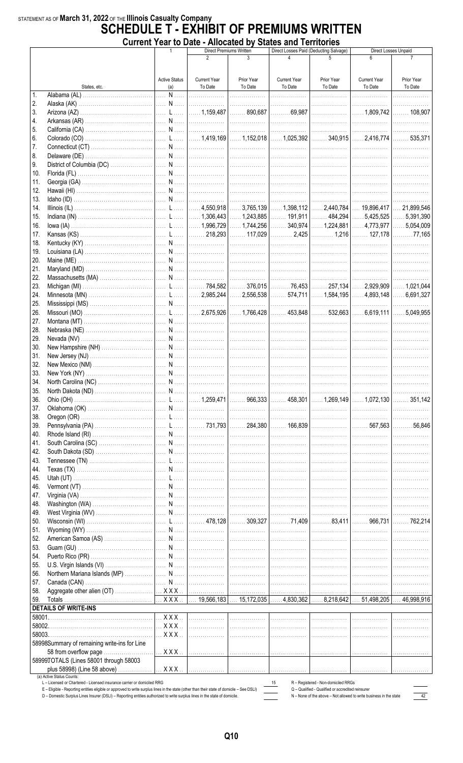STATEMENT AS OF **March 31, 2022** OF THE **Illinois Casualty Company**

# SCHEDULE T - EXHIBIT OF PREMIUMS WRITTEN

## Current Year to Date - Allocated by States and Territories

| | | 1 | Direct Premiums Written | | Direct Losses Paid (Deducting Salvage) | | Direct Losses Unpaid | |
|---|---|---|---|---|---|---|---|---|
| | | | 2 | 3 | 4 | 5 | 6 | 7 |
| | States, etc. | Active Status (a) | Current Year To Date | Prior Year To Date | Current Year To Date | Prior Year To Date | Current Year To Date | Prior Year To Date |
| 1. | Alabama (AL) | N | | | | | | |
| 2. | Alaska (AK) | N | | | | | | |
| 3. | Arizona (AZ) | L | 1,159,487 | 890,687 | 69,987 | | 1,809,742 | 108,907 |
| 4. | Arkansas (AR) | N | | | | | | |
| 5. | California (CA) | N | | | | | | |
| 6. | Colorado (CO) | L | 1,419,169 | 1,152,018 | 1,025,392 | 340,915 | 2,416,774 | 535,371 |
| 7. | Connecticut (CT) | N | | | | | | |
| 8. | Delaware (DE) | N | | | | | | |
| 9. | District of Columbia (DC) | N | | | | | | |
| 10. | Florida (FL) | N | | | | | | |
| 11. | Georgia (GA) | N | | | | | | |
| 12. | Hawaii (HI) | N | | | | | | |
| 13. | Idaho (ID) | N | | | | | | |
| 14. | Illinois (IL) | L | 4,550,918 | 3,765,139 | 1,398,112 | 2,440,784 | 19,896,417 | 21,899,546 |
| 15. | Indiana (IN) | L | 1,306,443 | 1,243,885 | 191,911 | 484,294 | 5,425,525 | 5,391,390 |
| 16. | Iowa (IA) | L | 1,996,729 | 1,744,256 | 340,974 | 1,224,881 | 4,773,977 | 5,054,009 |
| 17. | Kansas (KS) | L | 218,293 | 117,029 | 2,425 | 1,216 | 127,178 | 77,165 |
| 18. | Kentucky (KY) | N | | | | | | |
| 19. | Louisiana (LA) | N | | | | | | |
| 20. | Maine (ME) | N | | | | | | |
| 21. | Maryland (MD) | N | | | | | | |
| 22. | Massachusetts (MA) | N | | | | | | |
| 23. | Michigan (MI) | L | 784,582 | 376,015 | 76,453 | 257,134 | 2,929,909 | 1,021,044 |
| 24. | Minnesota (MN) | L | 2,985,244 | 2,556,538 | 574,711 | 1,584,195 | 4,893,148 | 6,691,327 |
| 25. | Mississippi (MS) | N | | | | | | |
| 26. | Missouri (MO) | L | 2,675,926 | 1,766,428 | 453,848 | 532,663 | 6,619,111 | 5,049,955 |
| 27. | Montana (MT) | N | | | | | | |
| 28. | Nebraska (NE) | N | | | | | | |
| 29. | Nevada (NV) | N | | | | | | |
| 30. | New Hampshire (NH) | N | | | | | | |
| 31. | New Jersey (NJ) | N | | | | | | |
| 32. | New Mexico (NM) | N | | | | | | |
| 33. | New York (NY) | N | | | | | | |
| 34. | North Carolina (NC) | N | | | | | | |
| 35. | North Dakota (ND) | N | | | | | | |
| 36. | Ohio (OH) | L | 1,259,471 | 966,333 | 458,301 | 1,269,149 | 1,072,130 | 351,142 |
| 37. | Oklahoma (OK) | N | | | | | | |
| 38. | Oregon (OR) | L | | | | | | |
| 39. | Pennsylvania (PA) | L | 731,793 | 284,380 | 166,839 | | 567,563 | 56,846 |
| 40. | Rhode Island (RI) | N | | | | | | |
| 41. | South Carolina (SC) | N | | | | | | |
| 42. | South Dakota (SD) | N | | | | | | |
| 43. | Tennessee (TN) | L | | | | | | |
| 44. | Texas (TX) | N | | | | | | |
| 45. | Utah (UT) | L | | | | | | |
| 46. | Vermont (VT) | N | | | | | | |
| 47. | Virginia (VA) | N | | | | | | |
| 48. | Washington (WA) | N | | | | | | |
| 49. | West Virginia (WV) | N | | | | | | |
| 50. | Wisconsin (WI) | L | 478,128 | 309,327 | 71,409 | 83,411 | 966,731 | 762,214 |
| 51. | Wyoming (WY) | N | | | | | | |
| 52. | American Samoa (AS) | N | | | | | | |
| 53. | Guam (GU) | N | | | | | | |
| 54. | Puerto Rico (PR) | N | | | | | | |
| 55. | U.S. Virgin Islands (VI) | N | | | | | | |
| 56. | Northern Mariana Islands (MP) | N | | | | | | |
| 57. | Canada (CAN) | N | | | | | | |
| 58. | Aggregate other alien (OT) | XXX | | | | | | |
| 59. | Totals | XXX | 19,566,183 | 15,172,035 | 4,830,362 | 8,218,642 | 51,498,205 | 46,998,916 |
| | **DETAILS OF WRITE-INS** | | | | | | | |
| 58001. | | XXX | | | | | | |
| 58002. | | XXX | | | | | | |
| 58003. | | XXX | | | | | | |
| 58998 | Summary of remaining write-ins for Line 58 from overflow page | XXX | | | | | | |
| 58999 | TOTALS (Lines 58001 through 58003 plus 58998) (Line 58 above) | XXX | | | | | | |

(a) Active Status Counts:

L – Licensed or Chartered - Licensed insurance carrier or domiciled RRG: 15

R – Registered - Non-domiciled RRGs

E – Eligible - Reporting entities eligible or approved to write surplus lines in the state (other than their state of domicile – See DSLI)

Q – Qualified - Qualified or accredited reinsurer

D – Domestic Surplus Lines Insurer (DSLI) – Reporting entities authorized to write surplus lines in the state of domicile.

N – None of the above – Not allowed to write business in the state: 42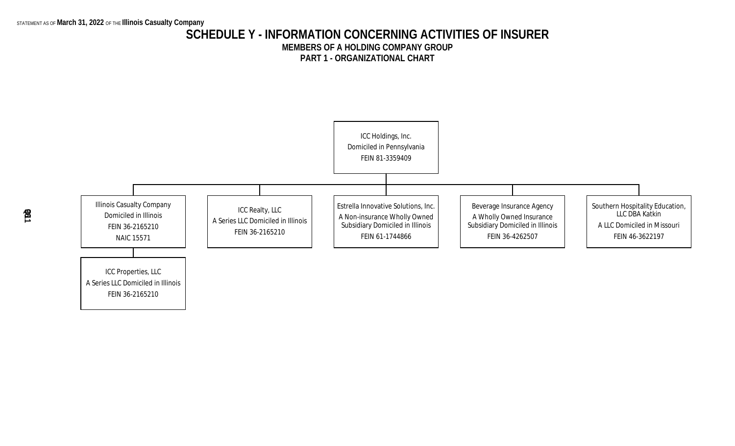STATEMENT AS OF **March 31, 2022** OF THE **Illinois Casualty Company**

# SCHEDULE Y - INFORMATION CONCERNING ACTIVITIES OF INSURER

## MEMBERS OF A HOLDING COMPANY GROUP

## PART 1 - ORGANIZATIONAL CHART

**ICC Holdings, Inc.**
Domiciled in Pennsylvania
FEIN 81-3359409

- **Illinois Casualty Company**
  Domiciled in Illinois
  FEIN 36-2165210
  NAIC 15571
  - **ICC Properties, LLC**
    A Series LLC Domiciled in Illinois
    FEIN 36-2165210
- **ICC Realty, LLC**
  A Series LLC Domiciled in Illinois
  FEIN 36-2165210
- **Estrella Innovative Solutions, Inc.**
  A Non-insurance Wholly Owned Subsidiary Domiciled in Illinois
  FEIN 61-1744866
- **Beverage Insurance Agency**
  A Wholly Owned Insurance Subsidiary Domiciled in Illinois
  FEIN 36-4262507
- **Southern Hospitality Education, LLC DBA Katkin**
  A LLC Domiciled in Missouri
  FEIN 46-3622197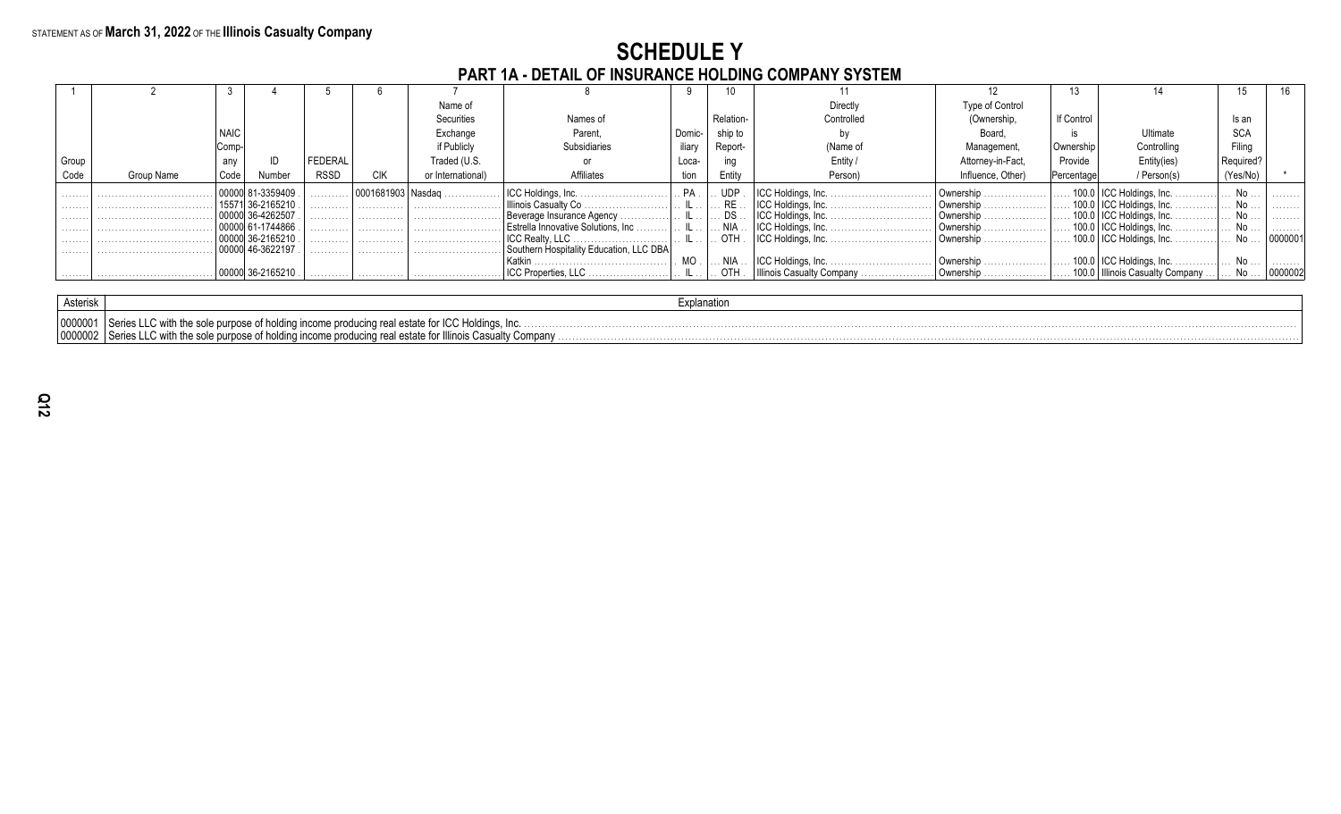STATEMENT AS OF **March 31, 2022** OF THE **Illinois Casualty Company**

# SCHEDULE Y

## PART 1A - DETAIL OF INSURANCE HOLDING COMPANY SYSTEM

| 1 | 2 | 3 | 4 | 5 | 6 | 7 | 8 | 9 | 10 | 11 | 12 | 13 | 14 | 15 | 16 |
|---|---|---|---|---|---|---|---|---|---|---|---|---|---|---|---|
| Group Code | Group Name | NAIC Company Code | ID Number | FEDERAL RSSD | CIK | Name of Securities Exchange if Publicly Traded (U.S. or International) | Names of Parent, Subsidiaries or Affiliates | Domiciliary Location | Relationship to Reporting Entity | Directly Controlled by (Name of Entity / Person) | Type of Control (Ownership, Board, Management, Attorney-in-Fact, Influence, Other) | If Control is Ownership Provide Percentage | Ultimate Controlling Entity(ies) / Person(s) | Is an SCA Filing Required? (Yes/No) | * |
| | | 00000 | 81-3359409 | | 0001681903 | Nasdaq | ICC Holdings, Inc. | PA | UDP | ICC Holdings, Inc. | Ownership | 100.0 | ICC Holdings, Inc. | No | |
| | | 15571 | 36-2165210 | | | | Illinois Casualty Co | IL | RE | ICC Holdings, Inc. | Ownership | 100.0 | ICC Holdings, Inc. | No | |
| | | 00000 | 36-4262507 | | | | Beverage Insurance Agency | IL | DS | ICC Holdings, Inc. | Ownership | 100.0 | ICC Holdings, Inc. | No | |
| | | 00000 | 61-1744866 | | | | Estrella Innovative Solutions, Inc | IL | NIA | ICC Holdings, Inc. | Ownership | 100.0 | ICC Holdings, Inc. | No | |
| | | 00000 | 36-2165210 | | | | ICC Realty, LLC | IL | OTH | ICC Holdings, Inc. | Ownership | 100.0 | ICC Holdings, Inc. | No | 0000001 |
| | | 00000 | 46-3622197 | | | | Southern Hospitality Education, LLC DBA Katkin | MO | NIA | ICC Holdings, Inc. | Ownership | 100.0 | ICC Holdings, Inc. | No | |
| | | 00000 | 36-2165210 | | | | ICC Properties, LLC | IL | OTH | Illinois Casualty Company | Ownership | 100.0 | Illinois Casualty Company | No | 0000002 |

| Asterisk | Explanation |
|---|---|
| 0000001 | Series LLC with the sole purpose of holding income producing real estate for ICC Holdings, Inc. |
| 0000002 | Series LLC with the sole purpose of holding income producing real estate for Illinois Casualty Company |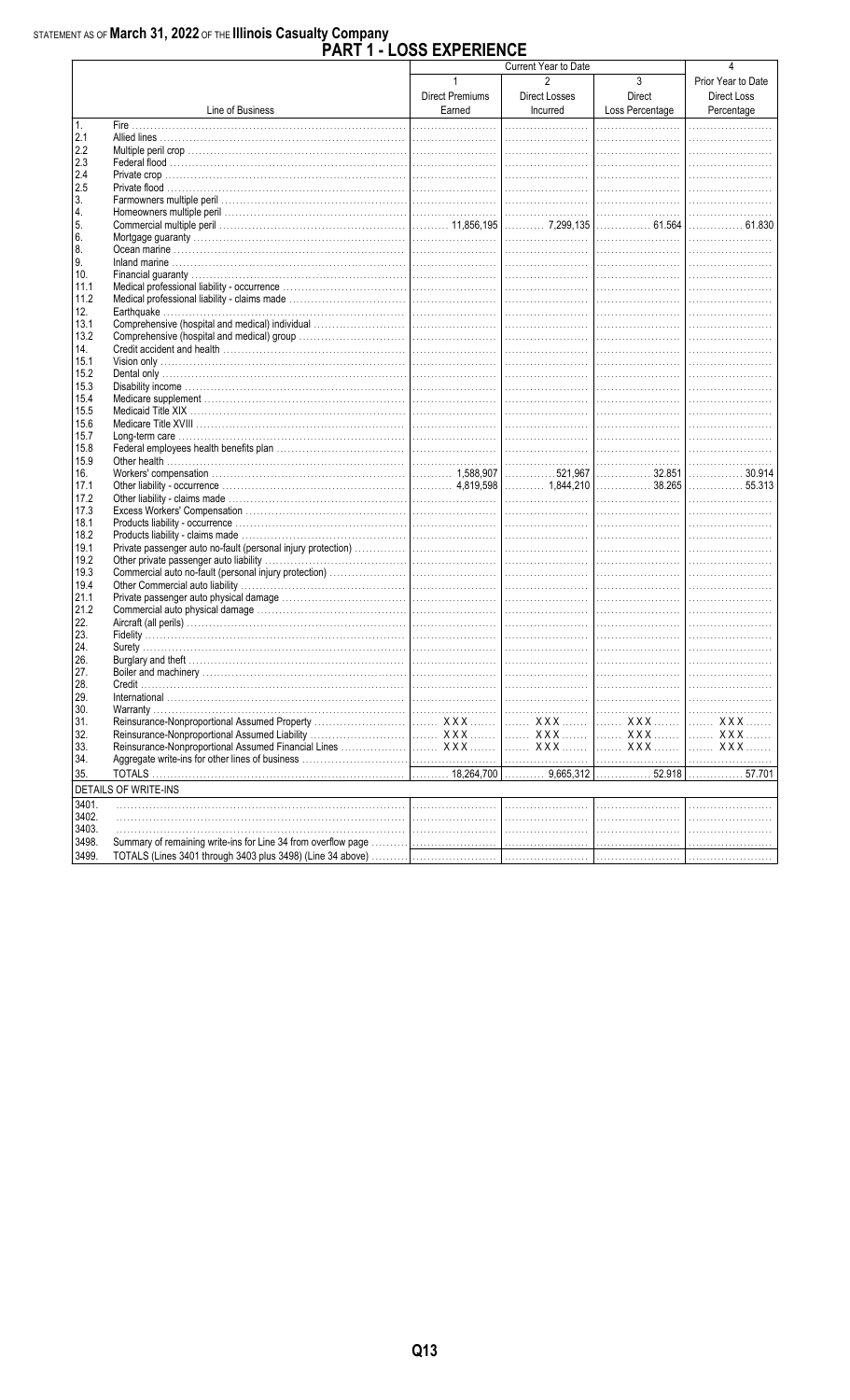STATEMENT AS OF **March 31, 2022** OF THE **Illinois Casualty Company**

# PART 1 - LOSS EXPERIENCE

| | Line of Business | Current Year to Date 1 Direct Premiums Earned | 2 Direct Losses Incurred | 3 Direct Loss Percentage | 4 Prior Year to Date Direct Loss Percentage |
|---|---|---|---|---|---|
| 1. | Fire | | | | |
| 2.1 | Allied lines | | | | |
| 2.2 | Multiple peril crop | | | | |
| 2.3 | Federal flood | | | | |
| 2.4 | Private crop | | | | |
| 2.5 | Private flood | | | | |
| 3. | Farmowners multiple peril | | | | |
| 4. | Homeowners multiple peril | | | | |
| 5. | Commercial multiple peril | 11,856,195 | 7,299,135 | 61.564 | 61.830 |
| 6. | Mortgage guaranty | | | | |
| 8. | Ocean marine | | | | |
| 9. | Inland marine | | | | |
| 10. | Financial guaranty | | | | |
| 11.1 | Medical professional liability - occurrence | | | | |
| 11.2 | Medical professional liability - claims made | | | | |
| 12. | Earthquake | | | | |
| 13.1 | Comprehensive (hospital and medical) individual | | | | |
| 13.2 | Comprehensive (hospital and medical) group | | | | |
| 14. | Credit accident and health | | | | |
| 15.1 | Vision only | | | | |
| 15.2 | Dental only | | | | |
| 15.3 | Disability income | | | | |
| 15.4 | Medicare supplement | | | | |
| 15.5 | Medicaid Title XIX | | | | |
| 15.6 | Medicare Title XVIII | | | | |
| 15.7 | Long-term care | | | | |
| 15.8 | Federal employees health benefits plan | | | | |
| 15.9 | Other health | | | | |
| 16. | Workers' compensation | 1,588,907 | 521,967 | 32.851 | 30.914 |
| 17.1 | Other liability - occurrence | 4,819,598 | 1,844,210 | 38.265 | 55.313 |
| 17.2 | Other liability - claims made | | | | |
| 17.3 | Excess Workers' Compensation | | | | |
| 18.1 | Products liability - occurrence | | | | |
| 18.2 | Products liability - claims made | | | | |
| 19.1 | Private passenger auto no-fault (personal injury protection) | | | | |
| 19.2 | Other private passenger auto liability | | | | |
| 19.3 | Commercial auto no-fault (personal injury protection) | | | | |
| 19.4 | Other Commercial auto liability | | | | |
| 21.1 | Private passenger auto physical damage | | | | |
| 21.2 | Commercial auto physical damage | | | | |
| 22. | Aircraft (all perils) | | | | |
| 23. | Fidelity | | | | |
| 24. | Surety | | | | |
| 26. | Burglary and theft | | | | |
| 27. | Boiler and machinery | | | | |
| 28. | Credit | | | | |
| 29. | International | | | | |
| 30. | Warranty | | | | |
| 31. | Reinsurance-Nonproportional Assumed Property | XXX | XXX | XXX | XXX |
| 32. | Reinsurance-Nonproportional Assumed Liability | XXX | XXX | XXX | XXX |
| 33. | Reinsurance-Nonproportional Assumed Financial Lines | XXX | XXX | XXX | XXX |
| 34. | Aggregate write-ins for other lines of business | | | | |
| 35. | TOTALS | 18,264,700 | 9,665,312 | 52.918 | 57.701 |
| | DETAILS OF WRITE-INS | | | | |
| 3401. | | | | | |
| 3402. | | | | | |
| 3403. | | | | | |
| 3498. | Summary of remaining write-ins for Line 34 from overflow page | | | | |
| 3499. | TOTALS (Lines 3401 through 3403 plus 3498) (Line 34 above) | | | | |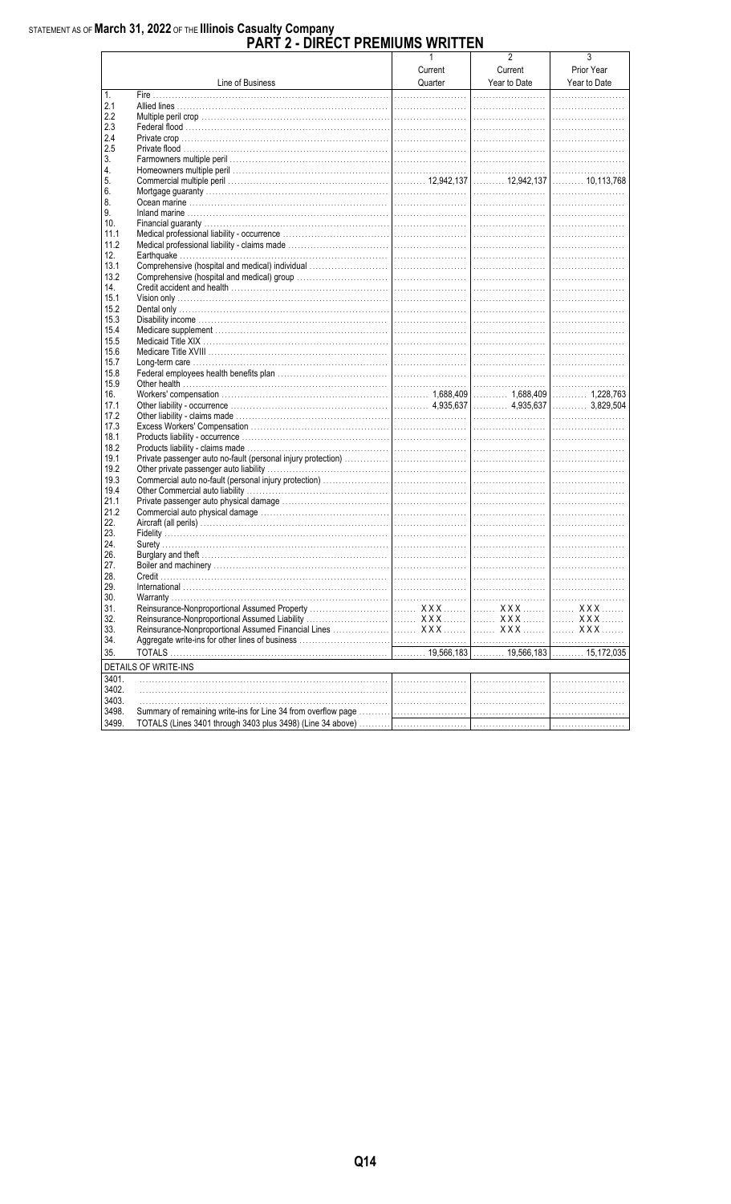STATEMENT AS OF **March 31, 2022** OF THE **Illinois Casualty Company**

# PART 2 - DIRECT PREMIUMS WRITTEN

| | Line of Business | 1 Current Quarter | 2 Current Year to Date | 3 Prior Year Year to Date |
|---|---|---|---|---|
| 1. | Fire | | | |
| 2.1 | Allied lines | | | |
| 2.2 | Multiple peril crop | | | |
| 2.3 | Federal flood | | | |
| 2.4 | Private crop | | | |
| 2.5 | Private flood | | | |
| 3. | Farmowners multiple peril | | | |
| 4. | Homeowners multiple peril | | | |
| 5. | Commercial multiple peril | 12,942,137 | 12,942,137 | 10,113,768 |
| 6. | Mortgage guaranty | | | |
| 8. | Ocean marine | | | |
| 9. | Inland marine | | | |
| 10. | Financial guaranty | | | |
| 11.1 | Medical professional liability - occurrence | | | |
| 11.2 | Medical professional liability - claims made | | | |
| 12. | Earthquake | | | |
| 13.1 | Comprehensive (hospital and medical) individual | | | |
| 13.2 | Comprehensive (hospital and medical) group | | | |
| 14. | Credit accident and health | | | |
| 15.1 | Vision only | | | |
| 15.2 | Dental only | | | |
| 15.3 | Disability income | | | |
| 15.4 | Medicare supplement | | | |
| 15.5 | Medicaid Title XIX | | | |
| 15.6 | Medicare Title XVIII | | | |
| 15.7 | Long-term care | | | |
| 15.8 | Federal employees health benefits plan | | | |
| 15.9 | Other health | | | |
| 16. | Workers' compensation | 1,688,409 | 1,688,409 | 1,228,763 |
| 17.1 | Other liability - occurrence | 4,935,637 | 4,935,637 | 3,829,504 |
| 17.2 | Other liability - claims made | | | |
| 17.3 | Excess Workers' Compensation | | | |
| 18.1 | Products liability - occurrence | | | |
| 18.2 | Products liability - claims made | | | |
| 19.1 | Private passenger auto no-fault (personal injury protection) | | | |
| 19.2 | Other private passenger auto liability | | | |
| 19.3 | Commercial auto no-fault (personal injury protection) | | | |
| 19.4 | Other Commercial auto liability | | | |
| 21.1 | Private passenger auto physical damage | | | |
| 21.2 | Commercial auto physical damage | | | |
| 22. | Aircraft (all perils) | | | |
| 23. | Fidelity | | | |
| 24. | Surety | | | |
| 26. | Burglary and theft | | | |
| 27. | Boiler and machinery | | | |
| 28. | Credit | | | |
| 29. | International | | | |
| 30. | Warranty | | | |
| 31. | Reinsurance-Nonproportional Assumed Property | XXX | XXX | XXX |
| 32. | Reinsurance-Nonproportional Assumed Liability | XXX | XXX | XXX |
| 33. | Reinsurance-Nonproportional Assumed Financial Lines | XXX | XXX | XXX |
| 34. | Aggregate write-ins for other lines of business | | | |
| 35. | TOTALS | 19,566,183 | 19,566,183 | 15,172,035 |
| | DETAILS OF WRITE-INS | | | |
| 3401. | | | | |
| 3402. | | | | |
| 3403. | | | | |
| 3498. | Summary of remaining write-ins for Line 34 from overflow page | | | |
| 3499. | TOTALS (Lines 3401 through 3403 plus 3498) (Line 34 above) | | | |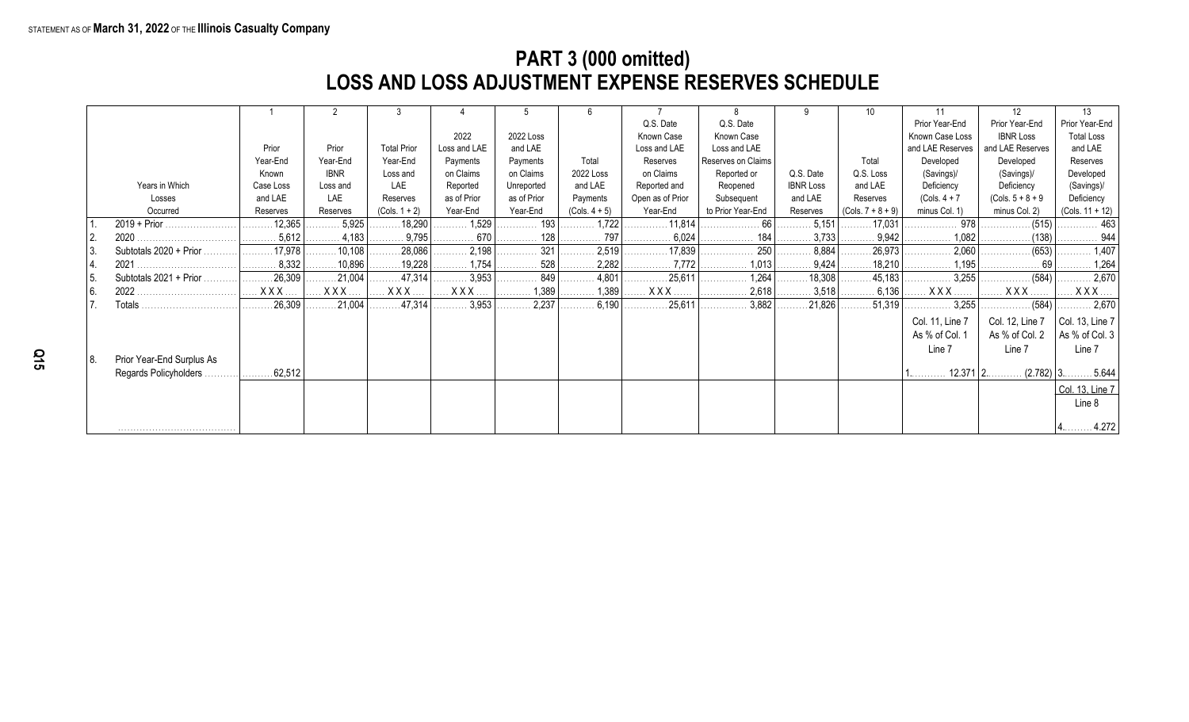STATEMENT AS OF **March 31, 2022** OF THE **Illinois Casualty Company**

# PART 3 (000 omitted)
## LOSS AND LOSS ADJUSTMENT EXPENSE RESERVES SCHEDULE

| | Years in Which Losses Occurred | 1<br>Prior Year-End Known Case Loss and LAE Reserves | 2<br>Prior Year-End IBNR Loss and LAE Reserves | 3<br>Total Prior Year-End Loss and LAE Reserves (Cols. 1 + 2) | 4<br>2022 Loss and LAE Payments on Claims Reported as of Prior Year-End | 5<br>2022 Loss and LAE Payments on Claims Unreported as of Prior Year-End | 6<br>Total 2022 Loss and LAE Payments (Cols. 4 + 5) | 7<br>Q.S. Date Known Case Loss and LAE Reserves on Claims Reported and Open as of Prior Year-End | 8<br>Q.S. Date Known Case Loss and LAE Reserves on Claims Reopened or Subsequent to Prior Year-End | 9<br>Q.S. Date IBNR Loss and LAE Reserves | 10<br>Total Q.S. Loss and LAE Reserves (Cols. 7 + 8 + 9) | 11<br>Prior Year-End Known Case Loss and LAE Reserves Developed (Savings)/ Deficiency (Cols. 4 + 7 minus Col. 1) | 12<br>Prior Year-End IBNR Loss and LAE Reserves Developed (Savings)/ Deficiency (Cols. 5 + 8 + 9 minus Col. 2) | 13<br>Prior Year-End Total Loss and LAE Reserves Developed (Savings)/ Deficiency (Cols. 11 + 12) |
|---|---|---|---|---|---|---|---|---|---|---|---|---|---|---|
| 1. | 2019 + Prior | 12,365 | 5,925 | 18,290 | 1,529 | 193 | 1,722 | 11,814 | 66 | 5,151 | 17,031 | 978 | (515) | 463 |
| 2. | 2020 | 5,612 | 4,183 | 9,795 | 670 | 128 | 797 | 6,024 | 184 | 3,733 | 9,942 | 1,082 | (138) | 944 |
| 3. | Subtotals 2020 + Prior | 17,978 | 10,108 | 28,086 | 2,198 | 321 | 2,519 | 17,839 | 250 | 8,884 | 26,973 | 2,060 | (653) | 1,407 |
| 4. | 2021 | 8,332 | 10,896 | 19,228 | 1,754 | 528 | 2,282 | 7,772 | 1,013 | 9,424 | 18,210 | 1,195 | 69 | 1,264 |
| 5. | Subtotals 2021 + Prior | 26,309 | 21,004 | 47,314 | 3,953 | 849 | 4,801 | 25,611 | 1,264 | 18,308 | 45,183 | 3,255 | (584) | 2,670 |
| 6. | 2022 | XXX | XXX | XXX | XXX | 1,389 | 1,389 | XXX | 2,618 | 3,518 | 6,136 | XXX | XXX | XXX |
| 7. | Totals | 26,309 | 21,004 | 47,314 | 3,953 | 2,237 | 6,190 | 25,611 | 3,882 | 21,826 | 51,319 | 3,255 | (584) | 2,670 |
| 8. | Prior Year-End Surplus As Regards Policyholders | 62,512 | | | | | | | | | | Col. 11, Line 7 As % of Col. 1 Line 7<br>1. 12.371 | Col. 12, Line 7 As % of Col. 2 Line 7<br>2. (2.782) | Col. 13, Line 7 As % of Col. 3 Line 7<br>3. 5.644 |
| | | | | | | | | | | | | | | Col. 13, Line 7 Line 8<br>4. 4.272 |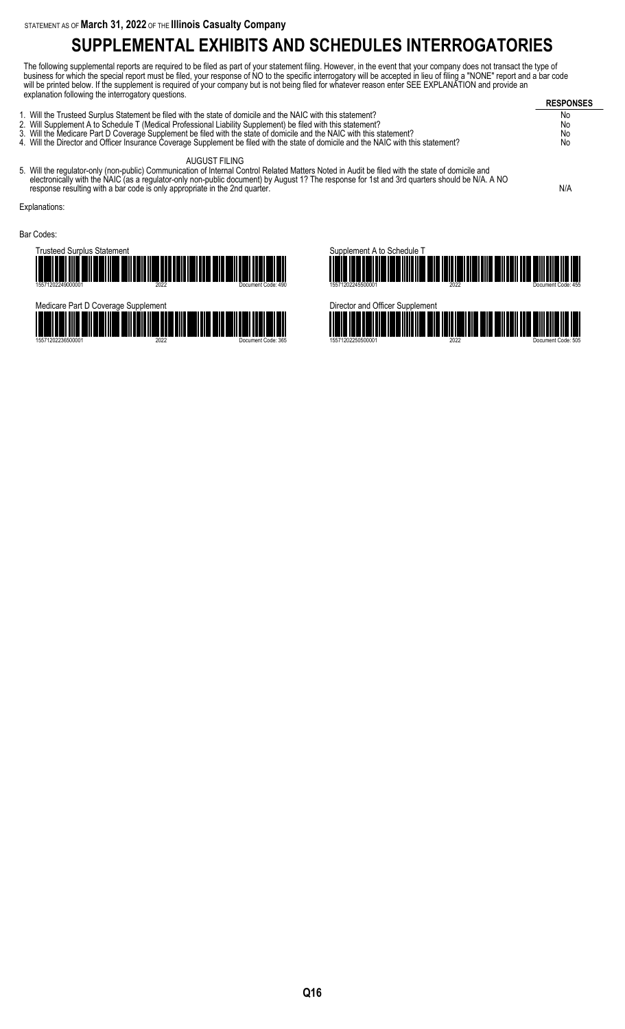STATEMENT AS OF **March 31, 2022** OF THE **Illinois Casualty Company**

# SUPPLEMENTAL EXHIBITS AND SCHEDULES INTERROGATORIES

The following supplemental reports are required to be filed as part of your statement filing. However, in the event that your company does not transact the type of business for which the special report must be filed, your response of NO to the specific interrogatory will be accepted in lieu of filing a "NONE" report and a bar code will be printed below. If the supplement is required of your company but is not being filed for whatever reason enter SEE EXPLANATION and provide an explanation following the interrogatory questions.

| | RESPONSES |
|---|---|
| 1. Will the Trusteed Surplus Statement be filed with the state of domicile and the NAIC with this statement? | No |
| 2. Will Supplement A to Schedule T (Medical Professional Liability Supplement) be filed with this statement? | No |
| 3. Will the Medicare Part D Coverage Supplement be filed with the state of domicile and the NAIC with this statement? | No |
| 4. Will the Director and Officer Insurance Coverage Supplement be filed with the state of domicile and the NAIC with this statement? | No |
| AUGUST FILING | |
| 5. Will the regulator-only (non-public) Communication of Internal Control Related Matters Noted in Audit be filed with the state of domicile and electronically with the NAIC (as a regulator-only non-public document) by August 1? The response for 1st and 3rd quarters should be N/A. A NO response resulting with a bar code is only appropriate in the 2nd quarter. | N/A |

Explanations:

Bar Codes:

Trusteed Surplus Statement
15571202249000001 2022 Document Code: 490

Supplement A to Schedule T
15571202245500001 2022 Document Code: 455

Medicare Part D Coverage Supplement
15571202236500001 2022 Document Code: 365

Director and Officer Supplement
15571202250500001 2022 Document Code: 505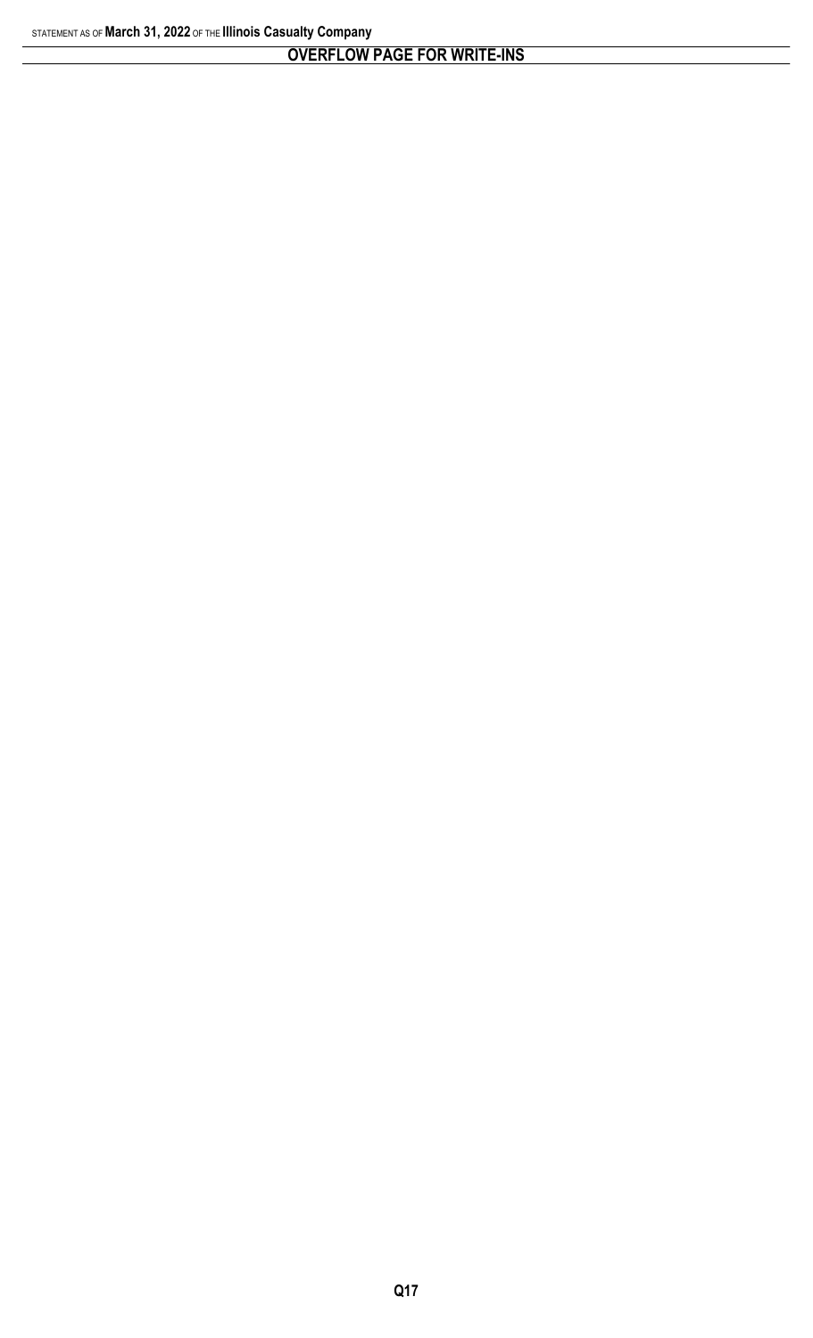## OVERFLOW PAGE FOR WRITE-INS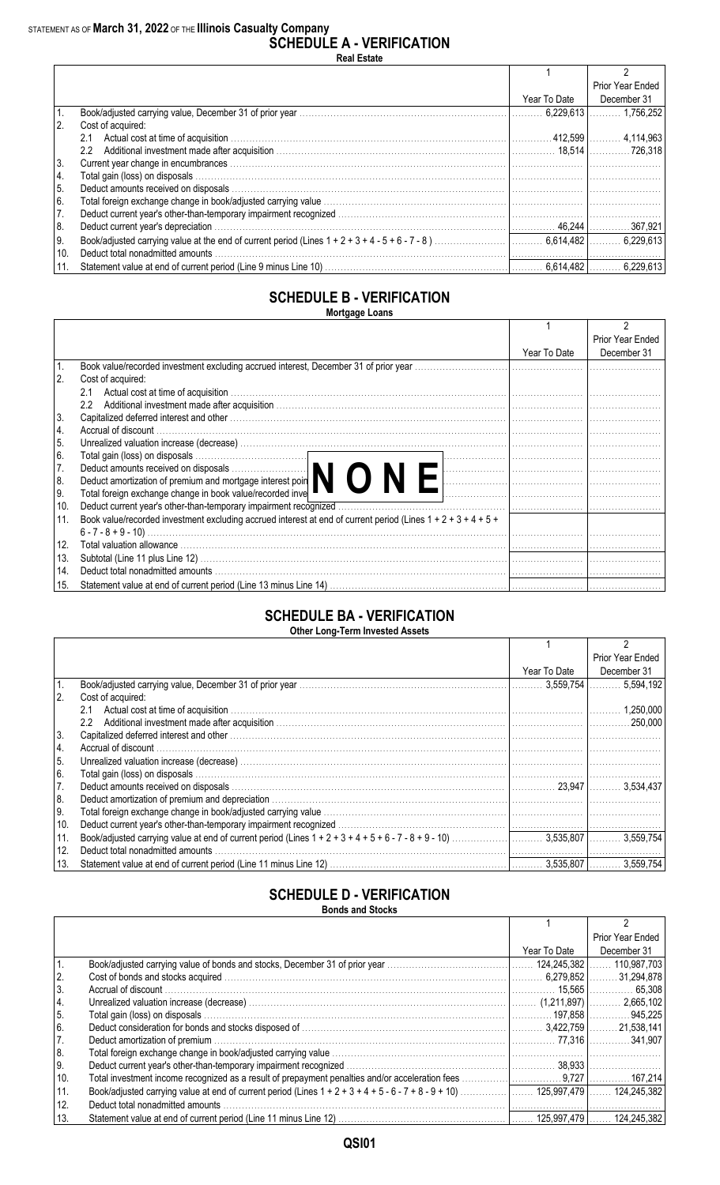STATEMENT AS OF **March 31, 2022** OF THE **Illinois Casualty Company**

## SCHEDULE A - VERIFICATION

**Real Estate**

| | | 1<br>Year To Date | 2<br>Prior Year Ended December 31 |
|---|---|---|---|
| 1. | Book/adjusted carrying value, December 31 of prior year | 6,229,613 | 1,756,252 |
| 2. | Cost of acquired: | | |
| | 2.1 Actual cost at time of acquisition | 412,599 | 4,114,963 |
| | 2.2 Additional investment made after acquisition | 18,514 | 726,318 |
| 3. | Current year change in encumbrances | | |
| 4. | Total gain (loss) on disposals | | |
| 5. | Deduct amounts received on disposals | | |
| 6. | Total foreign exchange change in book/adjusted carrying value | | |
| 7. | Deduct current year's other-than-temporary impairment recognized | | |
| 8. | Deduct current year's depreciation | 46,244 | 367,921 |
| 9. | Book/adjusted carrying value at the end of current period (Lines 1 + 2 + 3 + 4 - 5 + 6 - 7 - 8 ) | 6,614,482 | 6,229,613 |
| 10. | Deduct total nonadmitted amounts | | |
| 11. | Statement value at end of current period (Line 9 minus Line 10) | 6,614,482 | 6,229,613 |

## SCHEDULE B - VERIFICATION

**Mortgage Loans**

**NONE**

| | | 1<br>Year To Date | 2<br>Prior Year Ended December 31 |
|---|---|---|---|
| 1. | Book value/recorded investment excluding accrued interest, December 31 of prior year | | |
| 2. | Cost of acquired: | | |
| | 2.1 Actual cost at time of acquisition | | |
| | 2.2 Additional investment made after acquisition | | |
| 3. | Capitalized deferred interest and other | | |
| 4. | Accrual of discount | | |
| 5. | Unrealized valuation increase (decrease) | | |
| 6. | Total gain (loss) on disposals | | |
| 7. | Deduct amounts received on disposals | | |
| 8. | Deduct amortization of premium and mortgage interest points and commitment fees | | |
| 9. | Total foreign exchange change in book value/recorded investment excluding accrued interest | | |
| 10. | Deduct current year's other-than-temporary impairment recognized | | |
| 11. | Book value/recorded investment excluding accrued interest at end of current period (Lines 1 + 2 + 3 + 4 + 5 + 6 - 7 - 8 + 9 - 10) | | |
| 12. | Total valuation allowance | | |
| 13. | Subtotal (Line 11 plus Line 12) | | |
| 14. | Deduct total nonadmitted amounts | | |
| 15. | Statement value at end of current period (Line 13 minus Line 14) | | |

## SCHEDULE BA - VERIFICATION

**Other Long-Term Invested Assets**

| | | 1<br>Year To Date | 2<br>Prior Year Ended December 31 |
|---|---|---|---|
| 1. | Book/adjusted carrying value, December 31 of prior year | 3,559,754 | 5,594,192 |
| 2. | Cost of acquired: | | |
| | 2.1 Actual cost at time of acquisition | | 1,250,000 |
| | 2.2 Additional investment made after acquisition | | 250,000 |
| 3. | Capitalized deferred interest and other | | |
| 4. | Accrual of discount | | |
| 5. | Unrealized valuation increase (decrease) | | |
| 6. | Total gain (loss) on disposals | | |
| 7. | Deduct amounts received on disposals | 23,947 | 3,534,437 |
| 8. | Deduct amortization of premium and depreciation | | |
| 9. | Total foreign exchange change in book/adjusted carrying value | | |
| 10. | Deduct current year's other-than-temporary impairment recognized | | |
| 11. | Book/adjusted carrying value at end of current period (Lines 1 + 2 + 3 + 4 + 5 + 6 - 7 - 8 + 9 - 10) | 3,535,807 | 3,559,754 |
| 12. | Deduct total nonadmitted amounts | | |
| 13. | Statement value at end of current period (Line 11 minus Line 12) | 3,535,807 | 3,559,754 |

## SCHEDULE D - VERIFICATION

**Bonds and Stocks**

| | | 1<br>Year To Date | 2<br>Prior Year Ended December 31 |
|---|---|---|---|
| 1. | Book/adjusted carrying value of bonds and stocks, December 31 of prior year | 124,245,382 | 110,987,703 |
| 2. | Cost of bonds and stocks acquired | 6,279,852 | 31,294,878 |
| 3. | Accrual of discount | 15,565 | 65,308 |
| 4. | Unrealized valuation increase (decrease) | (1,211,897) | 2,665,102 |
| 5. | Total gain (loss) on disposals | 197,858 | 945,225 |
| 6. | Deduct consideration for bonds and stocks disposed of | 3,422,759 | 21,538,141 |
| 7. | Deduct amortization of premium | 77,316 | 341,907 |
| 8. | Total foreign exchange change in book/adjusted carrying value | | |
| 9. | Deduct current year's other-than-temporary impairment recognized | 38,933 | |
| 10. | Total investment income recognized as a result of prepayment penalties and/or acceleration fees | 9,727 | 167,214 |
| 11. | Book/adjusted carrying value at end of current period (Lines 1 + 2 + 3 + 4 + 5 - 6 - 7 + 8 - 9 + 10) | 125,997,479 | 124,245,382 |
| 12. | Deduct total nonadmitted amounts | | |
| 13. | Statement value at end of current period (Line 11 minus Line 12) | 125,997,479 | 124,245,382 |

QSI01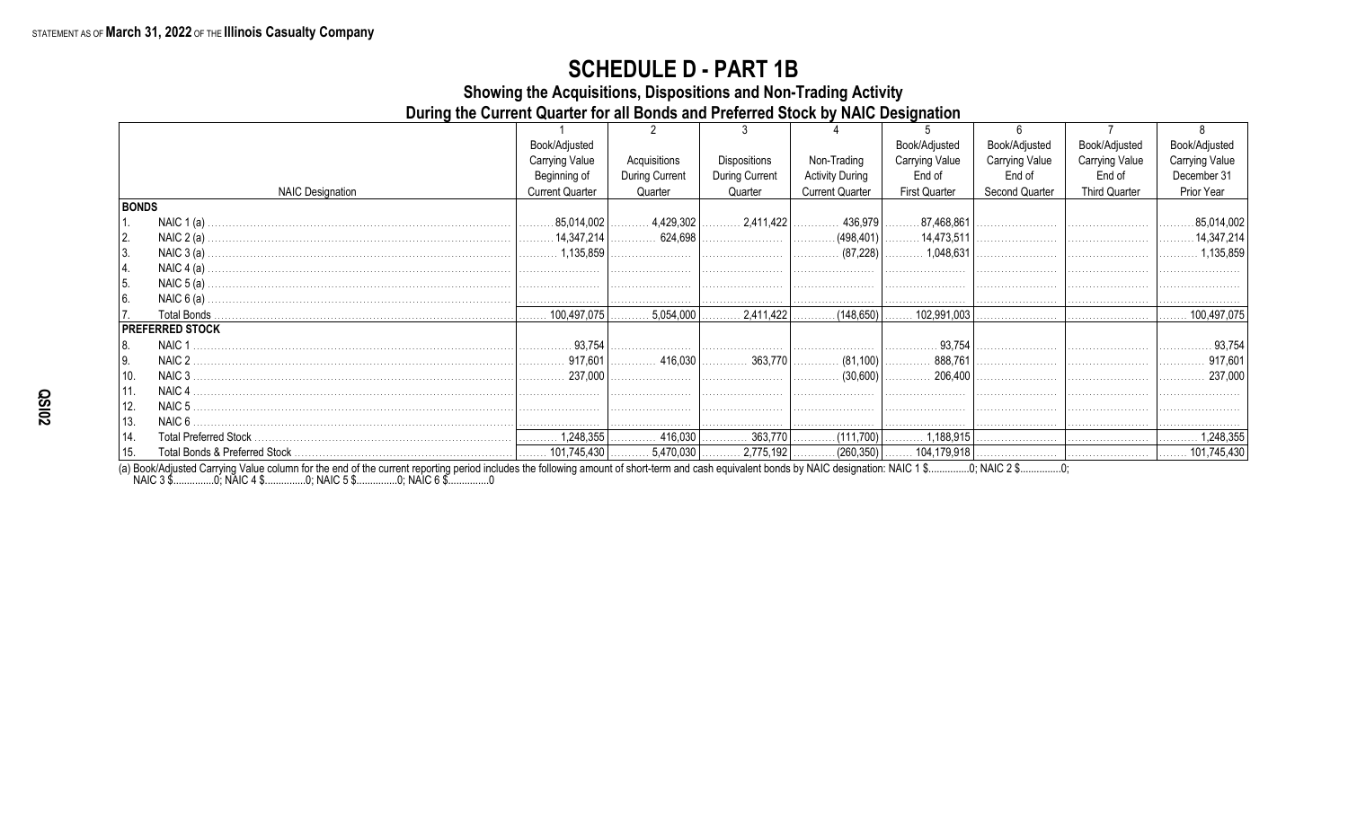STATEMENT AS OF **March 31, 2022** OF THE **Illinois Casualty Company**

# SCHEDULE D - PART 1B

## Showing the Acquisitions, Dispositions and Non-Trading Activity
## During the Current Quarter for all Bonds and Preferred Stock by NAIC Designation

| | NAIC Designation | 1<br>Book/Adjusted Carrying Value Beginning of Current Quarter | 2<br>Acquisitions During Current Quarter | 3<br>Dispositions During Current Quarter | 4<br>Non-Trading Activity During Current Quarter | 5<br>Book/Adjusted Carrying Value End of First Quarter | 6<br>Book/Adjusted Carrying Value End of Second Quarter | 7<br>Book/Adjusted Carrying Value End of Third Quarter | 8<br>Book/Adjusted Carrying Value December 31 Prior Year |
|---|---|---|---|---|---|---|---|---|---|
| **BONDS** | | | | | | | | | |
| 1. | NAIC 1 (a) | 85,014,002 | 4,429,302 | 2,411,422 | 436,979 | 87,468,861 | | | 85,014,002 |
| 2. | NAIC 2 (a) | 14,347,214 | 624,698 | | (498,401) | 14,473,511 | | | 14,347,214 |
| 3. | NAIC 3 (a) | 1,135,859 | | | (87,228) | 1,048,631 | | | 1,135,859 |
| 4. | NAIC 4 (a) | | | | | | | | |
| 5. | NAIC 5 (a) | | | | | | | | |
| 6. | NAIC 6 (a) | | | | | | | | |
| 7. | Total Bonds | 100,497,075 | 5,054,000 | 2,411,422 | (148,650) | 102,991,003 | | | 100,497,075 |
| **PREFERRED STOCK** | | | | | | | | | |
| 8. | NAIC 1 | 93,754 | | | | 93,754 | | | 93,754 |
| 9. | NAIC 2 | 917,601 | 416,030 | 363,770 | (81,100) | 888,761 | | | 917,601 |
| 10. | NAIC 3 | 237,000 | | | (30,600) | 206,400 | | | 237,000 |
| 11. | NAIC 4 | | | | | | | | |
| 12. | NAIC 5 | | | | | | | | |
| 13. | NAIC 6 | | | | | | | | |
| 14. | Total Preferred Stock | 1,248,355 | 416,030 | 363,770 | (111,700) | 1,188,915 | | | 1,248,355 |
| 15. | Total Bonds & Preferred Stock | 101,745,430 | 5,470,030 | 2,775,192 | (260,350) | 104,179,918 | | | 101,745,430 |

(a) Book/Adjusted Carrying Value column for the end of the current reporting period includes the following amount of short-term and cash equivalent bonds by NAIC designation: NAIC 1 $...............0; NAIC 2 $...............0; NAIC 3 $...............0; NAIC 4 $...............0; NAIC 5 $...............0; NAIC 6 $...............0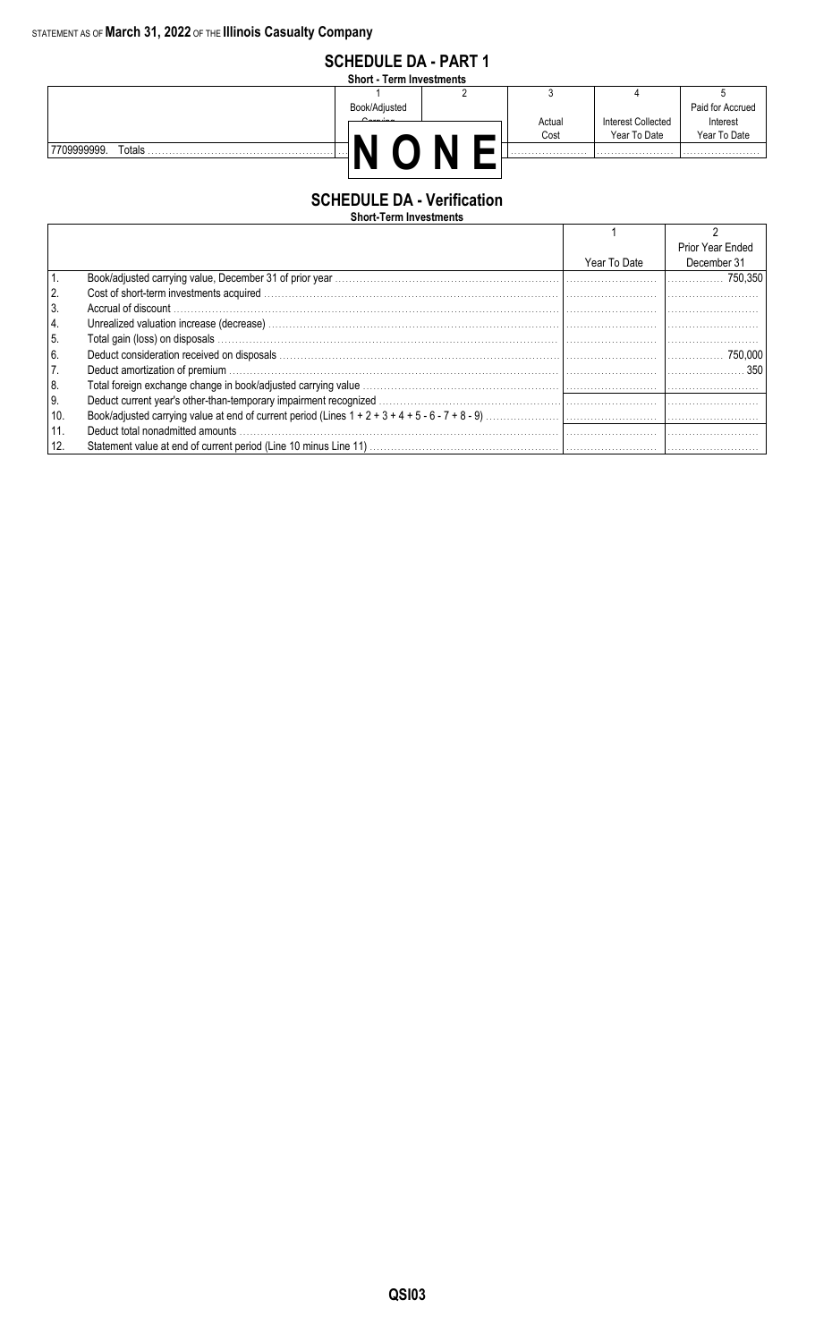STATEMENT AS OF **March 31, 2022** OF THE **Illinois Casualty Company**

# SCHEDULE DA - PART 1

**Short - Term Investments**

| | 1 | 2 | 3 | 4 | 5 |
|---|---|---|---|---|---|
| | Book/Adjusted Carrying Value | | Actual Cost | Interest Collected Year To Date | Paid for Accrued Interest Year To Date |
| 7709999999. Totals | | | | | |

**N O N E**

# SCHEDULE DA - Verification

**Short-Term Investments**

| | | 1 | 2 |
|---|---|---|---|
| | | Year To Date | Prior Year Ended December 31 |
| 1. | Book/adjusted carrying value, December 31 of prior year | | 750,350 |
| 2. | Cost of short-term investments acquired | | |
| 3. | Accrual of discount | | |
| 4. | Unrealized valuation increase (decrease) | | |
| 5. | Total gain (loss) on disposals | | |
| 6. | Deduct consideration received on disposals | | 750,000 |
| 7. | Deduct amortization of premium | | 350 |
| 8. | Total foreign exchange change in book/adjusted carrying value | | |
| 9. | Deduct current year's other-than-temporary impairment recognized | | |
| 10. | Book/adjusted carrying value at end of current period (Lines 1 + 2 + 3 + 4 + 5 - 6 - 7 + 8 - 9) | | |
| 11. | Deduct total nonadmitted amounts | | |
| 12. | Statement value at end of current period (Line 10 minus Line 11) | | |

QSI03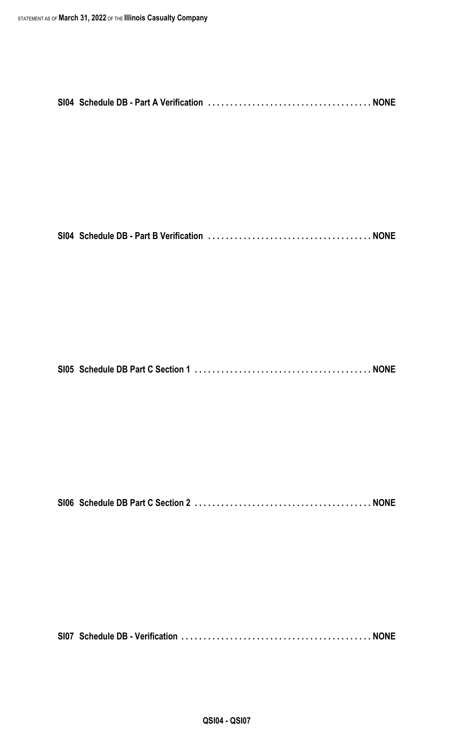**SI04 Schedule DB - Part A Verification . . . . . . . . . . . . . . . . . . . . . . . . . . . . . . . . . . . . NONE**

**SI04 Schedule DB - Part B Verification . . . . . . . . . . . . . . . . . . . . . . . . . . . . . . . . . . . . NONE**

**SI05 Schedule DB Part C Section 1 . . . . . . . . . . . . . . . . . . . . . . . . . . . . . . . . . . . . . . . NONE**

**SI06 Schedule DB Part C Section 2 . . . . . . . . . . . . . . . . . . . . . . . . . . . . . . . . . . . . . . . NONE**

**SI07 Schedule DB - Verification . . . . . . . . . . . . . . . . . . . . . . . . . . . . . . . . . . . . . . . . . . NONE**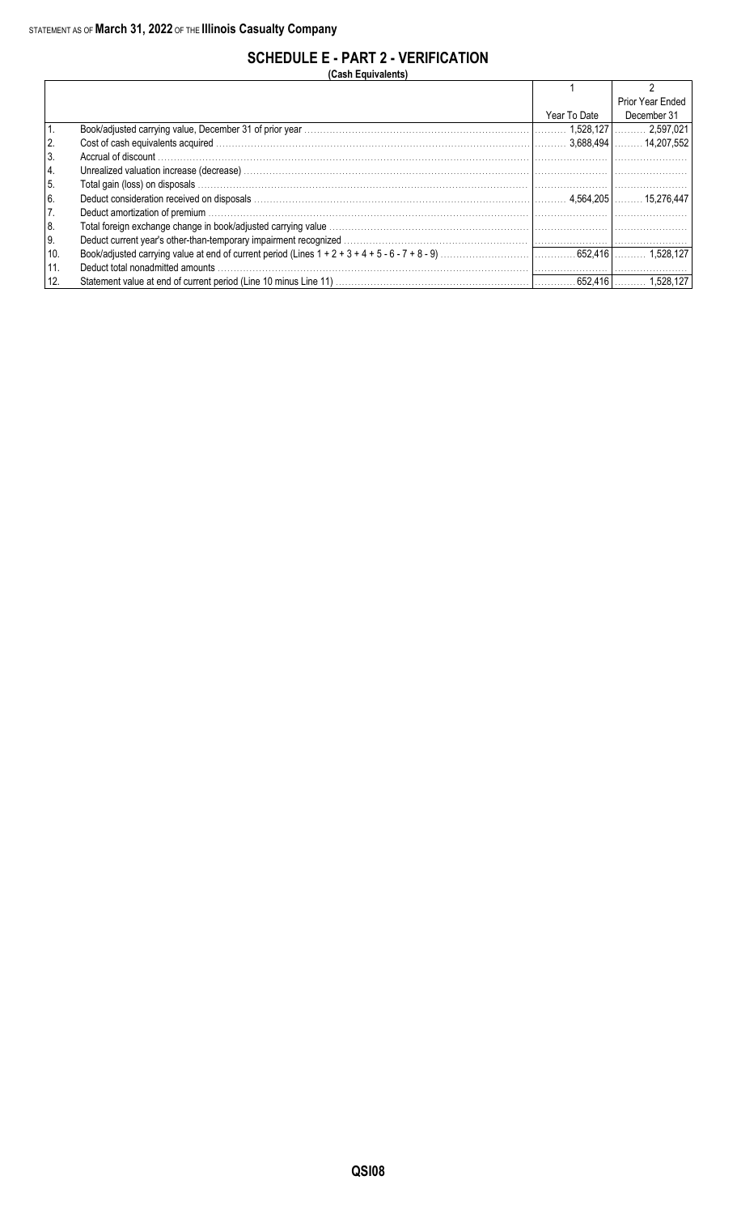STATEMENT AS OF **March 31, 2022** OF THE **Illinois Casualty Company**

## SCHEDULE E - PART 2 - VERIFICATION

**(Cash Equivalents)**

| | | 1 | 2 |
|---|---|---|---|
| | | Year To Date | Prior Year Ended December 31 |
| 1. | Book/adjusted carrying value, December 31 of prior year | 1,528,127 | 2,597,021 |
| 2. | Cost of cash equivalents acquired | 3,688,494 | 14,207,552 |
| 3. | Accrual of discount | | |
| 4. | Unrealized valuation increase (decrease) | | |
| 5. | Total gain (loss) on disposals | | |
| 6. | Deduct consideration received on disposals | 4,564,205 | 15,276,447 |
| 7. | Deduct amortization of premium | | |
| 8. | Total foreign exchange change in book/adjusted carrying value | | |
| 9. | Deduct current year's other-than-temporary impairment recognized | | |
| 10. | Book/adjusted carrying value at end of current period (Lines 1 + 2 + 3 + 4 + 5 - 6 - 7 + 8 - 9) | 652,416 | 1,528,127 |
| 11. | Deduct total nonadmitted amounts | | |
| 12. | Statement value at end of current period (Line 10 minus Line 11) | 652,416 | 1,528,127 |

QSI08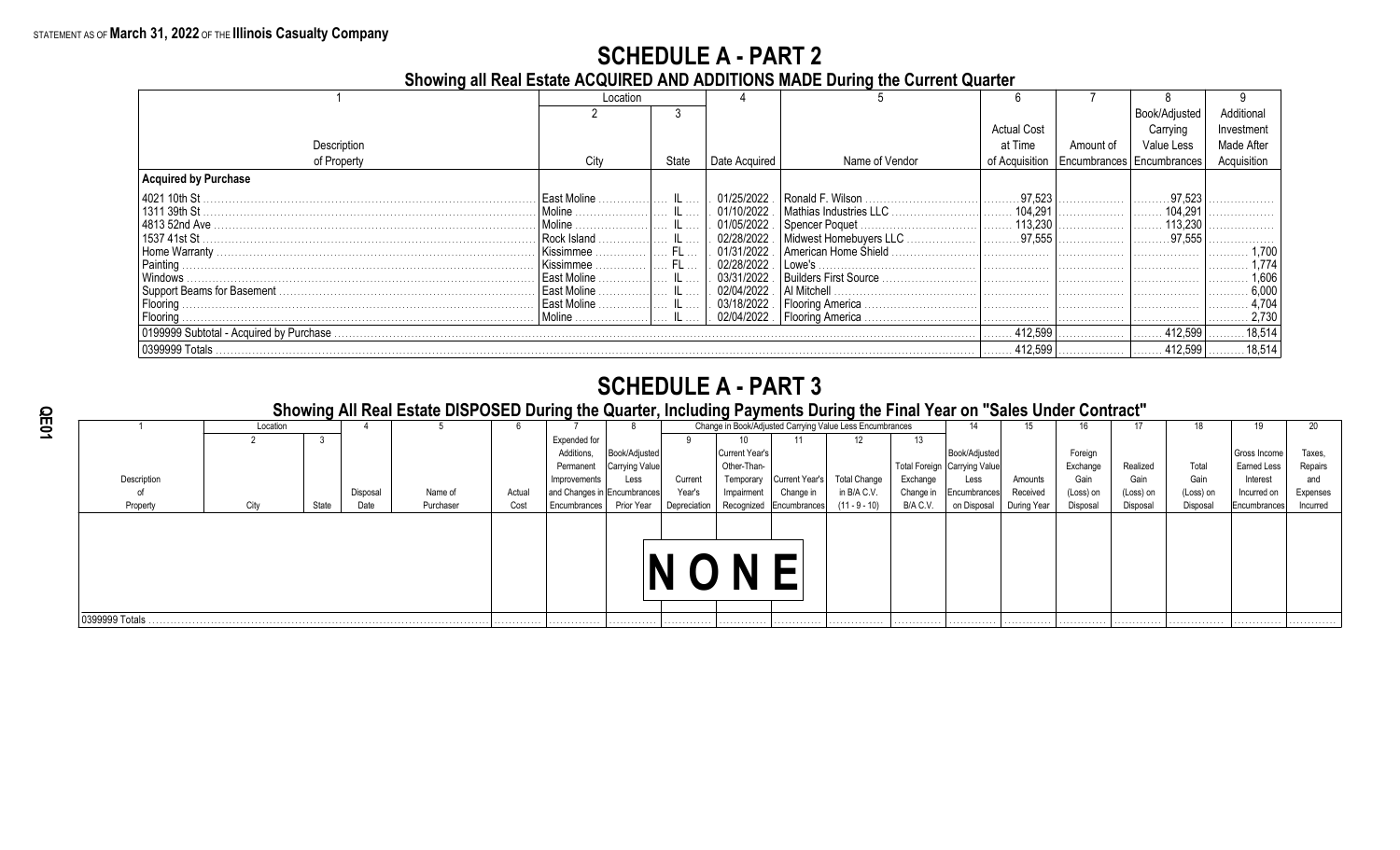STATEMENT AS OF **March 31, 2022** OF THE **Illinois Casualty Company**

# SCHEDULE A - PART 2

## Showing all Real Estate ACQUIRED AND ADDITIONS MADE During the Current Quarter

| 1 | Location | | 4 | 5 | 6 | 7 | 8 | 9 |
|---|---|---|---|---|---|---|---|---|
| | 2 | 3 | | | | | | |
| Description of Property | City | State | Date Acquired | Name of Vendor | Actual Cost at Time of Acquisition | Amount of Encumbrances | Book/Adjusted Carrying Value Less Encumbrances | Additional Investment Made After Acquisition |
| **Acquired by Purchase** | | | | | | | | |
| 4021 10th St | East Moline | IL | 01/25/2022 | Ronald F. Wilson | 97,523 | | 97,523 | |
| 1311 39th St | Moline | IL | 01/10/2022 | Mathias Industries LLC | 104,291 | | 104,291 | |
| 4813 52nd Ave | Moline | IL | 01/05/2022 | Spencer Poquet | 113,230 | | 113,230 | |
| 1537 41st St | Rock Island | IL | 02/28/2022 | Midwest Homebuyers LLC | 97,555 | | 97,555 | |
| Home Warranty | Kissimmee | FL | 01/31/2022 | American Home Shield | | | | 1,700 |
| Painting | Kissimmee | FL | 02/28/2022 | Lowe's | | | | 1,774 |
| Windows | East Moline | IL | 03/31/2022 | Builders First Source | | | | 1,606 |
| Support Beams for Basement | East Moline | IL | 02/04/2022 | Al Mitchell | | | | 6,000 |
| Flooring | East Moline | IL | 03/18/2022 | Flooring America | | | | 4,704 |
| Flooring | Moline | IL | 02/04/2022 | Flooring America | | | | 2,730 |
| 0199999 Subtotal - Acquired by Purchase | | | | | 412,599 | | 412,599 | 18,514 |
| 0399999 Totals | | | | | 412,599 | | 412,599 | 18,514 |

# SCHEDULE A - PART 3

## Showing All Real Estate DISPOSED During the Quarter, Including Payments During the Final Year on "Sales Under Contract"

| 1 | Location | | 4 | 5 | 6 | 7 | 8 | Change in Book/Adjusted Carrying Value Less Encumbrances | | | | | 14 | 15 | 16 | 17 | 18 | 19 | 20 |
|---|---|---|---|---|---|---|---|---|---|---|---|---|---|---|---|---|---|---|---|
| | 2 | 3 | | | | | | 9 | 10 | 11 | 12 | 13 | | | | | | | |
| Description of Property | City | State | Disposal Date | Name of Purchaser | Actual Cost | Expended for Additions, Permanent Improvements and Changes in Encumbrances | Book/Adjusted Carrying Value Less Encumbrances Prior Year | Current Year's Depreciation | Current Year's Other-Than-Temporary Impairment Recognized | Current Year's Change in Encumbrances | Total Change in B/A C.V. (11 - 9 - 10) | Total Foreign Exchange Change in B/A C.V. | Book/Adjusted Carrying Value Less Encumbrances on Disposal | Amounts Received During Year | Foreign Exchange Gain (Loss) on Disposal | Realized Gain (Loss) on Disposal | Total Gain (Loss) on Disposal | Gross Income Earned Less Interest Incurred on Encumbrances | Taxes, Repairs and Expenses Incurred |
| NONE | | | | | | | | | | | | | | | | | | | |
| 0399999 Totals | | | | | | | | | | | | | | | | | | | |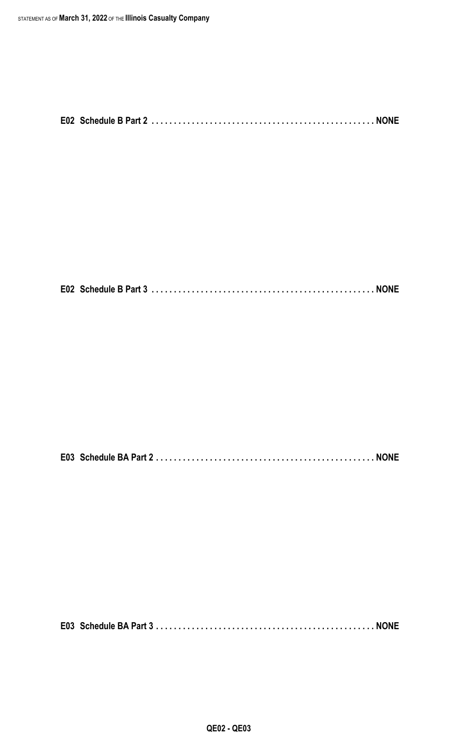**E02 Schedule B Part 2 . . . . . . . . . . . . . . . . . . . . . . . . . . . . . . . . . . . . . . . . . . . . . . . . NONE**

**E02 Schedule B Part 3 . . . . . . . . . . . . . . . . . . . . . . . . . . . . . . . . . . . . . . . . . . . . . . . . NONE**

**E03 Schedule BA Part 2 . . . . . . . . . . . . . . . . . . . . . . . . . . . . . . . . . . . . . . . . . . . . . . . NONE**

**E03 Schedule BA Part 3 . . . . . . . . . . . . . . . . . . . . . . . . . . . . . . . . . . . . . . . . . . . . . . . NONE**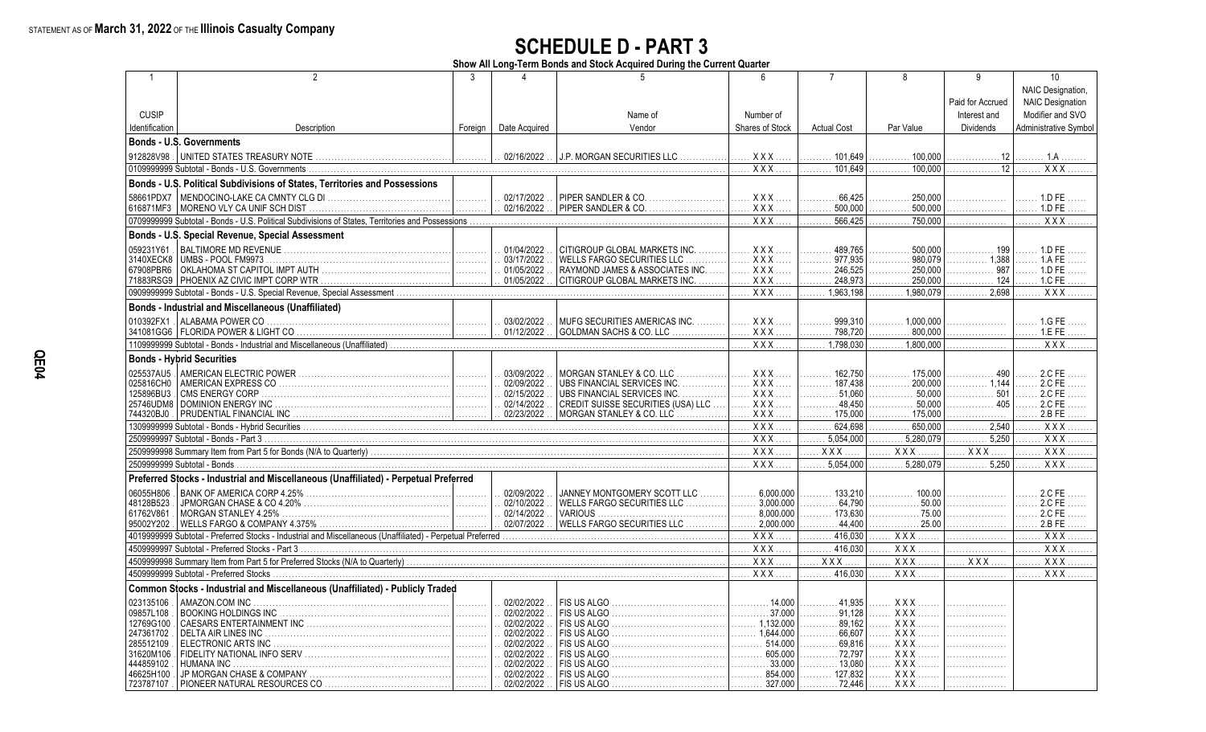STATEMENT AS OF **March 31, 2022** OF THE **Illinois Casualty Company**

# SCHEDULE D - PART 3

**Show All Long-Term Bonds and Stock Acquired During the Current Quarter**

| 1 | 2 | 3 | 4 | 5 | 6 | 7 | 8 | 9 | 10 |
|---|---|---|---|---|---|---|---|---|---|
| CUSIP Identification | Description | Foreign | Date Acquired | Name of Vendor | Number of Shares of Stock | Actual Cost | Par Value | Paid for Accrued Interest and Dividends | NAIC Designation, NAIC Designation Modifier and SVO Administrative Symbol |
| **Bonds - U.S. Governments** | | | | | | | | | |
| 912828V98 | UNITED STATES TREASURY NOTE | | 02/16/2022 | J.P. MORGAN SECURITIES LLC | XXX | 101,649 | 100,000 | 12 | 1.A |
| 0109999999 Subtotal - Bonds - U.S. Governments | | | | | XXX | 101,649 | 100,000 | 12 | XXX |
| **Bonds - U.S. Political Subdivisions of States, Territories and Possessions** | | | | | | | | | |
| 58661PDX7 | MENDOCINO-LAKE CA CMNTY CLG DI | | 02/17/2022 | PIPER SANDLER & CO. | XXX | 66,425 | 250,000 | | 1.D FE |
| 616871MF3 | MORENO VLY CA UNIF SCH DIST | | 02/16/2022 | PIPER SANDLER & CO. | XXX | 500,000 | 500,000 | | 1.D FE |
| 0709999999 Subtotal - Bonds - U.S. Political Subdivisions of States, Territories and Possessions | | | | | XXX | 566,425 | 750,000 | | XXX |
| **Bonds - U.S. Special Revenue, Special Assessment** | | | | | | | | | |
| 059231Y61 | BALTIMORE MD REVENUE | | 01/04/2022 | CITIGROUP GLOBAL MARKETS INC. | XXX | 489,765 | 500,000 | 199 | 1.D FE |
| 3140XECK8 | UMBS - POOL FM9973 | | 03/17/2022 | WELLS FARGO SECURITIES LLC | XXX | 977,935 | 980,079 | 1,388 | 1.A FE |
| 67908PBR6 | OKLAHOMA ST CAPITOL IMPT AUTH | | 01/05/2022 | RAYMOND JAMES & ASSOCIATES INC. | XXX | 246,525 | 250,000 | 987 | 1.D FE |
| 71883RSG9 | PHOENIX AZ CIVIC IMPT CORP WTR | | 01/05/2022 | CITIGROUP GLOBAL MARKETS INC. | XXX | 248,973 | 250,000 | 124 | 1.C FE |
| 0909999999 Subtotal - Bonds - U.S. Special Revenue, Special Assessment | | | | | XXX | 1,963,198 | 1,980,079 | 2,698 | XXX |
| **Bonds - Industrial and Miscellaneous (Unaffiliated)** | | | | | | | | | |
| 010392FX1 | ALABAMA POWER CO | | 03/02/2022 | MUFG SECURITIES AMERICAS INC. | XXX | 999,310 | 1,000,000 | | 1.G FE |
| 341081GG6 | FLORIDA POWER & LIGHT CO | | 01/12/2022 | GOLDMAN SACHS & CO. LLC | XXX | 798,720 | 800,000 | | 1.E FE |
| 1109999999 Subtotal - Bonds - Industrial and Miscellaneous (Unaffiliated) | | | | | XXX | 1,798,030 | 1,800,000 | | XXX |
| **Bonds - Hybrid Securities** | | | | | | | | | |
| 025537AU5 | AMERICAN ELECTRIC POWER | | 03/09/2022 | MORGAN STANLEY & CO. LLC | XXX | 162,750 | 175,000 | 490 | 2.C FE |
| 025816CH0 | AMERICAN EXPRESS CO | | 02/09/2022 | UBS FINANCIAL SERVICES INC. | XXX | 187,438 | 200,000 | 1,144 | 2.C FE |
| 125896BU3 | CMS ENERGY CORP | | 02/15/2022 | UBS FINANCIAL SERVICES INC. | XXX | 51,060 | 50,000 | 501 | 2.C FE |
| 25746UDM8 | DOMINION ENERGY INC | | 02/14/2022 | CREDIT SUISSE SECURITIES (USA) LLC | XXX | 48,450 | 50,000 | 405 | 2.C FE |
| 744320BJ0 | PRUDENTIAL FINANCIAL INC | | 02/23/2022 | MORGAN STANLEY & CO. LLC | XXX | 175,000 | 175,000 | | 2.B FE |
| 1309999999 Subtotal - Bonds - Hybrid Securities | | | | | XXX | 624,698 | 650,000 | 2,540 | XXX |
| 2509999997 Subtotal - Bonds - Part 3 | | | | | XXX | 5,054,000 | 5,280,079 | 5,250 | XXX |
| 2509999998 Summary Item from Part 5 for Bonds (N/A to Quarterly) | | | | | XXX | XXX | XXX | XXX | XXX |
| 2509999999 Subtotal - Bonds | | | | | XXX | 5,054,000 | 5,280,079 | 5,250 | XXX |
| **Preferred Stocks - Industrial and Miscellaneous (Unaffiliated) - Perpetual Preferred** | | | | | | | | | |
| 06055H806 | BANK OF AMERICA CORP 4.25% | | 02/09/2022 | JANNEY MONTGOMERY SCOTT LLC | 6,000.000 | 133,210 | 100.00 | | 2.C FE |
| 48128B523 | JPMORGAN CHASE & CO 4.20% | | 02/10/2022 | WELLS FARGO SECURITIES LLC | 3,000.000 | 64,790 | 50.00 | | 2.C FE |
| 61762V861 | MORGAN STANLEY 4.25% | | 02/14/2022 | VARIOUS | 8,000.000 | 173,630 | 75.00 | | 2.C FE |
| 95002Y202 | WELLS FARGO & COMPANY 4.375% | | 02/07/2022 | WELLS FARGO SECURITIES LLC | 2,000.000 | 44,400 | 25.00 | | 2.B FE |
| 4019999999 Subtotal - Preferred Stocks - Industrial and Miscellaneous (Unaffiliated) - Perpetual Preferred | | | | | XXX | 416,030 | XXX | | XXX |
| 4509999997 Subtotal - Preferred Stocks - Part 3 | | | | | XXX | 416,030 | XXX | | XXX |
| 4509999998 Summary Item from Part 5 for Preferred Stocks (N/A to Quarterly) | | | | | XXX | XXX | XXX | XXX | XXX |
| 4509999999 Subtotal - Preferred Stocks | | | | | XXX | 416,030 | XXX | | XXX |
| **Common Stocks - Industrial and Miscellaneous (Unaffiliated) - Publicly Traded** | | | | | | | | | |
| 023135106 | AMAZON.COM INC | | 02/02/2022 | FIS US ALGO | 14.000 | 41,935 | XXX | | |
| 09857L108 | BOOKING HOLDINGS INC | | 02/02/2022 | FIS US ALGO | 37.000 | 91,128 | XXX | | |
| 12769G100 | CAESARS ENTERTAINMENT INC | | 02/02/2022 | FIS US ALGO | 1,132.000 | 89,162 | XXX | | |
| 247361702 | DELTA AIR LINES INC | | 02/02/2022 | FIS US ALGO | 1,644.000 | 66,607 | XXX | | |
| 285512109 | ELECTRONIC ARTS INC | | 02/02/2022 | FIS US ALGO | 514.000 | 69,816 | XXX | | |
| 31620M106 | FIDELITY NATIONAL INFO SERV | | 02/02/2022 | FIS US ALGO | 605.000 | 72,797 | XXX | | |
| 444859102 | HUMANA INC | | 02/02/2022 | FIS US ALGO | 33.000 | 13,080 | XXX | | |
| 46625H100 | JP MORGAN CHASE & COMPANY | | 02/02/2022 | FIS US ALGO | 854.000 | 127,832 | XXX | | |
| 723787107 | PIONEER NATURAL RESOURCES CO | | 02/02/2022 | FIS US ALGO | 327.000 | 72,446 | XXX | | |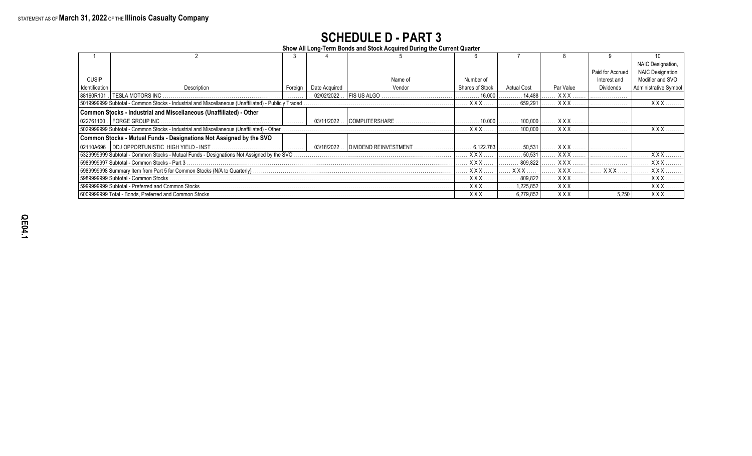STATEMENT AS OF **March 31, 2022** OF THE **Illinois Casualty Company**

# SCHEDULE D - PART 3

**Show All Long-Term Bonds and Stock Acquired During the Current Quarter**

| 1 | 2 | 3 | 4 | 5 | 6 | 7 | 8 | 9 | 10 |
|---|---|---|---|---|---|---|---|---|---|
| CUSIP Identification | Description | Foreign | Date Acquired | Name of Vendor | Number of Shares of Stock | Actual Cost | Par Value | Paid for Accrued Interest and Dividends | NAIC Designation, NAIC Designation Modifier and SVO Administrative Symbol |
| 88160R101 | TESLA MOTORS INC | | 02/02/2022 | FIS US ALGO | 16.000 | 14,488 | XXX | | |
| 5019999999 Subtotal - Common Stocks - Industrial and Miscellaneous (Unaffiliated) - Publicly Traded | | | | | XXX | 659,291 | XXX | | XXX |
| **Common Stocks - Industrial and Miscellaneous (Unaffiliated) - Other** | | | | | | | | | |
| 022761100 | FORGE GROUP INC | | 03/11/2022 | COMPUTERSHARE | 10.000 | 100,000 | XXX | | |
| 5029999999 Subtotal - Common Stocks - Industrial and Miscellaneous (Unaffiliated) - Other | | | | | XXX | 100,000 | XXX | | XXX |
| **Common Stocks - Mutual Funds - Designations Not Assigned by the SVO** | | | | | | | | | |
| 02110A696 | DDJ OPPORTUNISTIC HIGH YIELD - INST | | 03/18/2022 | DIVIDEND REINVESTMENT | 6,122.783 | 50,531 | XXX | | |
| 5329999999 Subtotal - Common Stocks - Mutual Funds - Designations Not Assigned by the SVO | | | | | XXX | 50,531 | XXX | | XXX |
| 5989999997 Subtotal - Common Stocks - Part 3 | | | | | XXX | 809,822 | XXX | | XXX |
| 5989999998 Summary Item from Part 5 for Common Stocks (N/A to Quarterly) | | | | | XXX | XXX | XXX | XXX | XXX |
| 5989999999 Subtotal - Common Stocks | | | | | XXX | 809,822 | XXX | | XXX |
| 5999999999 Subtotal - Preferred and Common Stocks | | | | | XXX | 1,225,852 | XXX | | XXX |
| 6009999999 Total - Bonds, Preferred and Common Stocks | | | | | XXX | 6,279,852 | XXX | 5,250 | XXX |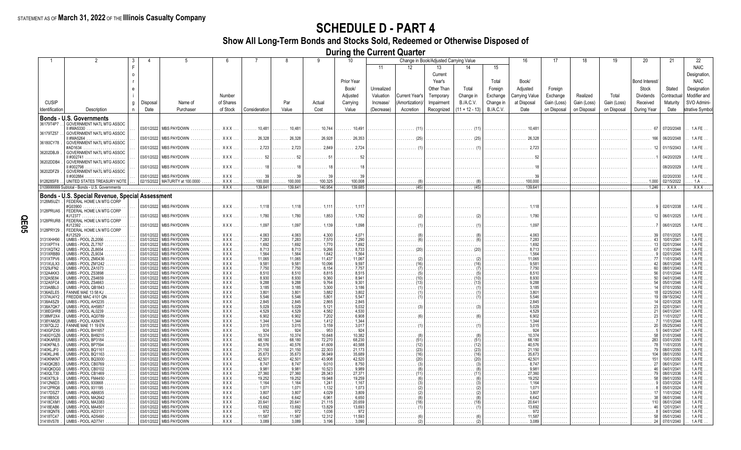STATEMENT AS OF **March 31, 2022** OF THE **Illinois Casualty Company**

# SCHEDULE D - PART 4

## Show All Long-Term Bonds and Stocks Sold, Redeemed or Otherwise Disposed of During the Current Quarter

| 1 | 2 | 3 | 4 | 5 | 6 | 7 | 8 | 9 | 10 | Change in Book/Adjusted Carrying Value | | | | | 16 | 17 | 18 | 19 | 20 | 21 | 22 |
|---|---|---|---|---|---|---|---|---|---|---|---|---|---|---|---|---|---|---|---|---|---|
| | | | | | | | | | | 11 | 12 | 13 | 14 | 15 | | | | | | | |
| CUSIP Identification | Description | Foreign | Disposal Date | Name of Purchaser | Number of Shares of Stock | Consideration | Par Value | Actual Cost | Prior Year Book/ Adjusted Carrying Value | Unrealized Valuation Increase/ (Decrease) | Current Year's (Amortization)/ Accretion | Current Year's Other Than Temporary Impairment Recognized | Total Change in B./A.C.V. (11 + 12 - 13) | Total Foreign Exchange Change in B./A.C.V. | Book/ Adjusted Carrying Value at Disposal Date | Foreign Exchange Gain (Loss) on Disposal | Realized Gain (Loss) on Disposal | Total Gain (Loss) on Disposal | Bond Interest/ Stock Dividends Received During Year | Stated Contractual Maturity Date | NAIC Designation, NAIC Designation Modifier and SVO Administrative Symbol |
| **Bonds - U.S. Governments** | | | | | | | | | | | | | | | | | | | | | |
| 36179T4P7 | GOVERNMENT NATL MTG ASSOC II #MA5330 | | 03/01/2022 | MBS PAYDOWN | XXX | 10,481 | 10,481 | 10,744 | 10,491 | | (11) | | (11) | | 10,481 | | | | 67 | 07/20/2048 | 1.A FE |
| 36179TZ57 | GOVERNMENT NATL MTG ASSOC II #MA5264 | | 03/01/2022 | MBS PAYDOWN | XXX | 26,328 | 26,328 | 26,928 | 26,353 | | (25) | | (25) | | 26,328 | | | | 166 | 06/20/2048 | 1.A FE |
| 36180CY78 | GOVERNMENT NATL MTG ASSOC #AD1634 | | 03/01/2022 | MBS PAYDOWN | XXX | 2,723 | 2,723 | 2,849 | 2,724 | | (1) | | (1) | | 2,723 | | | | 12 | 01/15/2043 | 1.A FE |
| 36202DBJ9 | GOVERNMENT NATL MTG ASSOC II #002741 | | 03/01/2022 | MBS PAYDOWN | XXX | 52 | 52 | 51 | 52 | | | | | | 52 | | | | 1 | 04/20/2029 | 1.A FE |
| 36202DDB4 | GOVERNMENT NATL MTG ASSOC II #002798 | | 03/01/2022 | MBS PAYDOWN | XXX | 18 | 18 | 18 | 18 | | | | | | 18 | | | | | 08/20/2029 | 1.A FE |
| 36202DFZ9 | GOVERNMENT NATL MTG ASSOC II #002884 | | 03/01/2022 | MBS PAYDOWN | XXX | 39 | 39 | 39 | 39 | | | | | | 39 | | | | | 02/20/2030 | 1.A FE |
| 912828SF8 | UNITED STATES TREASURY NOTE | | 02/15/2022 | MATURITY at 100.0000 | XXX | 100,000 | 100,000 | 100,325 | 100,008 | | (8) | | (8) | | 100,000 | | | | 1,000 | 02/15/2022 | 1.A |
| 0109999999 Subtotal - Bonds - U.S. Governments | | | | | XXX | 139,641 | 139,641 | 140,954 | 139,685 | | (45) | | (45) | | 139,641 | | | | 1,246 | XXX | XXX |
| **Bonds - U.S. Special Revenue, Special Assessment** | | | | | | | | | | | | | | | | | | | | | |
| 3128M5UZ1 | FEDERAL HOME LN MTG CORP #G03900 | | 03/01/2022 | MBS PAYDOWN | XXX | 1,118 | 1,118 | 1,111 | 1,117 | | | | | | 1,118 | | | | 9 | 02/01/2038 | 1.A FE |
| 3128PRUA5 | FEDERAL HOME LN MTG CORP #J12377 | | 03/01/2022 | MBS PAYDOWN | XXX | 1,780 | 1,780 | 1,853 | 1,782 | | (2) | | (2) | | 1,780 | | | | 12 | 06/01/2025 | 1.A FE |
| 3128PRUR8 | FEDERAL HOME LN MTG CORP #J12392 | | 03/01/2022 | MBS PAYDOWN | XXX | 1,097 | 1,097 | 1,139 | 1,098 | | (1) | | (1) | | 1,097 | | | | 7 | 06/01/2025 | 1.A FE |
| 3128PRY29 | FEDERAL HOME LN MTG CORP #J12529 | | 03/01/2022 | MBS PAYDOWN | XXX | 4,063 | 4,063 | 4,300 | 4,071 | | (8) | | (8) | | 4,063 | | | | 39 | 07/01/2025 | 1.A FE |
| 3131XHH90 | UMBS - POOL ZL2056 | | 03/01/2022 | MBS PAYDOWN | XXX | 7,283 | 7,283 | 7,570 | 7,290 | | (6) | | (6) | | 7,283 | | | | 43 | 10/01/2041 | 1.A FE |
| 3131XPTY4 | UMBS - POOL ZL7767 | | 03/01/2022 | MBS PAYDOWN | XXX | 1,692 | 1,692 | 1,770 | 1,692 | | | | | | 1,692 | | | | 13 | 02/01/2044 | 1.A FE |
| 3131XQTK2 | UMBS - POOL ZL8654 | | 03/01/2022 | MBS PAYDOWN | XXX | 8,713 | 8,713 | 9,266 | 8,733 | | (20) | | (20) | | 8,713 | | | | 67 | 11/01/2044 | 1.A FE |
| 3131XRBB9 | UMBS - POOL ZL9034 | | 03/01/2022 | MBS PAYDOWN | XXX | 1,564 | 1,564 | 1,642 | 1,564 | | | | | | 1,564 | | | | 9 | 02/01/2045 | 1.A FE |
| 3131XTPV6 | UMBS - POOL ZM0436 | | 03/01/2022 | MBS PAYDOWN | XXX | 11,065 | 11,065 | 11,437 | 11,067 | | (2) | | (2) | | 11,065 | | | | 77 | 11/01/2045 | 1.A FE |
| 3131XULX3 | UMBS - POOL ZM1242 | | 03/01/2022 | MBS PAYDOWN | XXX | 9,581 | 9,581 | 10,096 | 9,597 | | (16) | | (16) | | 9,581 | | | | 42 | 06/01/2046 | 1.A FE |
| 31329JFN2 | UMBS - POOL ZA1073 | | 03/01/2022 | MBS PAYDOWN | XXX | 7,750 | 7,750 | 8,154 | 7,757 | | (7) | | (7) | | 7,750 | | | | 60 | 08/01/2040 | 1.A FE |
| 31324KK3 | UMBS - POOL ZS3898 | | 03/01/2022 | MBS PAYDOWN | XXX | 8,510 | 8,510 | 8,815 | 8,515 | | (5) | | (5) | | 8,510 | | | | 56 | 01/01/2044 | 1.A FE |
| 3132A5E84 | UMBS - POOL ZS4659 | | 03/01/2022 | MBS PAYDOWN | XXX | 8,930 | 8,930 | 9,360 | 8,941 | | (10) | | (10) | | 8,930 | | | | 50 | 04/01/2046 | 1.A FE |
| 3132A5FC4 | UMBS - POOL ZS4663 | | 03/01/2022 | MBS PAYDOWN | XXX | 9,288 | 9,288 | 9,764 | 9,301 | | (13) | | (13) | | 9,288 | | | | 54 | 05/01/2046 | 1.A FE |
| 3133A8BL0 | UMBS - POOL QB1843 | | 03/01/2022 | MBS PAYDOWN | XXX | 3,185 | 3,185 | 3,300 | 3,186 | | (1) | | (1) | | 3,185 | | | | 14 | 07/01/2050 | 1.A FE |
| 3136AELE5 | FANNIE MAE 13 58 KJ | | 03/01/2022 | MBS PAYDOWN | XXX | 3,801 | 3,801 | 3,882 | 3,802 | | (1) | | (1) | | 3,801 | | | | 18 | 02/25/2043 | 1.A FE |
| 3137AU4Y2 | FREDDIE MAC 4101 QN | | 03/01/2022 | MBS PAYDOWN | XXX | 5,546 | 5,546 | 5,801 | 5,547 | | (1) | | (1) | | 5,546 | | | | 19 | 09/15/2042 | 1.A FE |
| 3138A4SZ9 | UMBS - POOL AH3235 | | 03/01/2022 | MBS PAYDOWN | XXX | 2,845 | 2,845 | 2,865 | 2,845 | | | | | | 2,845 | | | | 14 | 02/01/2026 | 1.A FE |
| 3138A7QK7 | UMBS - POOL AH5857 | | 03/01/2022 | MBS PAYDOWN | XXX | 5,029 | 5,029 | 5,121 | 5,032 | | (3) | | (3) | | 5,029 | | | | 23 | 02/01/2041 | 1.A FE |
| 3138EGHR8 | UMBS - POOL AL0239 | | 03/01/2022 | MBS PAYDOWN | XXX | 4,529 | 4,529 | 4,582 | 4,530 | | | | | | 4,529 | | | | 21 | 04/01/2041 | 1.A FE |
| 3138MF2X4 | UMBS - POOL AQ0789 | | 03/01/2022 | MBS PAYDOWN | XXX | 6,902 | 6,902 | 7,202 | 6,908 | | (6) | | (6) | | 6,902 | | | | 23 | 11/01/2027 | 1.A FE |
| 3138YAM28 | UMBS - POOL AX8476 | | 03/01/2022 | MBS PAYDOWN | XXX | 1,344 | 1,344 | 1,412 | 1,344 | | | | | | 1,344 | | | | 7 | 11/01/2044 | 1.A FE |
| 31397QL22 | FANNIE MAE 11 19 EN | | 03/01/2022 | MBS PAYDOWN | XXX | 3,015 | 3,015 | 3,159 | 3,017 | | (1) | | (1) | | 3,015 | | | | 20 | 05/25/2040 | 1.A FE |
| 3140GPZX9 | UMBS - POOL BH1657 | | 03/01/2022 | MBS PAYDOWN | XXX | 924 | 924 | 953 | 924 | | | | | | 924 | | | | 5 | 04/01/2047 | 1.A FE |
| 3140GYGZ6 | UMBS - POOL BH9215 | | 03/01/2022 | MBS PAYDOWN | XXX | 10,374 | 10,374 | 10,648 | 10,382 | | (8) | | (8) | | 10,374 | | | | 58 | 01/01/2048 | 1.A FE |
| 3140KARE8 | UMBS - POOL BP3184 | | 03/01/2022 | MBS PAYDOWN | XXX | 68,180 | 68,180 | 72,270 | 68,230 | | (51) | | (51) | | 68,180 | | | | 283 | 03/01/2050 | 1.A FE |
| 3140KFNL5 | UMBS - POOL BP7594 | | 03/01/2022 | MBS PAYDOWN | XXX | 40,576 | 40,576 | 41,609 | 40,588 | | (12) | | (12) | | 40,576 | | | | 78 | 11/01/2035 | 1.A FE |
| 3140KLJF0 | UMBS - POOL BQ1161 | | 03/01/2022 | MBS PAYDOWN | XXX | 21,150 | 21,150 | 22,303 | 21,173 | | (23) | | (23) | | 21,150 | | | | 79 | 08/01/2050 | 1.A FE |
| 3140KLJH6 | UMBS - POOL BQ1163 | | 03/01/2022 | MBS PAYDOWN | XXX | 35,673 | 35,673 | 36,949 | 35,689 | | (16) | | (16) | | 35,673 | | | | 104 | 08/01/2050 | 1.A FE |
| 3140KNKN7 | UMBS - POOL BQ3000 | | 03/01/2022 | MBS PAYDOWN | XXX | 42,501 | 42,501 | 43,908 | 42,520 | | (20) | | (20) | | 42,501 | | | | 151 | 10/01/2050 | 1.A FE |
| 3140QK2B3 | UMBS - POOL CB0769 | | 03/01/2022 | MBS PAYDOWN | XXX | 8,747 | 8,747 | 9,010 | 8,750 | | (3) | | (3) | | 8,747 | | | | 27 | 06/01/2041 | 1.A FE |
| 3140QKDG0 | UMBS - POOL CB0102 | | 03/01/2022 | MBS PAYDOWN | XXX | 9,981 | 9,981 | 10,523 | 9,989 | | (8) | | (8) | | 9,981 | | | | 46 | 04/01/2041 | 1.A FE |
| 3140QLT30 | UMBS - POOL CB1469 | | 03/01/2022 | MBS PAYDOWN | XXX | 27,360 | 27,360 | 28,343 | 27,371 | | (11) | | (11) | | 27,360 | | | | 79 | 08/01/2036 | 1.A FE |
| 3140X75L9 | UMBS - POOL FM4450 | | 03/01/2022 | MBS PAYDOWN | XXX | 19,252 | 19,252 | 19,948 | 19,259 | | (6) | | (6) | | 19,252 | | | | 58 | 09/01/2050 | 1.A FE |
| 31412N6D3 | UMBS - POOL 930668 | | 03/01/2022 | MBS PAYDOWN | XXX | 1,164 | 1,164 | 1,241 | 1,167 | | (3) | | (3) | | 1,164 | | | | 9 | 03/01/2024 | 1.A FE |
| 31412PRQ6 | UMBS - POOL 931195 | | 03/01/2022 | MBS PAYDOWN | XXX | 1,071 | 1,071 | 1,132 | 1,073 | | (2) | | (2) | | 1,071 | | | | 8 | 05/01/2024 | 1.A FE |
| 31417DSZ7 | UMBS - POOL AB6835 | | 03/01/2022 | MBS PAYDOWN | XXX | 3,807 | 3,807 | 4,029 | 3,809 | | (2) | | (2) | | 3,807 | | | | 17 | 11/01/2042 | 1.A FE |
| 31418B5C6 | UMBS - POOL MA2642 | | 03/01/2022 | MBS PAYDOWN | XXX | 6,642 | 6,642 | 6,961 | 6,650 | | (8) | | (8) | | 6,642 | | | | 38 | 06/01/2046 | 1.A FE |
| 31418CXM1 | UMBS - POOL MA3383 | | 03/01/2022 | MBS PAYDOWN | XXX | 20,641 | 20,641 | 21,115 | 20,659 | | (18) | | (18) | | 20,641 | | | | 110 | 06/01/2048 | 1.A FE |
| 31418EAB6 | UMBS - POOL MA4501 | | 03/01/2022 | MBS PAYDOWN | XXX | 13,692 | 13,692 | 13,829 | 13,693 | | (1) | | (1) | | 13,692 | | | | 46 | 12/01/2041 | 1.A FE |
| 31418QNT6 | UMBS - POOL AD3101 | | 03/01/2022 | MBS PAYDOWN | XXX | 972 | 972 | 1,036 | 972 | | | | | | 972 | | | | 8 | 04/01/2040 | 1.A FE |
| 31418TC47 | UMBS - POOL AD5490 | | 03/01/2022 | MBS PAYDOWN | XXX | 11,587 | 11,587 | 12,312 | 11,593 | | (6) | | (6) | | 11,587 | | | | 58 | 05/01/2040 | 1.A FE |
| 31418VS78 | UMBS - POOL AD7741 | | 03/01/2022 | MBS PAYDOWN | XXX | 3,089 | 3,089 | 3,196 | 3,090 | | (2) | | (2) | | 3,089 | | | | 24 | 07/01/2040 | 1.A FE |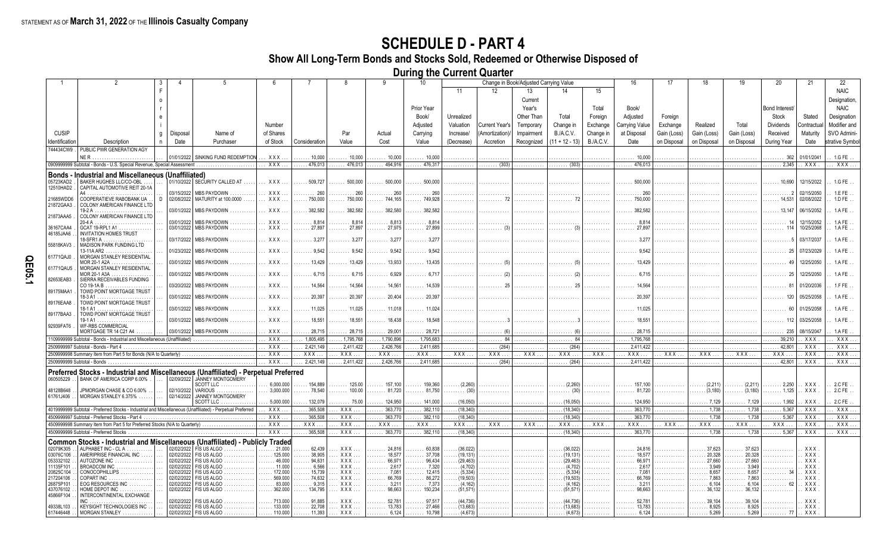STATEMENT AS OF **March 31, 2022** OF THE **Illinois Casualty Company**

# SCHEDULE D - PART 4

## Show All Long-Term Bonds and Stocks Sold, Redeemed or Otherwise Disposed of During the Current Quarter

| 1 | 2 | 3 | 4 | 5 | 6 | 7 | 8 | 9 | 10 | 11 | 12 | 13 | 14 | 15 | 16 | 17 | 18 | 19 | 20 | 21 | 22 |
|---|---|---|---|---|---|---|---|---|---|---|---|---|---|---|---|---|---|---|---|---|---|
| | | | | | | | | | | Change in Book/Adjusted Carrying Value | | | | | | | | | | | |
| CUSIP Identification | Description | Foreign | Disposal Date | Name of Purchaser | Number of Shares of Stock | Consideration | Par Value | Actual Cost | Prior Year Book/ Adjusted Carrying Value | Unrealized Valuation Increase/ (Decrease) | Current Year's (Amortization)/ Accretion | Current Year's Other Than Temporary Impairment Recognized | Total Change in B./A.C.V. (11 + 12 - 13) | Total Foreign Exchange Change in B./A.C.V. | Book/ Adjusted Carrying Value at Disposal Date | Foreign Exchange Gain (Loss) on Disposal | Realized Gain (Loss) on Disposal | Total Gain (Loss) on Disposal | Bond Interest/ Stock Dividends Received During Year | Stated Contractual Maturity Date | NAIC Designation, NAIC Designation Modifier and SVO Administrative Symbol |
| 744434CW9 | PUBLIC PWR GENERATION AGY NE R | | 01/01/2022 | SINKING FUND REDEMPTION | XXX | 10,000 | 10,000 | 10,000 | 10,000 | | | | | | 10,000 | | | | 362 | 01/01/2041 | 1.G FE |
| 0909999999 Subtotal - Bonds - U.S. Special Revenue, Special Assessment | | | | | XXX | 476,013 | 476,013 | 494,916 | 476,317 | | (303) | | (303) | | 476,013 | | | | 2,345 | XXX | XXX |
| **Bonds - Industrial and Miscellaneous (Unaffiliated)** | | | | | | | | | | | | | | | | | | | | | |
| 05723KAD2 | BAKER HUGHES LLC/CO-OBL | | 01/10/2022 | SECURITY CALLED AT | XXX | 509,727 | 500,000 | 500,000 | 500,000 | | | | | | 500,000 | | | | 10,690 | 12/15/2022 | 1.G FE |
| 12510HAD2 | CAPITAL AUTOMOTIVE REIT 20-1A A4 | | 03/15/2022 | MBS PAYDOWN | XXX | 260 | 260 | 260 | 260 | | | | | | 260 | | | | 2 | 02/15/2050 | 1.E FE |
| 21685WDD6 | COOPERATIEVE RABOBANK UA | D | 02/08/2022 | MATURITY at 100.0000 | XXX | 750,000 | 750,000 | 744,165 | 749,928 | | 72 | | 72 | | 750,000 | | | | 14,531 | 02/08/2022 | 1.D FE |
| 21872GAA3 | COLONY AMERICAN FINANCE LTD 19-2 A | | 03/01/2022 | MBS PAYDOWN | XXX | 382,582 | 382,582 | 382,580 | 382,582 | | | | | | 382,582 | | | | 13,147 | 06/15/2052 | 1.A FE |
| 21873AAA5 | COLONY AMERICAN FINANCE LTD 20-4 A | | 03/01/2022 | MBS PAYDOWN | XXX | 8,814 | 8,814 | 8,813 | 8,814 | | | | | | 8,814 | | | | 14 | 12/15/2052 | 1.A FE |
| 36167CAA4 | GCAT 19-RPL1 A1 | | 03/01/2022 | MBS PAYDOWN | XXX | 27,897 | 27,897 | 27,975 | 27,899 | | (3) | | (3) | | 27,897 | | | | 114 | 10/25/2068 | 1.A FE |
| 46185JAA6 | INVITATION HOMES TRUST 18-SFR1 A | | 03/17/2022 | MBS PAYDOWN | XXX | 3,277 | 3,277 | 3,277 | 3,277 | | | | | | 3,277 | | | | 5 | 03/17/2037 | 1.A FE |
| 55818KAV3 | MADISON PARK FUNDING LTD 13-11A AR2 | | 01/23/2022 | MBS PAYDOWN | XXX | 9,542 | 9,542 | 9,542 | 9,542 | | | | | | 9,542 | | | | 25 | 07/23/2029 | 1.A FE |
| 61771QAJ0 | MORGAN STANLEY RESIDENTIAL MOR 20-1 A2A | | 03/01/2022 | MBS PAYDOWN | XXX | 13,429 | 13,429 | 13,933 | 13,435 | | (5) | | (5) | | 13,429 | | | | 49 | 12/25/2050 | 1.A FE |
| 61771QAU5 | MORGAN STANLEY RESIDENTIAL MOR 20-1 A3A | | 03/01/2022 | MBS PAYDOWN | XXX | 6,715 | 6,715 | 6,929 | 6,717 | | (2) | | (2) | | 6,715 | | | | 25 | 12/25/2050 | 1.A FE |
| 82653EAB3 | SIERRA RECEIVABLES FUNDING CO 19-1A B | | 03/20/2022 | MBS PAYDOWN | XXX | 14,564 | 14,564 | 14,561 | 14,539 | | 25 | | 25 | | 14,564 | | | | 81 | 01/20/2036 | 1.F FE |
| 89175MAA1 | TOWD POINT MORTGAGE TRUST 18-3 A1 | | 03/01/2022 | MBS PAYDOWN | XXX | 20,397 | 20,397 | 20,404 | 20,397 | | | | | | 20,397 | | | | 120 | 05/25/2058 | 1.A FE |
| 89176EAA8 | TOWD POINT MORTGAGE TRUST 18-1 A1 | | 03/01/2022 | MBS PAYDOWN | XXX | 11,025 | 11,025 | 11,018 | 11,024 | | | | | | 11,025 | | | | 60 | 01/25/2058 | 1.A FE |
| 89177BAA3 | TOWD POINT MORTGAGE TRUST 19-1 A1 | | 03/01/2022 | MBS PAYDOWN | XXX | 18,551 | 18,551 | 18,438 | 18,548 | | 3 | | 3 | | 18,551 | | | | 112 | 03/25/2058 | 1.A FE |
| 92939FAT6 | WF-RBS COMMERCIAL MORTGAGE TR 14 C21 A4 | | 03/01/2022 | MBS PAYDOWN | XXX | 28,715 | 28,715 | 29,001 | 28,721 | | (6) | | (6) | | 28,715 | | | | 235 | 08/15/2047 | 1.A FE |
| 1109999999 Subtotal - Bonds - Industrial and Miscellaneous (Unaffiliated) | | | | | XXX | 1,805,495 | 1,795,768 | 1,790,896 | 1,795,683 | | 84 | | 84 | | 1,795,768 | | | | 39,210 | XXX | XXX |
| 2509999997 Subtotal - Bonds - Part 4 | | | | | XXX | 2,421,149 | 2,411,422 | 2,426,766 | 2,411,685 | | (264) | | (264) | | 2,411,422 | | | | 42,801 | XXX | XXX |
| 2509999998 Summary Item from Part 5 for Bonds (N/A to Quarterly) | | | | | XXX | XXX | XXX | XXX | XXX | XXX | XXX | XXX | XXX | XXX | XXX | XXX | XXX | XXX | XXX | XXX | XXX |
| 2509999999 Subtotal - Bonds | | | | | XXX | 2,421,149 | 2,411,422 | 2,426,766 | 2,411,685 | | (264) | | (264) | | 2,411,422 | | | | 42,801 | XXX | XXX |
| **Preferred Stocks - Industrial and Miscellaneous (Unaffiliated) - Perpetual Preferred** | | | | | | | | | | | | | | | | | | | | | |
| 060505229 | BANK OF AMERICA CORP 6.00% | | 02/09/2022 | JANNEY MONTGOMERY SCOTT LLC | 6,000.000 | 154,889 | 125.00 | 157,100 | 159,360 | (2,260) | | | (2,260) | | 157,100 | | (2,211) | (2,211) | 2,250 | XXX | 2.C FE |
| 48128B648 | JPMORGAN CHASE & CO 6.00% | | 02/10/2022 | VARIOUS | 3,000.000 | 78,540 | 100.00 | 81,720 | 81,750 | (30) | | | (30) | | 81,720 | | (3,180) | (3,180) | 1,125 | XXX | 2.C FE |
| 61761J406 | MORGAN STANLEY 6.375% | | 02/14/2022 | JANNEY MONTGOMERY SCOTT LLC | 5,000.000 | 132,079 | 75.00 | 124,950 | 141,000 | (16,050) | | | (16,050) | | 124,950 | | 7,129 | 7,129 | 1,992 | XXX | 2.C FE |
| 4019999999 Subtotal - Preferred Stocks - Industrial and Miscellaneous (Unaffiliated) - Perpetual Preferred | | | | | XXX | 365,508 | XXX | 363,770 | 382,110 | (18,340) | | | (18,340) | | 363,770 | | 1,738 | 1,738 | 5,367 | XXX | XXX |
| 4509999997 Subtotal - Preferred Stocks - Part 4 | | | | | XXX | 365,508 | XXX | 363,770 | 382,110 | (18,340) | | | (18,340) | | 363,770 | | 1,738 | 1,738 | 5,367 | XXX | XXX |
| 4509999998 Summary Item from Part 5 for Preferred Stocks (N/A to Quarterly) | | | | | XXX | XXX | XXX | XXX | XXX | XXX | XXX | XXX | XXX | XXX | XXX | XXX | XXX | XXX | XXX | XXX | XXX |
| 4509999999 Subtotal - Preferred Stocks | | | | | XXX | 365,508 | XXX | 363,770 | 382,110 | (18,340) | | | (18,340) | | 363,770 | | 1,738 | 1,738 | 5,367 | XXX | XXX |
| **Common Stocks - Industrial and Miscellaneous (Unaffiliated) - Publicly Traded** | | | | | | | | | | | | | | | | | | | | | |
| 02079K305 | ALPHABET INC - CL A | | 02/02/2022 | FIS US ALGO | 21.000 | 62,439 | XXX | 24,816 | 60,838 | (36,022) | | | (36,022) | | 24,816 | | 37,623 | 37,623 | | XXX | |
| 03076C106 | AMERIPRISE FINANCIAL INC | | 02/02/2022 | FIS US ALGO | 125.000 | 38,905 | XXX | 18,577 | 37,708 | (19,131) | | | (19,131) | | 18,577 | | 20,328 | 20,328 | | XXX | |
| 053332102 | AUTOZONE INC | | 02/02/2022 | FIS US ALGO | 46.000 | 94,631 | XXX | 66,971 | 96,434 | (29,463) | | | (29,463) | | 66,971 | | 27,660 | 27,660 | | XXX | |
| 11135F101 | BROADCOM INC | | 02/02/2022 | FIS US ALGO | 11.000 | 6,566 | XXX | 2,617 | 7,320 | (4,702) | | | (4,702) | | 2,617 | | 3,949 | 3,949 | | XXX | |
| 20825C104 | CONOCOPHILLIPS | | 02/02/2022 | FIS US ALGO | 172.000 | 15,739 | XXX | 7,081 | 12,415 | (5,334) | | | (5,334) | | 7,081 | | 8,657 | 8,657 | 34 | XXX | |
| 217204106 | COPART INC | | 02/02/2022 | FIS US ALGO | 569.000 | 74,632 | XXX | 66,769 | 86,272 | (19,503) | | | (19,503) | | 66,769 | | 7,863 | 7,863 | | XXX | |
| 26875P101 | EOG RESOURCES INC | | 02/02/2022 | FIS US ALGO | 83.000 | 9,315 | XXX | 3,211 | 7,373 | (4,162) | | | (4,162) | | 3,211 | | 6,104 | 6,104 | 62 | XXX | |
| 437076102 | HOME DEPOT INC | | 02/02/2022 | FIS US ALGO | 362.000 | 134,795 | XXX | 98,663 | 150,234 | (51,571) | | | (51,571) | | 98,663 | | 36,132 | 36,132 | | XXX | |
| 45866F104 | INTERCONTINENTAL EXCHANGE INC | | 02/02/2022 | FIS US ALGO | 713.000 | 91,885 | XXX | 52,781 | 97,517 | (44,736) | | | (44,736) | | 52,781 | | 39,104 | 39,104 | | XXX | |
| 49338L103 | KEYSIGHT TECHNOLOGIES INC | | 02/02/2022 | FIS US ALGO | 133.000 | 22,708 | XXX | 13,783 | 27,466 | (13,683) | | | (13,683) | | 13,783 | | 8,925 | 8,925 | | XXX | |
| 617446448 | MORGAN STANLEY | | 02/02/2022 | FIS US ALGO | 110.000 | 11,393 | XXX | 6,124 | 10,798 | (4,673) | | | (4,673) | | 6,124 | | 5,269 | 5,269 | 77 | XXX | |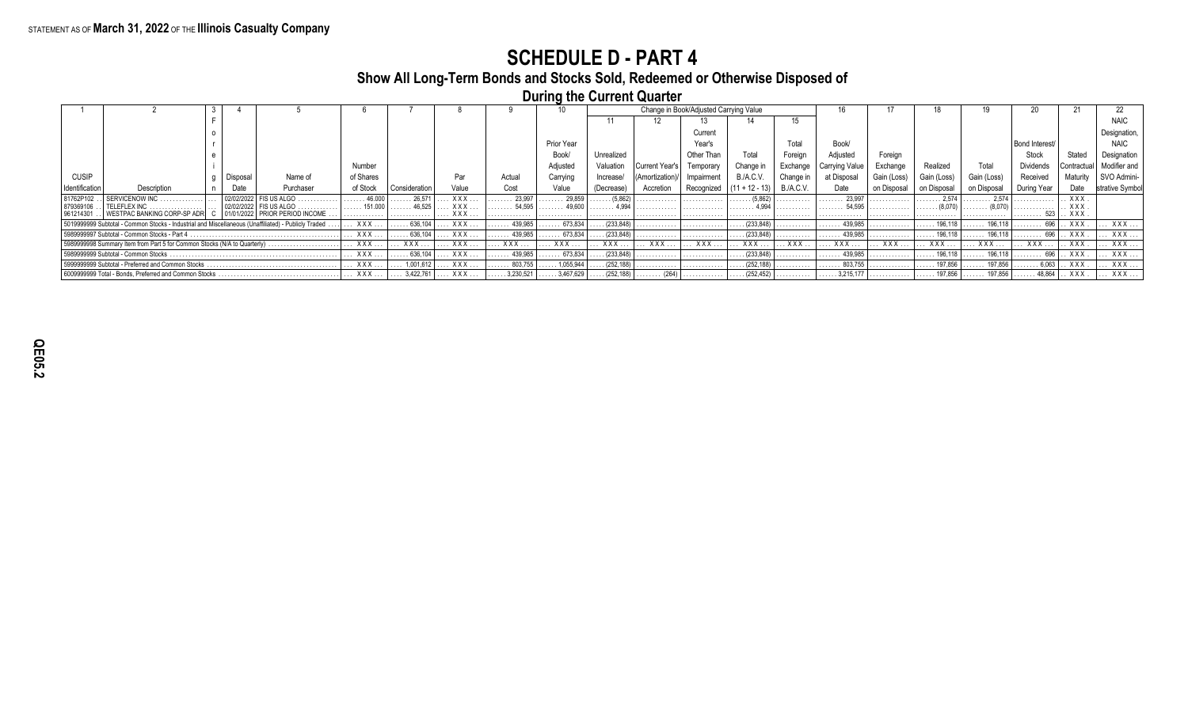STATEMENT AS OF **March 31, 2022** OF THE **Illinois Casualty Company**

# SCHEDULE D - PART 4

## Show All Long-Term Bonds and Stocks Sold, Redeemed or Otherwise Disposed of During the Current Quarter

| 1 | 2 | 3 | 4 | 5 | 6 | 7 | 8 | 9 | 10 | Change in Book/Adjusted Carrying Value | | | | | 16 | 17 | 18 | 19 | 20 | 21 | 22 |
|---|---|---|---|---|---|---|---|---|---|---|---|---|---|---|---|---|---|---|---|---|---|
| | | | | | | | | | | 11 | 12 | 13 | 14 | 15 | | | | | | | |
| CUSIP Identification | Description | Foreign | Disposal Date | Name of Purchaser | Number of Shares of Stock | Consideration | Par Value | Actual Cost | Prior Year Book/ Adjusted Carrying Value | Unrealized Valuation Increase/ (Decrease) | Current Year's (Amortization)/ Accretion | Current Year's Other Than Temporary Impairment Recognized | Total Change in B./A.C.V. (11 + 12 - 13) | Total Foreign Exchange Change in B./A.C.V. | Book/ Adjusted Carrying Value at Disposal Date | Foreign Exchange Gain (Loss) on Disposal | Realized Gain (Loss) on Disposal | Total Gain (Loss) on Disposal | Bond Interest/ Stock Dividends Received During Year | Stated Contractual Maturity Date | NAIC Designation, NAIC Designation Modifier and SVO Administrative Symbol |
| 81762P102 | SERVICENOW INC | | 02/02/2022 | FIS US ALGO | 46.000 | 26,571 | XXX | 23,997 | 29,859 | (5,862) | | | (5,862) | | 23,997 | | 2,574 | 2,574 | | XXX | |
| 879369106 | TELEFLEX INC | | 02/02/2022 | FIS US ALGO | 151.000 | 46,525 | XXX | 54,595 | 49,600 | 4,994 | | | 4,994 | | 54,595 | | (8,070) | (8,070) | | XXX | |
| 961214301 | WESTPAC BANKING CORP-SP ADR | C | 01/01/2022 | PRIOR PERIOD INCOME | | | XXX | | | | | | | | | | | | 523 | XXX | |
| 5019999999 Subtotal - Common Stocks - Industrial and Miscellaneous (Unaffiliated) - Publicly Traded | | | | | XXX | 636,104 | XXX | 439,985 | 673,834 | (233,848) | | | (233,848) | | 439,985 | | 196,118 | 196,118 | 696 | XXX | XXX |
| 5989999997 Subtotal - Common Stocks - Part 4 | | | | | XXX | 636,104 | XXX | 439,985 | 673,834 | (233,848) | | | (233,848) | | 439,985 | | 196,118 | 196,118 | 696 | XXX | XXX |
| 5989999998 Summary Item from Part 5 for Common Stocks (N/A to Quarterly) | | | | | XXX | XXX | XXX | XXX | XXX | XXX | XXX | XXX | XXX | XXX | XXX | XXX | XXX | XXX | XXX | XXX | XXX |
| 5989999999 Subtotal - Common Stocks | | | | | XXX | 636,104 | XXX | 439,985 | 673,834 | (233,848) | | | (233,848) | | 439,985 | | 196,118 | 196,118 | 696 | XXX | XXX |
| 5999999999 Subtotal - Preferred and Common Stocks | | | | | XXX | 1,001,612 | XXX | 803,755 | 1,055,944 | (252,188) | | | (252,188) | | 803,755 | | 197,856 | 197,856 | 6,063 | XXX | XXX |
| 6009999999 Total - Bonds, Preferred and Common Stocks | | | | | XXX | 3,422,761 | XXX | 3,230,521 | 3,467,629 | (252,188) | (264) | | (252,452) | | 3,215,177 | | 197,856 | 197,856 | 48,864 | XXX | XXX |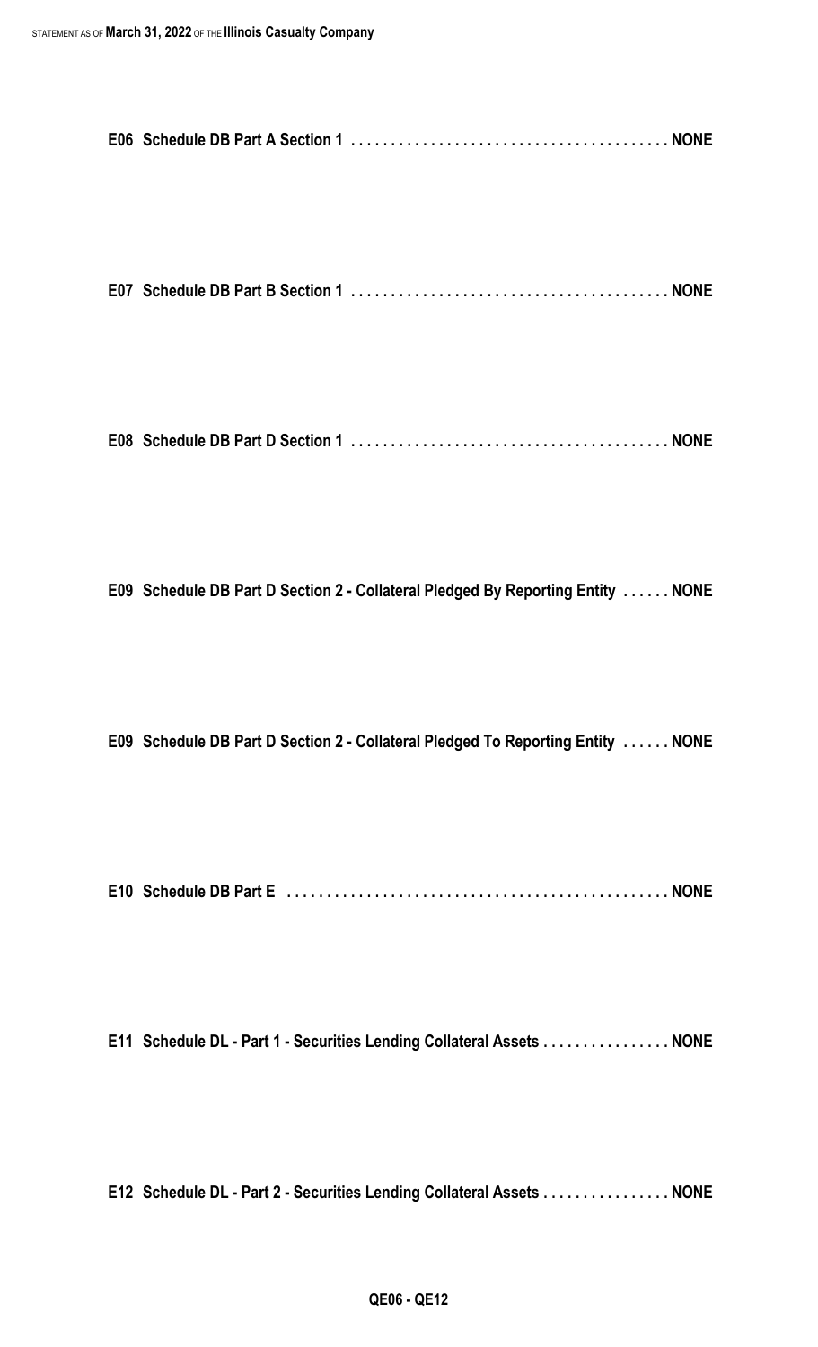**E06 Schedule DB Part A Section 1 . . . . . . . . . . . . . . . . . . . . . . . . . . . . . . . . . . . . . . . . NONE**

**E07 Schedule DB Part B Section 1 . . . . . . . . . . . . . . . . . . . . . . . . . . . . . . . . . . . . . . . . NONE**

**E08 Schedule DB Part D Section 1 . . . . . . . . . . . . . . . . . . . . . . . . . . . . . . . . . . . . . . . . NONE**

**E09 Schedule DB Part D Section 2 - Collateral Pledged By Reporting Entity . . . . . . NONE**

**E09 Schedule DB Part D Section 2 - Collateral Pledged To Reporting Entity . . . . . . NONE**

**E10 Schedule DB Part E . . . . . . . . . . . . . . . . . . . . . . . . . . . . . . . . . . . . . . . . . . . . . . . . NONE**

**E11 Schedule DL - Part 1 - Securities Lending Collateral Assets . . . . . . . . . . . . . . . . NONE**

**E12 Schedule DL - Part 2 - Securities Lending Collateral Assets . . . . . . . . . . . . . . . . NONE**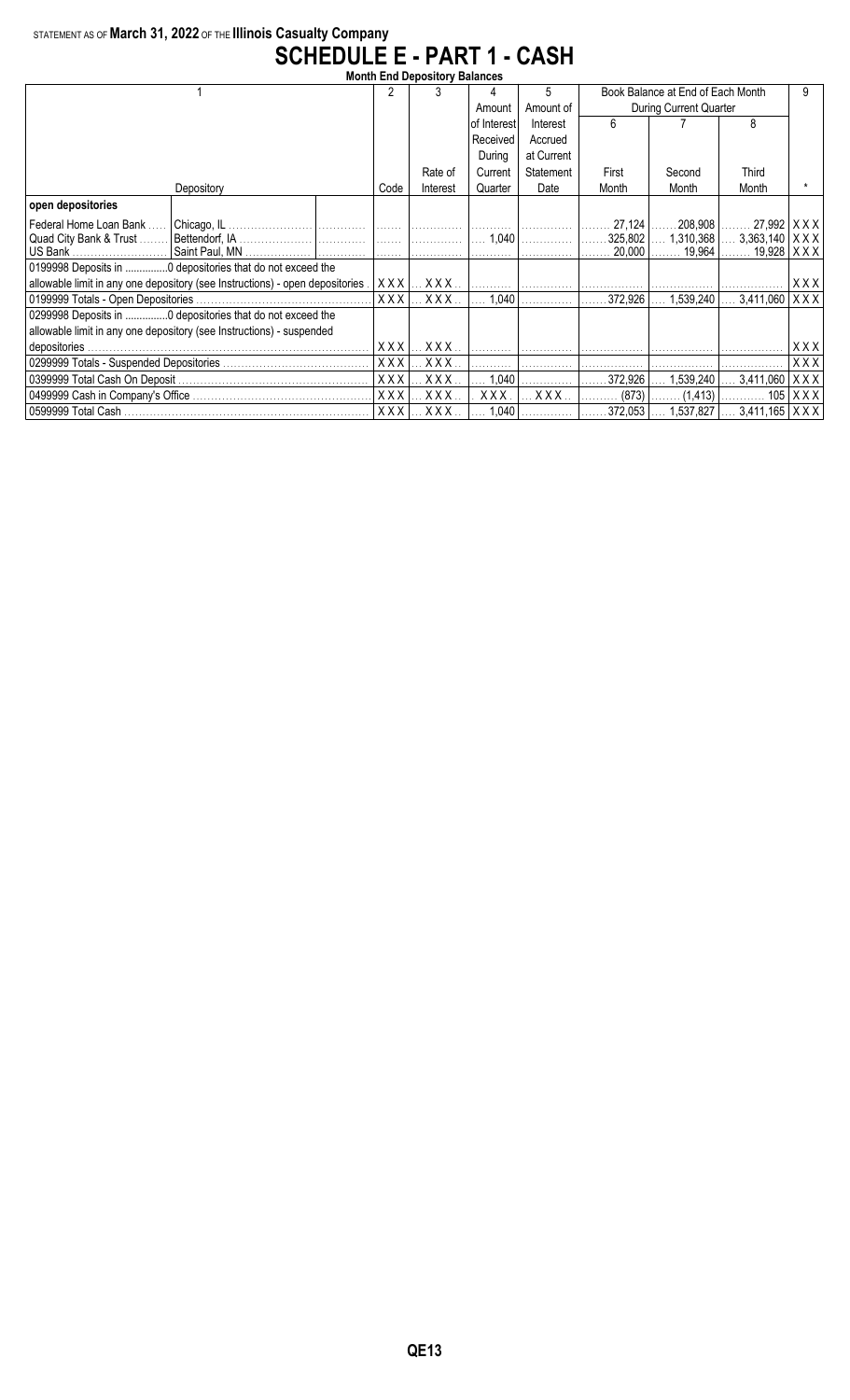STATEMENT AS OF **March 31, 2022** OF THE **Illinois Casualty Company**

# SCHEDULE E - PART 1 - CASH

**Month End Depository Balances**

| 1 | | | 2 | 3 | 4 | 5 | Book Balance at End of Each Month During Current Quarter | | | 9 |
|---|---|---|---|---|---|---|---|---|---|---|
| | | | | | Amount of Interest Received During Current Quarter | Amount of Interest Accrued at Current Statement Date | 6 | 7 | 8 | |
| Depository | | | Code | Rate of Interest | | | First Month | Second Month | Third Month | * |
| **open depositories** | | | | | | | | | | |
| Federal Home Loan Bank | Chicago, IL | | | | | | 27,124 | 208,908 | 27,992 | XXX |
| Quad City Bank & Trust | Bettendorf, IA | | | | 1,040 | | 325,802 | 1,310,368 | 3,363,140 | XXX |
| US Bank | Saint Paul, MN | | | | | | 20,000 | 19,964 | 19,928 | XXX |
| 0199998 Deposits in ..............0 depositories that do not exceed the allowable limit in any one depository (see Instructions) - open depositories | | | XXX | XXX | | | | | | XXX |
| 0199999 Totals - Open Depositories | | | XXX | XXX | 1,040 | | 372,926 | 1,539,240 | 3,411,060 | XXX |
| 0299998 Deposits in ..............0 depositories that do not exceed the allowable limit in any one depository (see Instructions) - suspended depositories | | | XXX | XXX | | | | | | XXX |
| 0299999 Totals - Suspended Depositories | | | XXX | XXX | | | | | | XXX |
| 0399999 Total Cash On Deposit | | | XXX | XXX | 1,040 | | 372,926 | 1,539,240 | 3,411,060 | XXX |
| 0499999 Cash in Company's Office | | | XXX | XXX | XXX | XXX | (873) | (1,413) | 105 | XXX |
| 0599999 Total Cash | | | XXX | XXX | 1,040 | | 372,053 | 1,537,827 | 3,411,165 | XXX |

QE13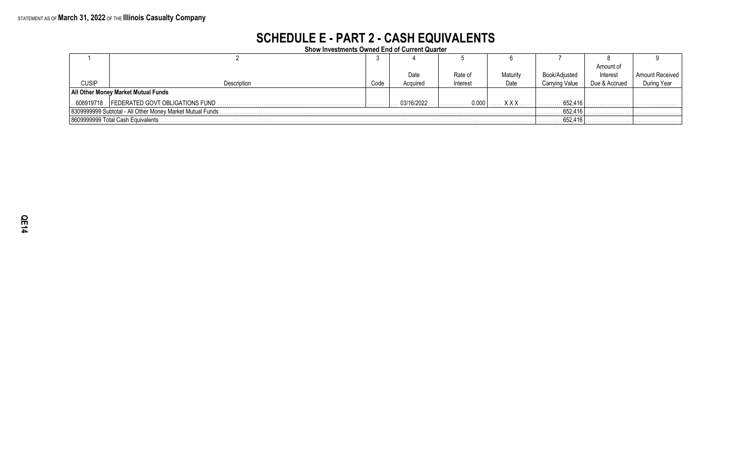STATEMENT AS OF **March 31, 2022** OF THE **Illinois Casualty Company**

# SCHEDULE E - PART 2 - CASH EQUIVALENTS

**Show Investments Owned End of Current Quarter**

| 1 | 2 | 3 | 4 | 5 | 6 | 7 | 8 | 9 |
|---|---|---|---|---|---|---|---|---|
| CUSIP | Description | Code | Date Acquired | Rate of Interest | Maturity Date | Book/Adjusted Carrying Value | Amount of Interest Due & Accrued | Amount Received During Year |
| **All Other Money Market Mutual Funds** | | | | | | | | |
| 608919718 | FEDERATED GOVT OBLIGATIONS FUND | | 03/16/2022 | 0.000 | X X X | 652,416 | | |
| 8309999999 Subtotal - All Other Money Market Mutual Funds | | | | | | 652,416 | | |
| 8609999999 Total Cash Equivalents | | | | | | 652,416 | | |

QE14